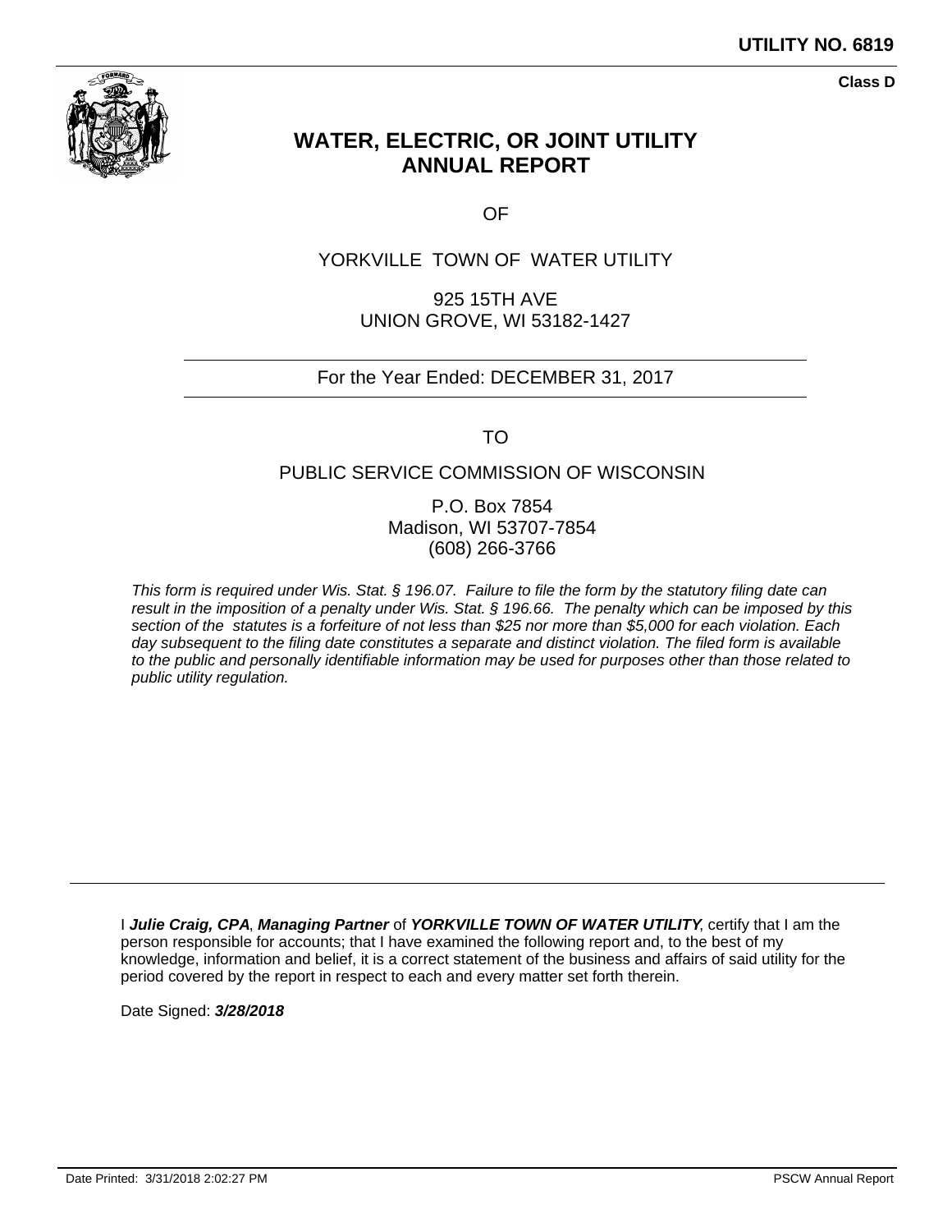**UTILITY NO. 6819**

**Class D**

# WATER, ELECTRIC, OR JOINT UTILITY ANNUAL REPORT

OF

YORKVILLE TOWN OF WATER UTILITY

925 15TH AVE
UNION GROVE, WI 53182-1427

For the Year Ended: DECEMBER 31, 2017

TO

PUBLIC SERVICE COMMISSION OF WISCONSIN

P.O. Box 7854
Madison, WI 53707-7854
(608) 266-3766

*This form is required under Wis. Stat. § 196.07. Failure to file the form by the statutory filing date can result in the imposition of a penalty under Wis. Stat. § 196.66. The penalty which can be imposed by this section of the statutes is a forfeiture of not less than $25 nor more than $5,000 for each violation. Each day subsequent to the filing date constitutes a separate and distinct violation. The filed form is available to the public and personally identifiable information may be used for purposes other than those related to public utility regulation.*

I ***Julie Craig, CPA***, ***Managing Partner*** of ***YORKVILLE TOWN OF WATER UTILITY***, certify that I am the person responsible for accounts; that I have examined the following report and, to the best of my knowledge, information and belief, it is a correct statement of the business and affairs of said utility for the period covered by the report in respect to each and every matter set forth therein.

Date Signed: ***3/28/2018***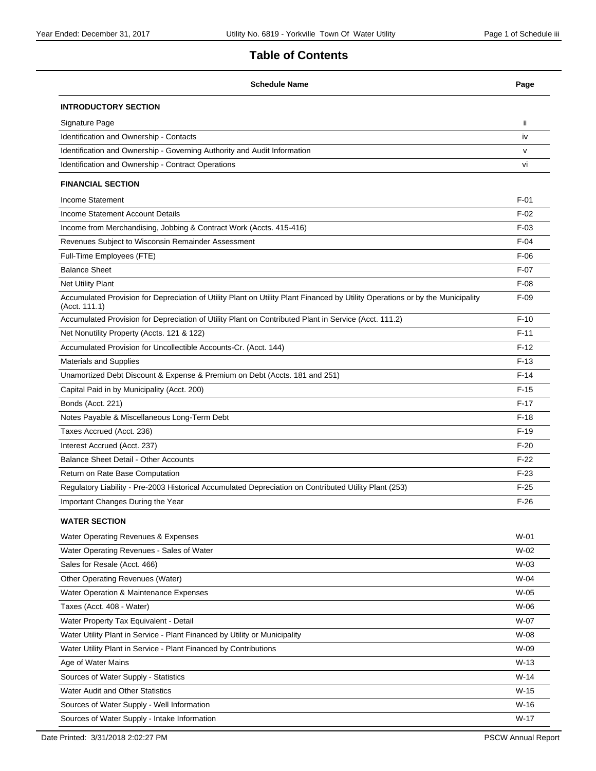# Table of Contents

| Schedule Name | Page |
|---|---|
| **INTRODUCTORY SECTION** | |
| Signature Page | ii |
| Identification and Ownership - Contacts | iv |
| Identification and Ownership - Governing Authority and Audit Information | v |
| Identification and Ownership - Contract Operations | vi |
| **FINANCIAL SECTION** | |
| Income Statement | F-01 |
| Income Statement Account Details | F-02 |
| Income from Merchandising, Jobbing & Contract Work (Accts. 415-416) | F-03 |
| Revenues Subject to Wisconsin Remainder Assessment | F-04 |
| Full-Time Employees (FTE) | F-06 |
| Balance Sheet | F-07 |
| Net Utility Plant | F-08 |
| Accumulated Provision for Depreciation of Utility Plant on Utility Plant Financed by Utility Operations or by the Municipality (Acct. 111.1) | F-09 |
| Accumulated Provision for Depreciation of Utility Plant on Contributed Plant in Service (Acct. 111.2) | F-10 |
| Net Nonutility Property (Accts. 121 & 122) | F-11 |
| Accumulated Provision for Uncollectible Accounts-Cr. (Acct. 144) | F-12 |
| Materials and Supplies | F-13 |
| Unamortized Debt Discount & Expense & Premium on Debt (Accts. 181 and 251) | F-14 |
| Capital Paid in by Municipality (Acct. 200) | F-15 |
| Bonds (Acct. 221) | F-17 |
| Notes Payable & Miscellaneous Long-Term Debt | F-18 |
| Taxes Accrued (Acct. 236) | F-19 |
| Interest Accrued (Acct. 237) | F-20 |
| Balance Sheet Detail - Other Accounts | F-22 |
| Return on Rate Base Computation | F-23 |
| Regulatory Liability - Pre-2003 Historical Accumulated Depreciation on Contributed Utility Plant (253) | F-25 |
| Important Changes During the Year | F-26 |
| **WATER SECTION** | |
| Water Operating Revenues & Expenses | W-01 |
| Water Operating Revenues - Sales of Water | W-02 |
| Sales for Resale (Acct. 466) | W-03 |
| Other Operating Revenues (Water) | W-04 |
| Water Operation & Maintenance Expenses | W-05 |
| Taxes (Acct. 408 - Water) | W-06 |
| Water Property Tax Equivalent - Detail | W-07 |
| Water Utility Plant in Service - Plant Financed by Utility or Municipality | W-08 |
| Water Utility Plant in Service - Plant Financed by Contributions | W-09 |
| Age of Water Mains | W-13 |
| Sources of Water Supply - Statistics | W-14 |
| Water Audit and Other Statistics | W-15 |
| Sources of Water Supply - Well Information | W-16 |
| Sources of Water Supply - Intake Information | W-17 |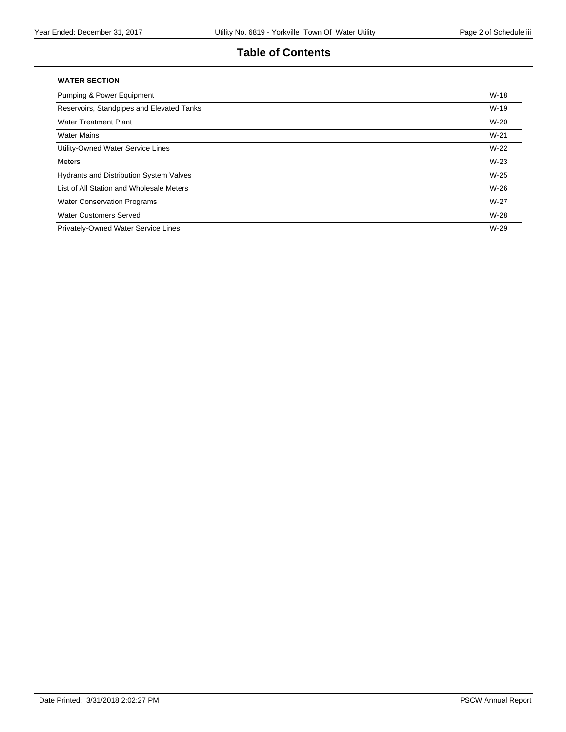## Table of Contents

**WATER SECTION**

| | |
|---|---|
| Pumping & Power Equipment | W-18 |
| Reservoirs, Standpipes and Elevated Tanks | W-19 |
| Water Treatment Plant | W-20 |
| Water Mains | W-21 |
| Utility-Owned Water Service Lines | W-22 |
| Meters | W-23 |
| Hydrants and Distribution System Valves | W-25 |
| List of All Station and Wholesale Meters | W-26 |
| Water Conservation Programs | W-27 |
| Water Customers Served | W-28 |
| Privately-Owned Water Service Lines | W-29 |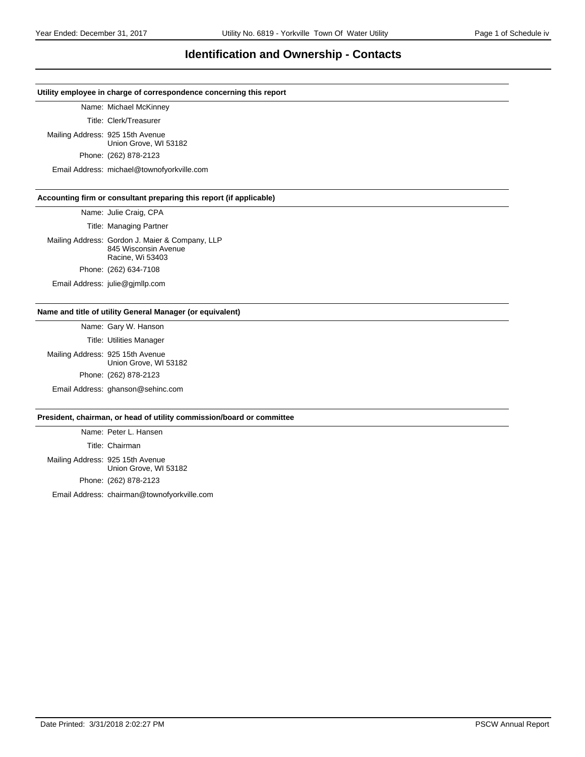# Identification and Ownership - Contacts

### Utility employee in charge of correspondence concerning this report

Name: Michael McKinney

Title: Clerk/Treasurer

Mailing Address: 925 15th Avenue
Union Grove, WI 53182

Phone: (262) 878-2123

Email Address: michael@townofyorkville.com

### Accounting firm or consultant preparing this report (if applicable)

Name: Julie Craig, CPA

Title: Managing Partner

Mailing Address: Gordon J. Maier & Company, LLP
845 Wisconsin Avenue
Racine, Wi 53403

Phone: (262) 634-7108

Email Address: julie@gjmllp.com

### Name and title of utility General Manager (or equivalent)

Name: Gary W. Hanson

Title: Utilities Manager

Mailing Address: 925 15th Avenue
Union Grove, WI 53182

Phone: (262) 878-2123

Email Address: ghanson@sehinc.com

### President, chairman, or head of utility commission/board or committee

Name: Peter L. Hansen

Title: Chairman

Mailing Address: 925 15th Avenue
Union Grove, WI 53182

Phone: (262) 878-2123

Email Address: chairman@townofyorkville.com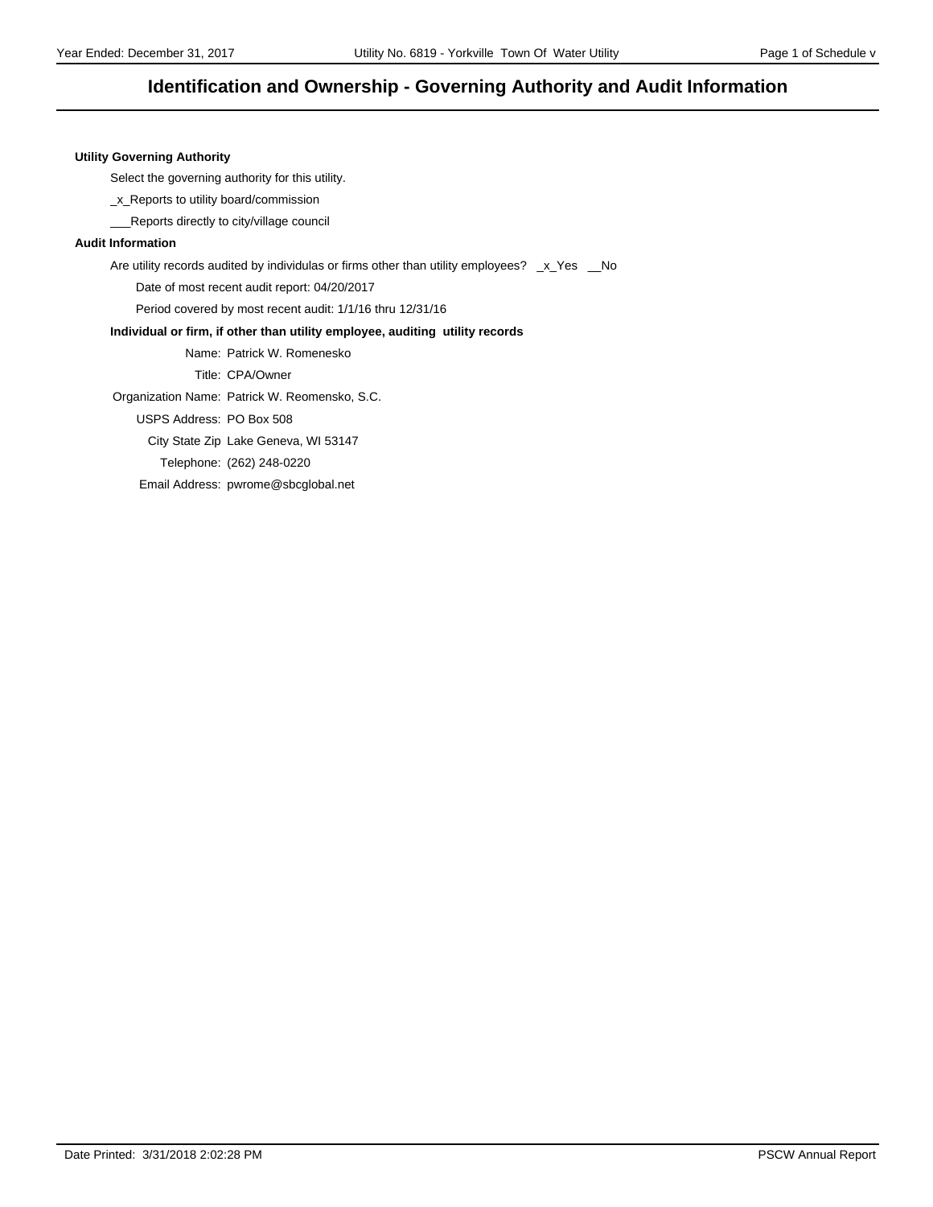# Identification and Ownership - Governing Authority and Audit Information

**Utility Governing Authority**

Select the governing authority for this utility.

_x_Reports to utility board/commission

___Reports directly to city/village council

**Audit Information**

Are utility records audited by individulas or firms other than utility employees? _x_Yes __No

Date of most recent audit report: 04/20/2017

Period covered by most recent audit: 1/1/16 thru 12/31/16

**Individual or firm, if other than utility employee, auditing utility records**

Name: Patrick W. Romenesko

Title: CPA/Owner

Organization Name: Patrick W. Reomensko, S.C.

USPS Address: PO Box 508

City State Zip Lake Geneva, WI 53147

Telephone: (262) 248-0220

Email Address: pwrome@sbcglobal.net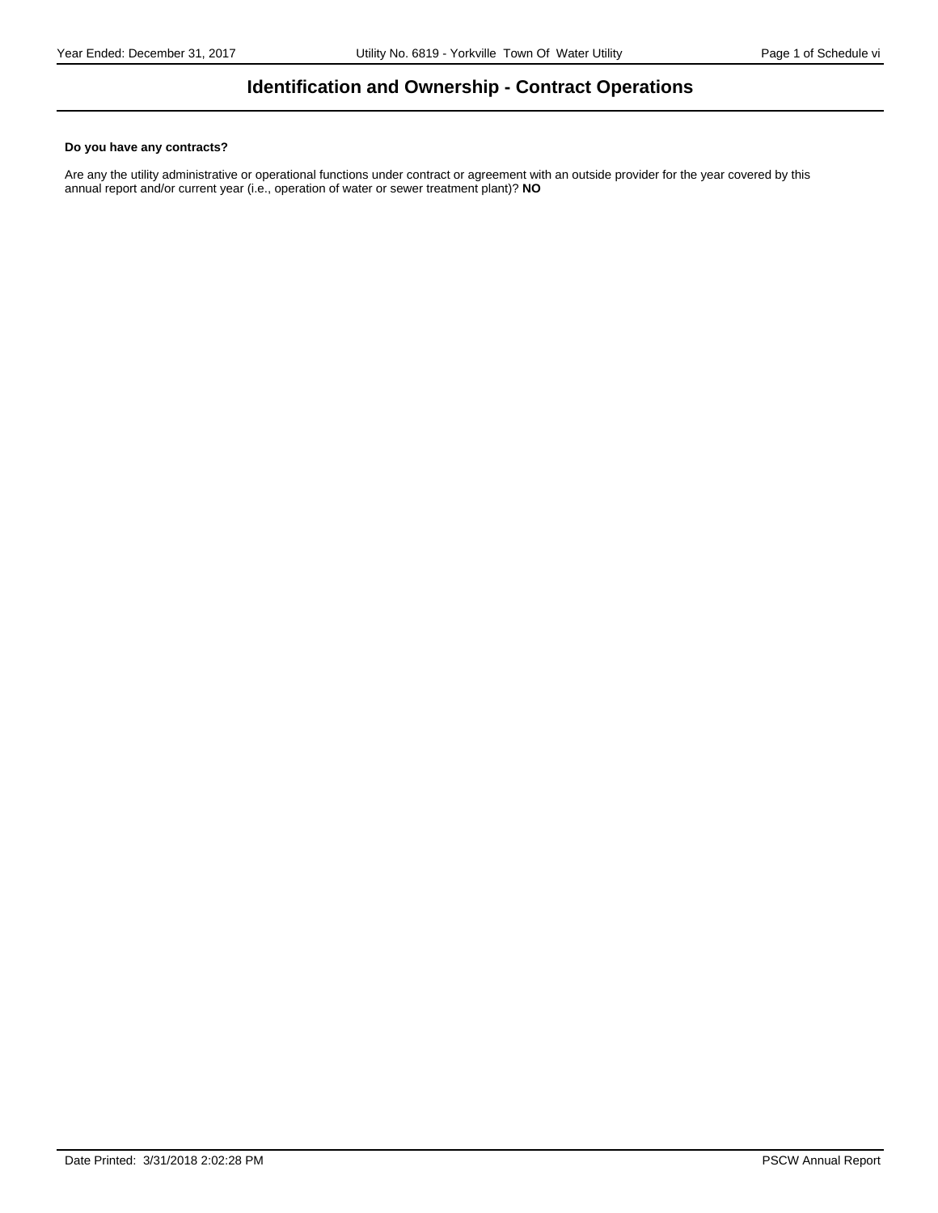# Identification and Ownership - Contract Operations

**Do you have any contracts?**

Are any the utility administrative or operational functions under contract or agreement with an outside provider for the year covered by this annual report and/or current year (i.e., operation of water or sewer treatment plant)? **NO**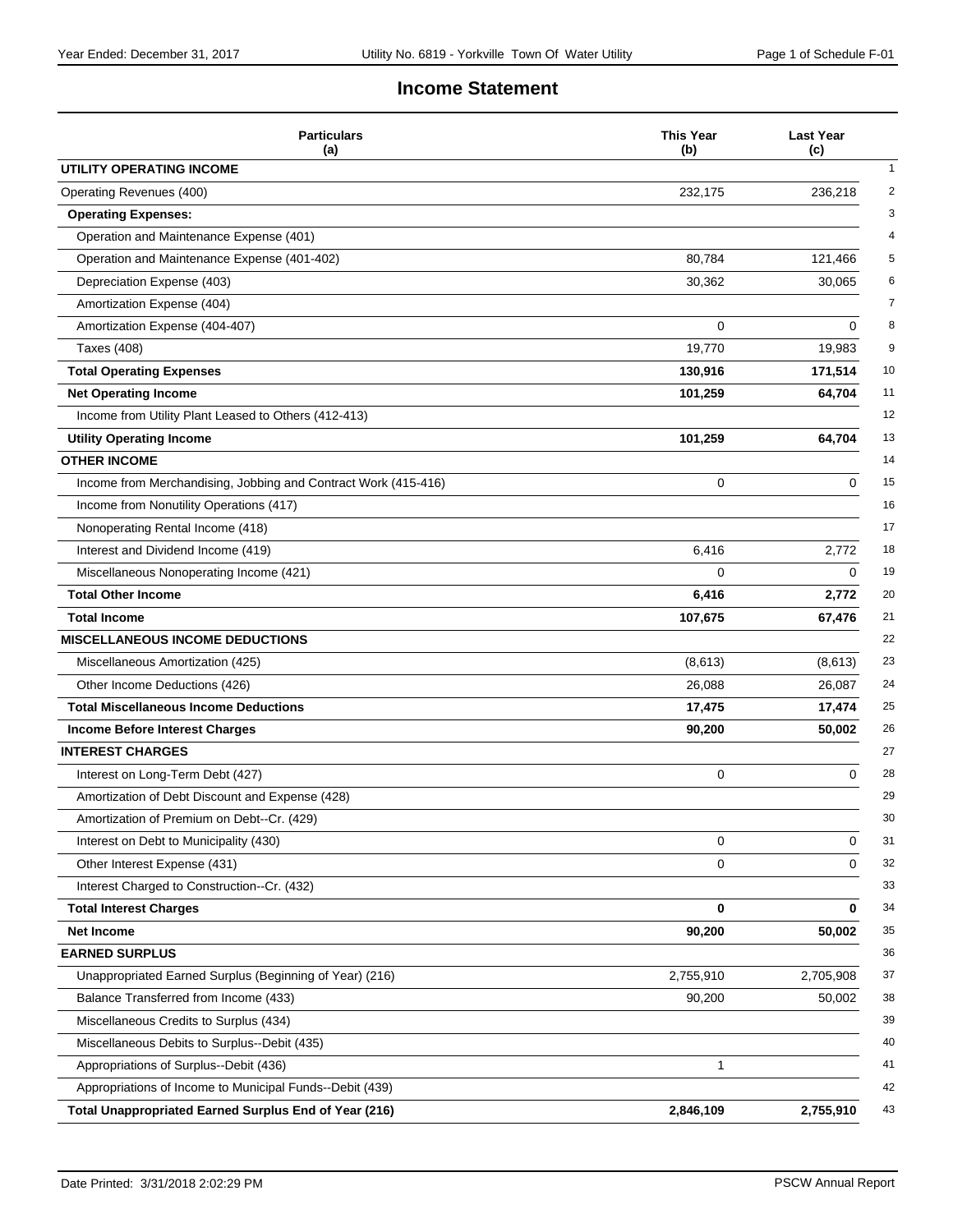# Income Statement

| Particulars (a) | This Year (b) | Last Year (c) | |
|---|---|---|---|
| **UTILITY OPERATING INCOME** | | | 1 |
| Operating Revenues (400) | 232,175 | 236,218 | 2 |
| **Operating Expenses:** | | | 3 |
| Operation and Maintenance Expense (401) | | | 4 |
| Operation and Maintenance Expense (401-402) | 80,784 | 121,466 | 5 |
| Depreciation Expense (403) | 30,362 | 30,065 | 6 |
| Amortization Expense (404) | | | 7 |
| Amortization Expense (404-407) | 0 | 0 | 8 |
| Taxes (408) | 19,770 | 19,983 | 9 |
| **Total Operating Expenses** | **130,916** | **171,514** | 10 |
| **Net Operating Income** | **101,259** | **64,704** | 11 |
| Income from Utility Plant Leased to Others (412-413) | | | 12 |
| **Utility Operating Income** | **101,259** | **64,704** | 13 |
| **OTHER INCOME** | | | 14 |
| Income from Merchandising, Jobbing and Contract Work (415-416) | 0 | 0 | 15 |
| Income from Nonutility Operations (417) | | | 16 |
| Nonoperating Rental Income (418) | | | 17 |
| Interest and Dividend Income (419) | 6,416 | 2,772 | 18 |
| Miscellaneous Nonoperating Income (421) | 0 | 0 | 19 |
| **Total Other Income** | **6,416** | **2,772** | 20 |
| **Total Income** | **107,675** | **67,476** | 21 |
| **MISCELLANEOUS INCOME DEDUCTIONS** | | | 22 |
| Miscellaneous Amortization (425) | (8,613) | (8,613) | 23 |
| Other Income Deductions (426) | 26,088 | 26,087 | 24 |
| **Total Miscellaneous Income Deductions** | **17,475** | **17,474** | 25 |
| **Income Before Interest Charges** | **90,200** | **50,002** | 26 |
| **INTEREST CHARGES** | | | 27 |
| Interest on Long-Term Debt (427) | 0 | 0 | 28 |
| Amortization of Debt Discount and Expense (428) | | | 29 |
| Amortization of Premium on Debt--Cr. (429) | | | 30 |
| Interest on Debt to Municipality (430) | 0 | 0 | 31 |
| Other Interest Expense (431) | 0 | 0 | 32 |
| Interest Charged to Construction--Cr. (432) | | | 33 |
| **Total Interest Charges** | **0** | **0** | 34 |
| **Net Income** | **90,200** | **50,002** | 35 |
| **EARNED SURPLUS** | | | 36 |
| Unappropriated Earned Surplus (Beginning of Year) (216) | 2,755,910 | 2,705,908 | 37 |
| Balance Transferred from Income (433) | 90,200 | 50,002 | 38 |
| Miscellaneous Credits to Surplus (434) | | | 39 |
| Miscellaneous Debits to Surplus--Debit (435) | | | 40 |
| Appropriations of Surplus--Debit (436) | 1 | | 41 |
| Appropriations of Income to Municipal Funds--Debit (439) | | | 42 |
| **Total Unappropriated Earned Surplus End of Year (216)** | **2,846,109** | **2,755,910** | 43 |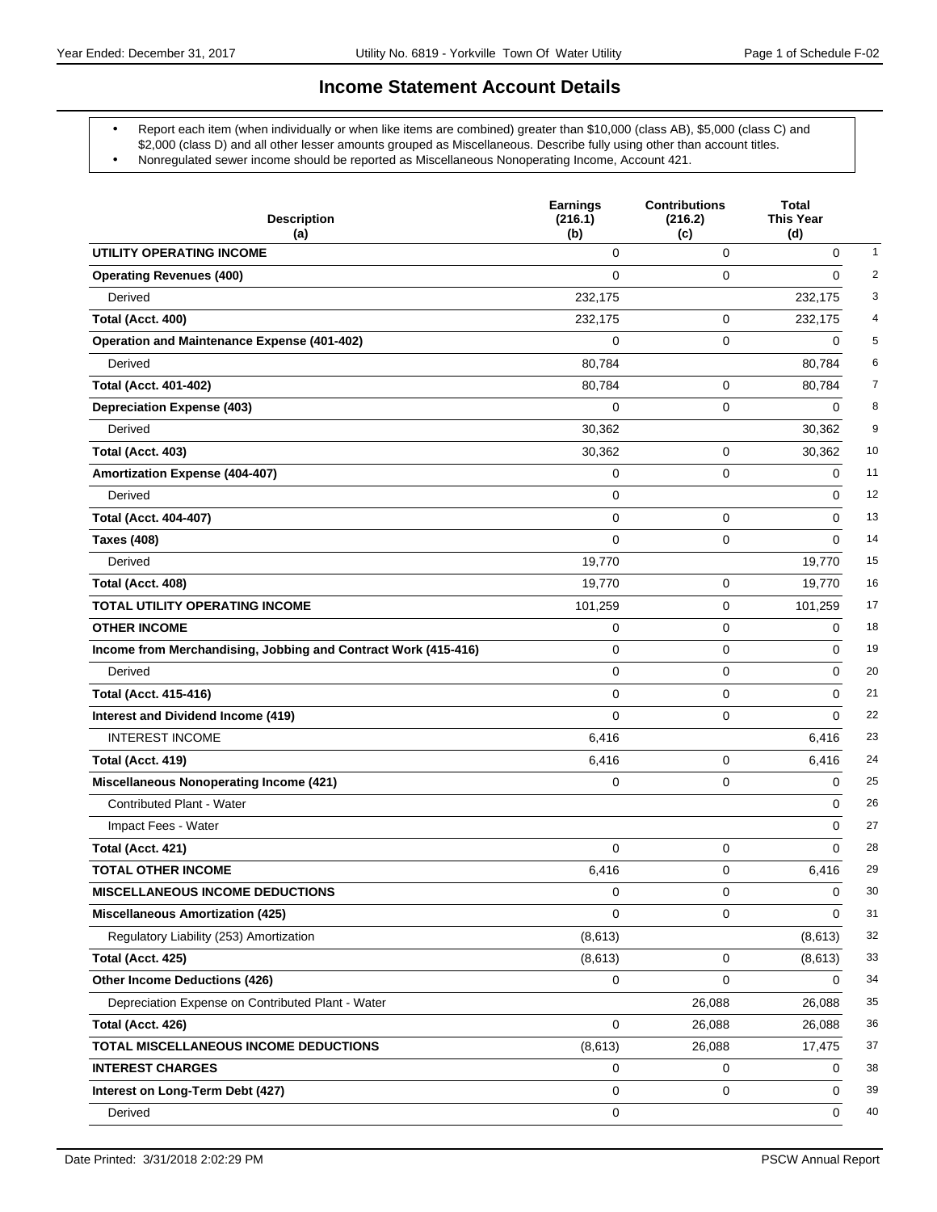# Income Statement Account Details

- Report each item (when individually or when like items are combined) greater than $10,000 (class AB), $5,000 (class C) and $2,000 (class D) and all other lesser amounts grouped as Miscellaneous. Describe fully using other than account titles.
- Nonregulated sewer income should be reported as Miscellaneous Nonoperating Income, Account 421.

| Description (a) | Earnings (216.1) (b) | Contributions (216.2) (c) | Total This Year (d) | |
|---|---|---|---|---|
| **UTILITY OPERATING INCOME** | 0 | 0 | 0 | 1 |
| **Operating Revenues (400)** | 0 | 0 | 0 | 2 |
| Derived | 232,175 | | 232,175 | 3 |
| **Total (Acct. 400)** | 232,175 | 0 | 232,175 | 4 |
| **Operation and Maintenance Expense (401-402)** | 0 | 0 | 0 | 5 |
| Derived | 80,784 | | 80,784 | 6 |
| **Total (Acct. 401-402)** | 80,784 | 0 | 80,784 | 7 |
| **Depreciation Expense (403)** | 0 | 0 | 0 | 8 |
| Derived | 30,362 | | 30,362 | 9 |
| **Total (Acct. 403)** | 30,362 | 0 | 30,362 | 10 |
| **Amortization Expense (404-407)** | 0 | 0 | 0 | 11 |
| Derived | 0 | | 0 | 12 |
| **Total (Acct. 404-407)** | 0 | 0 | 0 | 13 |
| **Taxes (408)** | 0 | 0 | 0 | 14 |
| Derived | 19,770 | | 19,770 | 15 |
| **Total (Acct. 408)** | 19,770 | 0 | 19,770 | 16 |
| **TOTAL UTILITY OPERATING INCOME** | 101,259 | 0 | 101,259 | 17 |
| **OTHER INCOME** | 0 | 0 | 0 | 18 |
| **Income from Merchandising, Jobbing and Contract Work (415-416)** | 0 | 0 | 0 | 19 |
| Derived | 0 | 0 | 0 | 20 |
| **Total (Acct. 415-416)** | 0 | 0 | 0 | 21 |
| **Interest and Dividend Income (419)** | 0 | 0 | 0 | 22 |
| INTEREST INCOME | 6,416 | | 6,416 | 23 |
| **Total (Acct. 419)** | 6,416 | 0 | 6,416 | 24 |
| **Miscellaneous Nonoperating Income (421)** | 0 | 0 | 0 | 25 |
| Contributed Plant - Water | | | 0 | 26 |
| Impact Fees - Water | | | 0 | 27 |
| **Total (Acct. 421)** | 0 | 0 | 0 | 28 |
| **TOTAL OTHER INCOME** | 6,416 | 0 | 6,416 | 29 |
| **MISCELLANEOUS INCOME DEDUCTIONS** | 0 | 0 | 0 | 30 |
| **Miscellaneous Amortization (425)** | 0 | 0 | 0 | 31 |
| Regulatory Liability (253) Amortization | (8,613) | | (8,613) | 32 |
| **Total (Acct. 425)** | (8,613) | 0 | (8,613) | 33 |
| **Other Income Deductions (426)** | 0 | 0 | 0 | 34 |
| Depreciation Expense on Contributed Plant - Water | | 26,088 | 26,088 | 35 |
| **Total (Acct. 426)** | 0 | 26,088 | 26,088 | 36 |
| **TOTAL MISCELLANEOUS INCOME DEDUCTIONS** | (8,613) | 26,088 | 17,475 | 37 |
| **INTEREST CHARGES** | 0 | 0 | 0 | 38 |
| **Interest on Long-Term Debt (427)** | 0 | 0 | 0 | 39 |
| Derived | 0 | | 0 | 40 |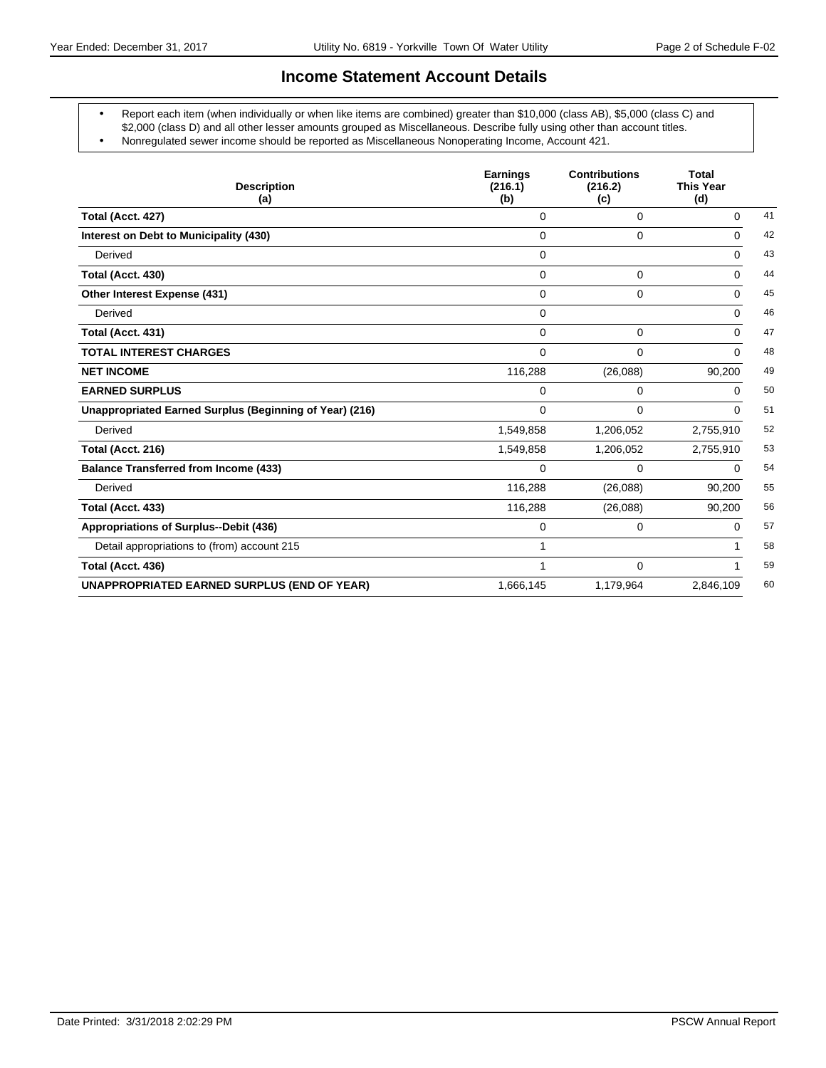# Income Statement Account Details

- Report each item (when individually or when like items are combined) greater than $10,000 (class AB), $5,000 (class C) and $2,000 (class D) and all other lesser amounts grouped as Miscellaneous. Describe fully using other than account titles.
- Nonregulated sewer income should be reported as Miscellaneous Nonoperating Income, Account 421.

| Description (a) | Earnings (216.1) (b) | Contributions (216.2) (c) | Total This Year (d) | |
|---|---|---|---|---|
| **Total (Acct. 427)** | 0 | 0 | 0 | 41 |
| **Interest on Debt to Municipality (430)** | 0 | 0 | 0 | 42 |
| Derived | 0 | | 0 | 43 |
| **Total (Acct. 430)** | 0 | 0 | 0 | 44 |
| **Other Interest Expense (431)** | 0 | 0 | 0 | 45 |
| Derived | 0 | | 0 | 46 |
| **Total (Acct. 431)** | 0 | 0 | 0 | 47 |
| **TOTAL INTEREST CHARGES** | 0 | 0 | 0 | 48 |
| **NET INCOME** | 116,288 | (26,088) | 90,200 | 49 |
| **EARNED SURPLUS** | 0 | 0 | 0 | 50 |
| **Unappropriated Earned Surplus (Beginning of Year) (216)** | 0 | 0 | 0 | 51 |
| Derived | 1,549,858 | 1,206,052 | 2,755,910 | 52 |
| **Total (Acct. 216)** | 1,549,858 | 1,206,052 | 2,755,910 | 53 |
| **Balance Transferred from Income (433)** | 0 | 0 | 0 | 54 |
| Derived | 116,288 | (26,088) | 90,200 | 55 |
| **Total (Acct. 433)** | 116,288 | (26,088) | 90,200 | 56 |
| **Appropriations of Surplus--Debit (436)** | 0 | 0 | 0 | 57 |
| Detail appropriations to (from) account 215 | 1 | | 1 | 58 |
| **Total (Acct. 436)** | 1 | 0 | 1 | 59 |
| **UNAPPROPRIATED EARNED SURPLUS (END OF YEAR)** | 1,666,145 | 1,179,964 | 2,846,109 | 60 |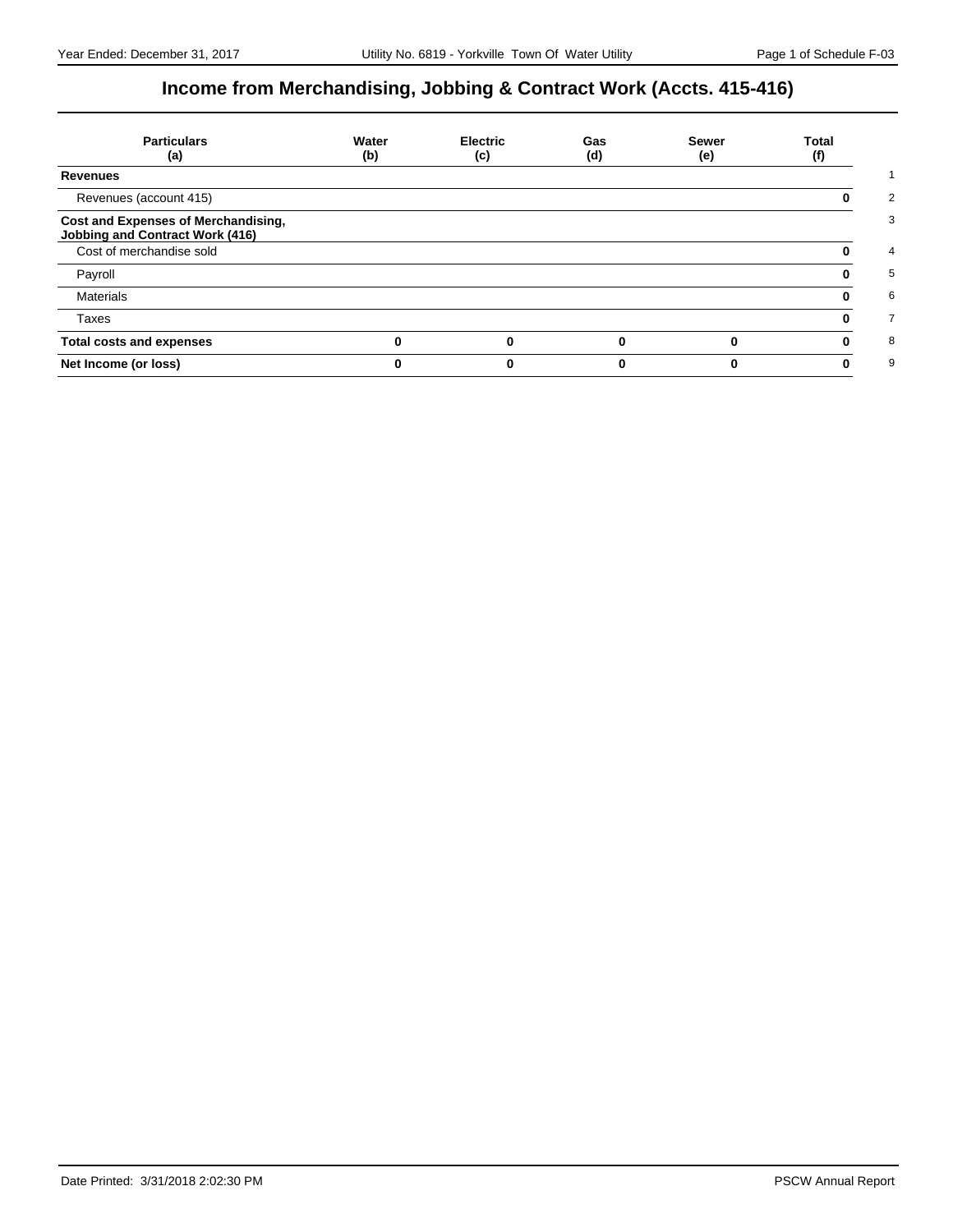# Income from Merchandising, Jobbing & Contract Work (Accts. 415-416)

| Particulars (a) | Water (b) | Electric (c) | Gas (d) | Sewer (e) | Total (f) | |
|---|---|---|---|---|---|---|
| **Revenues** | | | | | | 1 |
| Revenues (account 415) | | | | | **0** | 2 |
| **Cost and Expenses of Merchandising, Jobbing and Contract Work (416)** | | | | | | 3 |
| Cost of merchandise sold | | | | | **0** | 4 |
| Payroll | | | | | **0** | 5 |
| Materials | | | | | **0** | 6 |
| Taxes | | | | | **0** | 7 |
| **Total costs and expenses** | **0** | **0** | **0** | **0** | **0** | 8 |
| **Net Income (or loss)** | **0** | **0** | **0** | **0** | **0** | 9 |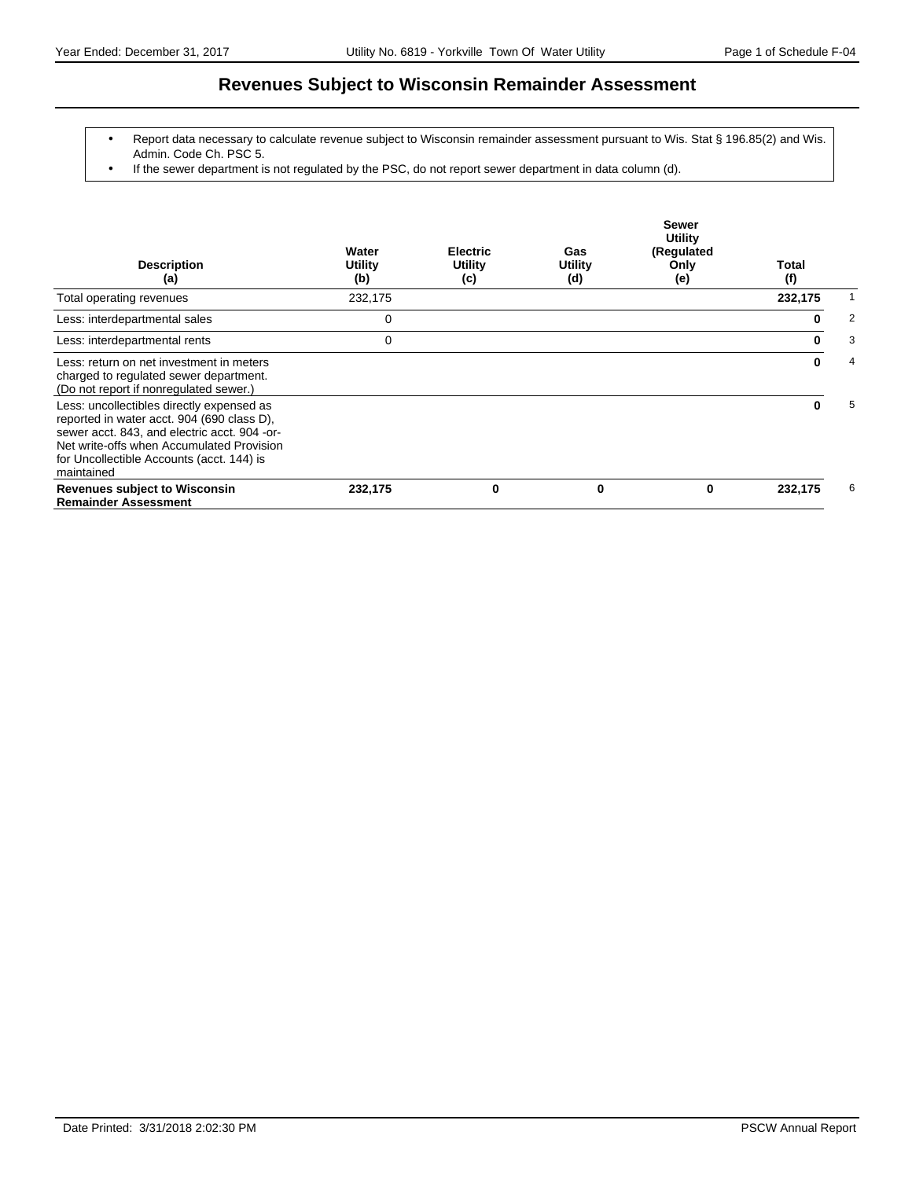# Revenues Subject to Wisconsin Remainder Assessment

- Report data necessary to calculate revenue subject to Wisconsin remainder assessment pursuant to Wis. Stat § 196.85(2) and Wis. Admin. Code Ch. PSC 5.
- If the sewer department is not regulated by the PSC, do not report sewer department in data column (d).

| Description (a) | Water Utility (b) | Electric Utility (c) | Gas Utility (d) | Sewer Utility (Regulated Only (e) | Total (f) | |
|---|---|---|---|---|---|---|
| Total operating revenues | 232,175 | | | | **232,175** | 1 |
| Less: interdepartmental sales | 0 | | | | **0** | 2 |
| Less: interdepartmental rents | 0 | | | | **0** | 3 |
| Less: return on net investment in meters charged to regulated sewer department. (Do not report if nonregulated sewer.) | | | | | **0** | 4 |
| Less: uncollectibles directly expensed as reported in water acct. 904 (690 class D), sewer acct. 843, and electric acct. 904 -or- Net write-offs when Accumulated Provision for Uncollectible Accounts (acct. 144) is maintained | | | | | **0** | 5 |
| **Revenues subject to Wisconsin Remainder Assessment** | **232,175** | **0** | **0** | **0** | **232,175** | 6 |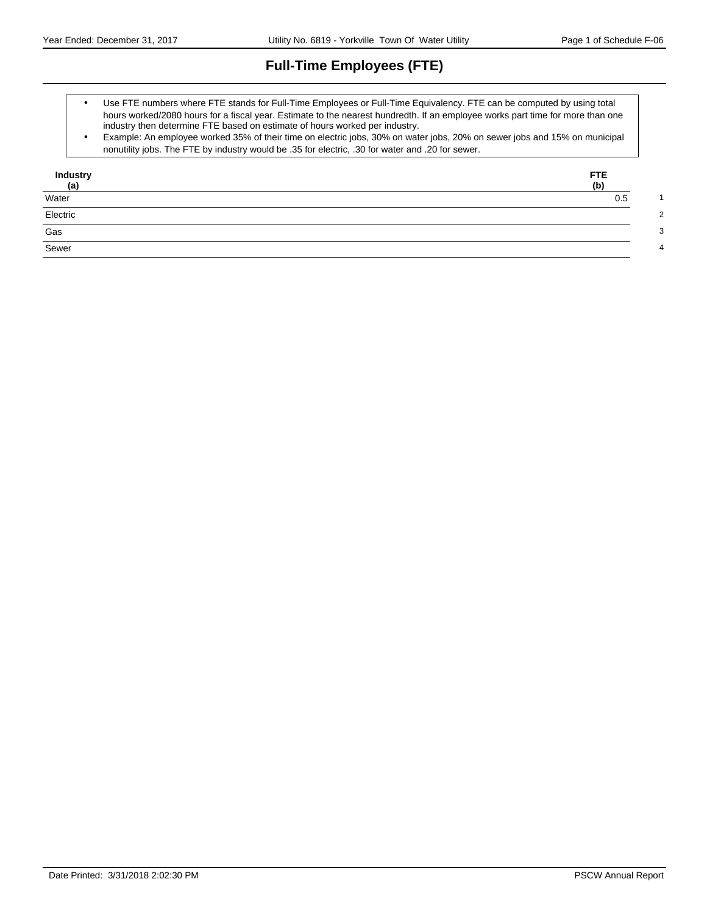# Full-Time Employees (FTE)

- Use FTE numbers where FTE stands for Full-Time Employees or Full-Time Equivalency. FTE can be computed by using total hours worked/2080 hours for a fiscal year. Estimate to the nearest hundredth. If an employee works part time for more than one industry then determine FTE based on estimate of hours worked per industry.
- Example: An employee worked 35% of their time on electric jobs, 30% on water jobs, 20% on sewer jobs and 15% on municipal nonutility jobs. The FTE by industry would be .35 for electric, .30 for water and .20 for sewer.

| Industry (a) | FTE (b) | |
|---|---|---|
| Water | 0.5 | 1 |
| Electric | | 2 |
| Gas | | 3 |
| Sewer | | 4 |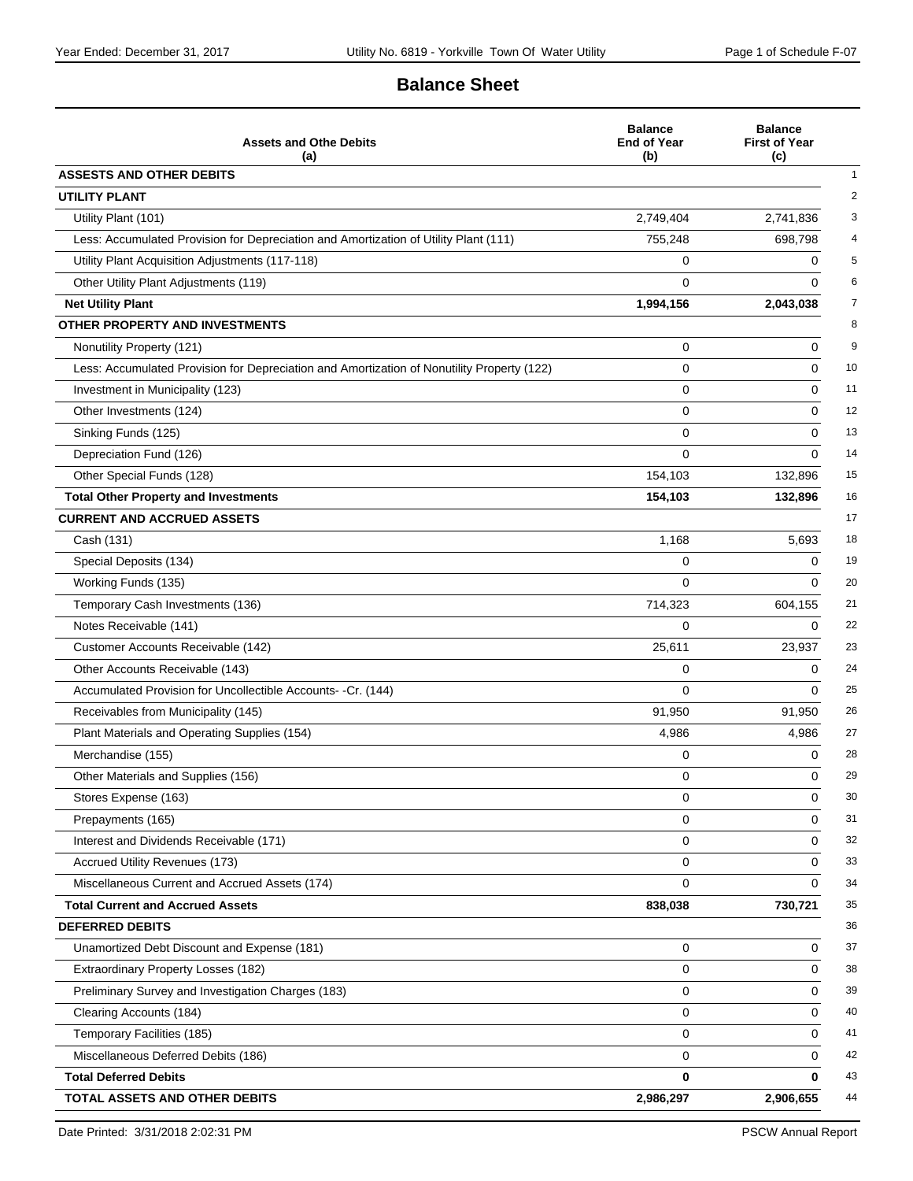# Balance Sheet

| Assets and Othe Debits (a) | Balance End of Year (b) | Balance First of Year (c) | |
|---|---|---|---|
| **ASSESTS AND OTHER DEBITS** | | | 1 |
| **UTILITY PLANT** | | | 2 |
| Utility Plant (101) | 2,749,404 | 2,741,836 | 3 |
| Less: Accumulated Provision for Depreciation and Amortization of Utility Plant (111) | 755,248 | 698,798 | 4 |
| Utility Plant Acquisition Adjustments (117-118) | 0 | 0 | 5 |
| Other Utility Plant Adjustments (119) | 0 | 0 | 6 |
| **Net Utility Plant** | **1,994,156** | **2,043,038** | 7 |
| **OTHER PROPERTY AND INVESTMENTS** | | | 8 |
| Nonutility Property (121) | 0 | 0 | 9 |
| Less: Accumulated Provision for Depreciation and Amortization of Nonutility Property (122) | 0 | 0 | 10 |
| Investment in Municipality (123) | 0 | 0 | 11 |
| Other Investments (124) | 0 | 0 | 12 |
| Sinking Funds (125) | 0 | 0 | 13 |
| Depreciation Fund (126) | 0 | 0 | 14 |
| Other Special Funds (128) | 154,103 | 132,896 | 15 |
| **Total Other Property and Investments** | **154,103** | **132,896** | 16 |
| **CURRENT AND ACCRUED ASSETS** | | | 17 |
| Cash (131) | 1,168 | 5,693 | 18 |
| Special Deposits (134) | 0 | 0 | 19 |
| Working Funds (135) | 0 | 0 | 20 |
| Temporary Cash Investments (136) | 714,323 | 604,155 | 21 |
| Notes Receivable (141) | 0 | 0 | 22 |
| Customer Accounts Receivable (142) | 25,611 | 23,937 | 23 |
| Other Accounts Receivable (143) | 0 | 0 | 24 |
| Accumulated Provision for Uncollectible Accounts- -Cr. (144) | 0 | 0 | 25 |
| Receivables from Municipality (145) | 91,950 | 91,950 | 26 |
| Plant Materials and Operating Supplies (154) | 4,986 | 4,986 | 27 |
| Merchandise (155) | 0 | 0 | 28 |
| Other Materials and Supplies (156) | 0 | 0 | 29 |
| Stores Expense (163) | 0 | 0 | 30 |
| Prepayments (165) | 0 | 0 | 31 |
| Interest and Dividends Receivable (171) | 0 | 0 | 32 |
| Accrued Utility Revenues (173) | 0 | 0 | 33 |
| Miscellaneous Current and Accrued Assets (174) | 0 | 0 | 34 |
| **Total Current and Accrued Assets** | **838,038** | **730,721** | 35 |
| **DEFERRED DEBITS** | | | 36 |
| Unamortized Debt Discount and Expense (181) | 0 | 0 | 37 |
| Extraordinary Property Losses (182) | 0 | 0 | 38 |
| Preliminary Survey and Investigation Charges (183) | 0 | 0 | 39 |
| Clearing Accounts (184) | 0 | 0 | 40 |
| Temporary Facilities (185) | 0 | 0 | 41 |
| Miscellaneous Deferred Debits (186) | 0 | 0 | 42 |
| **Total Deferred Debits** | **0** | **0** | 43 |
| **TOTAL ASSETS AND OTHER DEBITS** | **2,986,297** | **2,906,655** | 44 |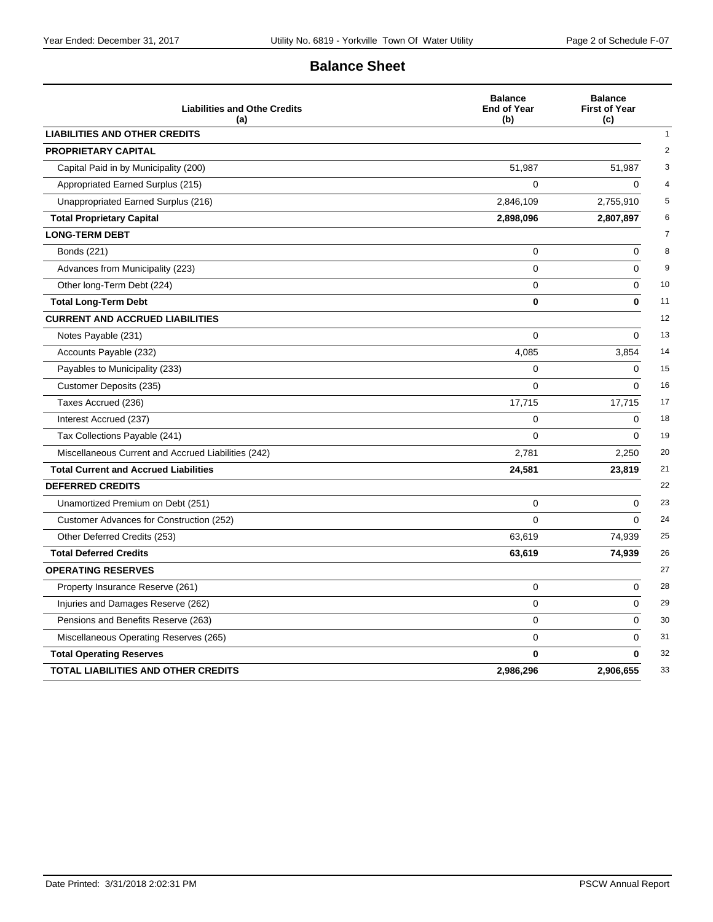# Balance Sheet

| Liabilities and Othe Credits (a) | Balance End of Year (b) | Balance First of Year (c) | |
|---|---|---|---|
| **LIABILITIES AND OTHER CREDITS** | | | 1 |
| **PROPRIETARY CAPITAL** | | | 2 |
| Capital Paid in by Municipality (200) | 51,987 | 51,987 | 3 |
| Appropriated Earned Surplus (215) | 0 | 0 | 4 |
| Unappropriated Earned Surplus (216) | 2,846,109 | 2,755,910 | 5 |
| **Total Proprietary Capital** | **2,898,096** | **2,807,897** | 6 |
| **LONG-TERM DEBT** | | | 7 |
| Bonds (221) | 0 | 0 | 8 |
| Advances from Municipality (223) | 0 | 0 | 9 |
| Other long-Term Debt (224) | 0 | 0 | 10 |
| **Total Long-Term Debt** | **0** | **0** | 11 |
| **CURRENT AND ACCRUED LIABILITIES** | | | 12 |
| Notes Payable (231) | 0 | 0 | 13 |
| Accounts Payable (232) | 4,085 | 3,854 | 14 |
| Payables to Municipality (233) | 0 | 0 | 15 |
| Customer Deposits (235) | 0 | 0 | 16 |
| Taxes Accrued (236) | 17,715 | 17,715 | 17 |
| Interest Accrued (237) | 0 | 0 | 18 |
| Tax Collections Payable (241) | 0 | 0 | 19 |
| Miscellaneous Current and Accrued Liabilities (242) | 2,781 | 2,250 | 20 |
| **Total Current and Accrued Liabilities** | **24,581** | **23,819** | 21 |
| **DEFERRED CREDITS** | | | 22 |
| Unamortized Premium on Debt (251) | 0 | 0 | 23 |
| Customer Advances for Construction (252) | 0 | 0 | 24 |
| Other Deferred Credits (253) | 63,619 | 74,939 | 25 |
| **Total Deferred Credits** | **63,619** | **74,939** | 26 |
| **OPERATING RESERVES** | | | 27 |
| Property Insurance Reserve (261) | 0 | 0 | 28 |
| Injuries and Damages Reserve (262) | 0 | 0 | 29 |
| Pensions and Benefits Reserve (263) | 0 | 0 | 30 |
| Miscellaneous Operating Reserves (265) | 0 | 0 | 31 |
| **Total Operating Reserves** | **0** | **0** | 32 |
| **TOTAL LIABILITIES AND OTHER CREDITS** | **2,986,296** | **2,906,655** | 33 |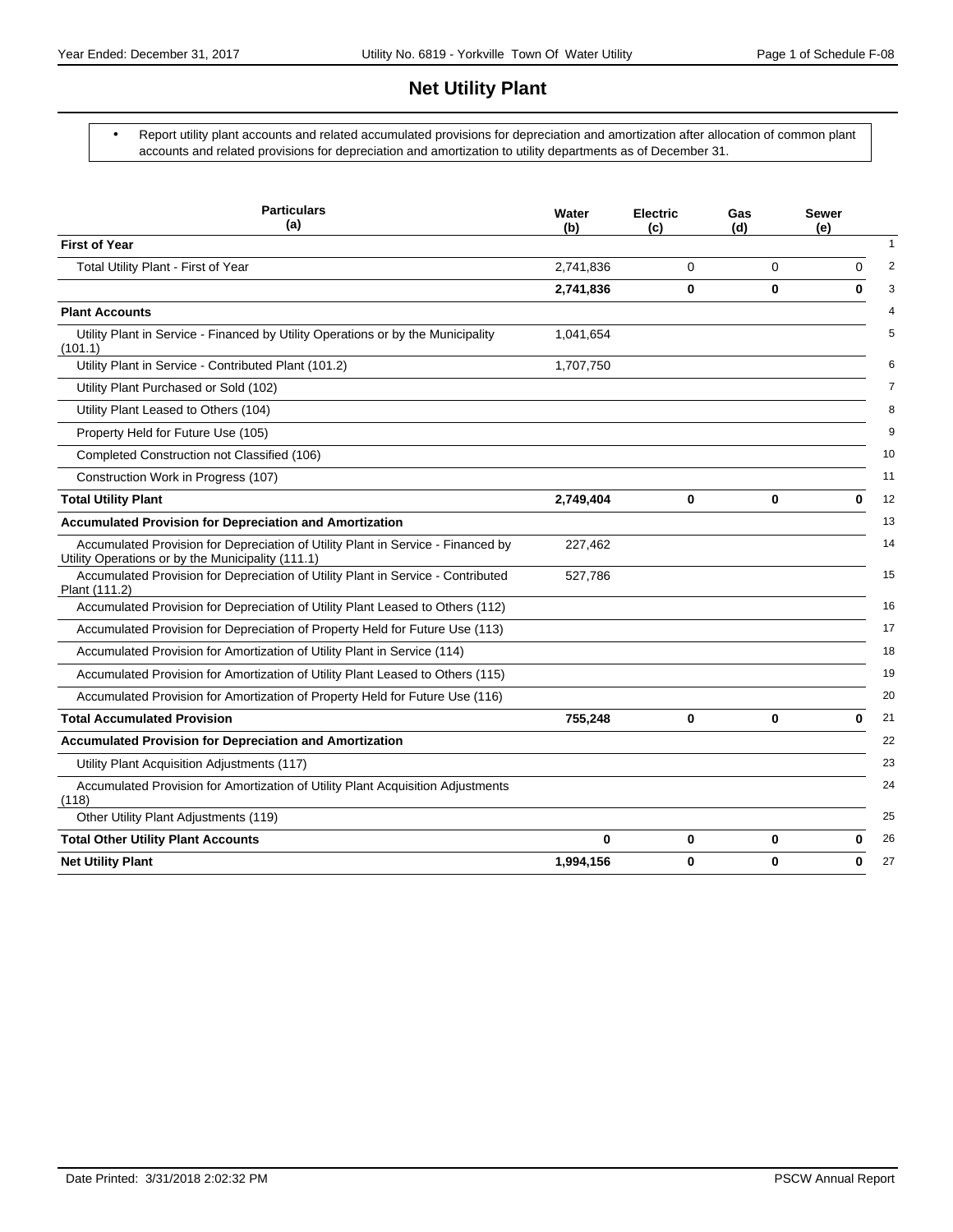# Net Utility Plant

- Report utility plant accounts and related accumulated provisions for depreciation and amortization after allocation of common plant accounts and related provisions for depreciation and amortization to utility departments as of December 31.

| Particulars (a) | Water (b) | Electric (c) | Gas (d) | Sewer (e) | |
|---|---|---|---|---|---|
| **First of Year** | | | | | 1 |
| Total Utility Plant - First of Year | 2,741,836 | 0 | 0 | 0 | 2 |
| | **2,741,836** | **0** | **0** | **0** | 3 |
| **Plant Accounts** | | | | | 4 |
| Utility Plant in Service - Financed by Utility Operations or by the Municipality (101.1) | 1,041,654 | | | | 5 |
| Utility Plant in Service - Contributed Plant (101.2) | 1,707,750 | | | | 6 |
| Utility Plant Purchased or Sold (102) | | | | | 7 |
| Utility Plant Leased to Others (104) | | | | | 8 |
| Property Held for Future Use (105) | | | | | 9 |
| Completed Construction not Classified (106) | | | | | 10 |
| Construction Work in Progress (107) | | | | | 11 |
| **Total Utility Plant** | **2,749,404** | **0** | **0** | **0** | 12 |
| **Accumulated Provision for Depreciation and Amortization** | | | | | 13 |
| Accumulated Provision for Depreciation of Utility Plant in Service - Financed by Utility Operations or by the Municipality (111.1) | 227,462 | | | | 14 |
| Accumulated Provision for Depreciation of Utility Plant in Service - Contributed Plant (111.2) | 527,786 | | | | 15 |
| Accumulated Provision for Depreciation of Utility Plant Leased to Others (112) | | | | | 16 |
| Accumulated Provision for Depreciation of Property Held for Future Use (113) | | | | | 17 |
| Accumulated Provision for Amortization of Utility Plant in Service (114) | | | | | 18 |
| Accumulated Provision for Amortization of Utility Plant Leased to Others (115) | | | | | 19 |
| Accumulated Provision for Amortization of Property Held for Future Use (116) | | | | | 20 |
| **Total Accumulated Provision** | **755,248** | **0** | **0** | **0** | 21 |
| **Accumulated Provision for Depreciation and Amortization** | | | | | 22 |
| Utility Plant Acquisition Adjustments (117) | | | | | 23 |
| Accumulated Provision for Amortization of Utility Plant Acquisition Adjustments (118) | | | | | 24 |
| Other Utility Plant Adjustments (119) | | | | | 25 |
| **Total Other Utility Plant Accounts** | **0** | **0** | **0** | **0** | 26 |
| **Net Utility Plant** | **1,994,156** | **0** | **0** | **0** | 27 |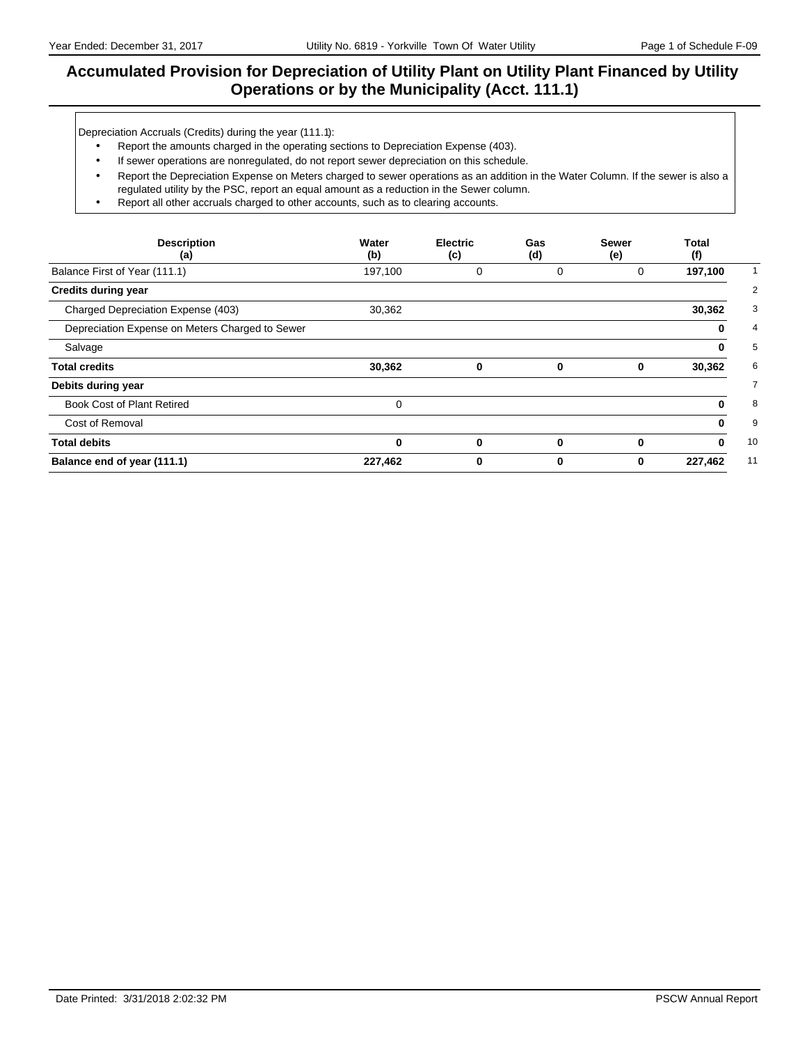# Accumulated Provision for Depreciation of Utility Plant on Utility Plant Financed by Utility Operations or by the Municipality (Acct. 111.1)

Depreciation Accruals (Credits) during the year (111.1):

- Report the amounts charged in the operating sections to Depreciation Expense (403).
- If sewer operations are nonregulated, do not report sewer depreciation on this schedule.
- Report the Depreciation Expense on Meters charged to sewer operations as an addition in the Water Column. If the sewer is also a regulated utility by the PSC, report an equal amount as a reduction in the Sewer column.
- Report all other accruals charged to other accounts, such as to clearing accounts.

| Description (a) | Water (b) | Electric (c) | Gas (d) | Sewer (e) | Total (f) | |
|---|---|---|---|---|---|---|
| Balance First of Year (111.1) | 197,100 | 0 | 0 | 0 | **197,100** | 1 |
| **Credits during year** | | | | | | 2 |
| Charged Depreciation Expense (403) | 30,362 | | | | **30,362** | 3 |
| Depreciation Expense on Meters Charged to Sewer | | | | | **0** | 4 |
| Salvage | | | | | **0** | 5 |
| **Total credits** | **30,362** | **0** | **0** | **0** | **30,362** | 6 |
| **Debits during year** | | | | | | 7 |
| Book Cost of Plant Retired | 0 | | | | **0** | 8 |
| Cost of Removal | | | | | **0** | 9 |
| **Total debits** | **0** | **0** | **0** | **0** | **0** | 10 |
| **Balance end of year (111.1)** | **227,462** | **0** | **0** | **0** | **227,462** | 11 |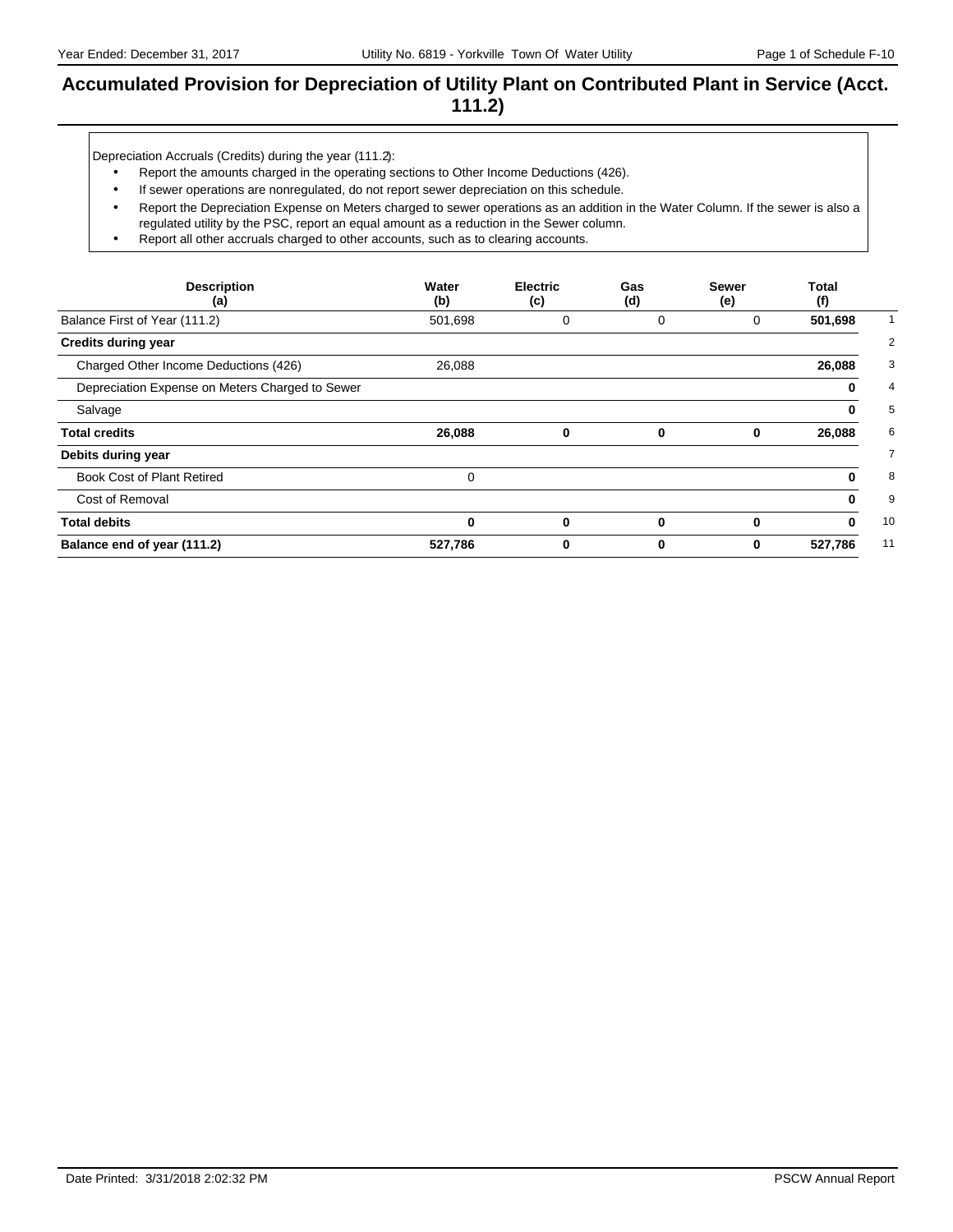# Accumulated Provision for Depreciation of Utility Plant on Contributed Plant in Service (Acct. 111.2)

Depreciation Accruals (Credits) during the year (111.2):

- Report the amounts charged in the operating sections to Other Income Deductions (426).
- If sewer operations are nonregulated, do not report sewer depreciation on this schedule.
- Report the Depreciation Expense on Meters charged to sewer operations as an addition in the Water Column. If the sewer is also a regulated utility by the PSC, report an equal amount as a reduction in the Sewer column.
- Report all other accruals charged to other accounts, such as to clearing accounts.

| Description (a) | Water (b) | Electric (c) | Gas (d) | Sewer (e) | Total (f) | |
|---|---|---|---|---|---|---|
| Balance First of Year (111.2) | 501,698 | 0 | 0 | 0 | **501,698** | 1 |
| **Credits during year** | | | | | | 2 |
| Charged Other Income Deductions (426) | 26,088 | | | | **26,088** | 3 |
| Depreciation Expense on Meters Charged to Sewer | | | | | **0** | 4 |
| Salvage | | | | | **0** | 5 |
| **Total credits** | **26,088** | **0** | **0** | **0** | **26,088** | 6 |
| **Debits during year** | | | | | | 7 |
| Book Cost of Plant Retired | 0 | | | | **0** | 8 |
| Cost of Removal | | | | | **0** | 9 |
| **Total debits** | **0** | **0** | **0** | **0** | **0** | 10 |
| **Balance end of year (111.2)** | **527,786** | **0** | **0** | **0** | **527,786** | 11 |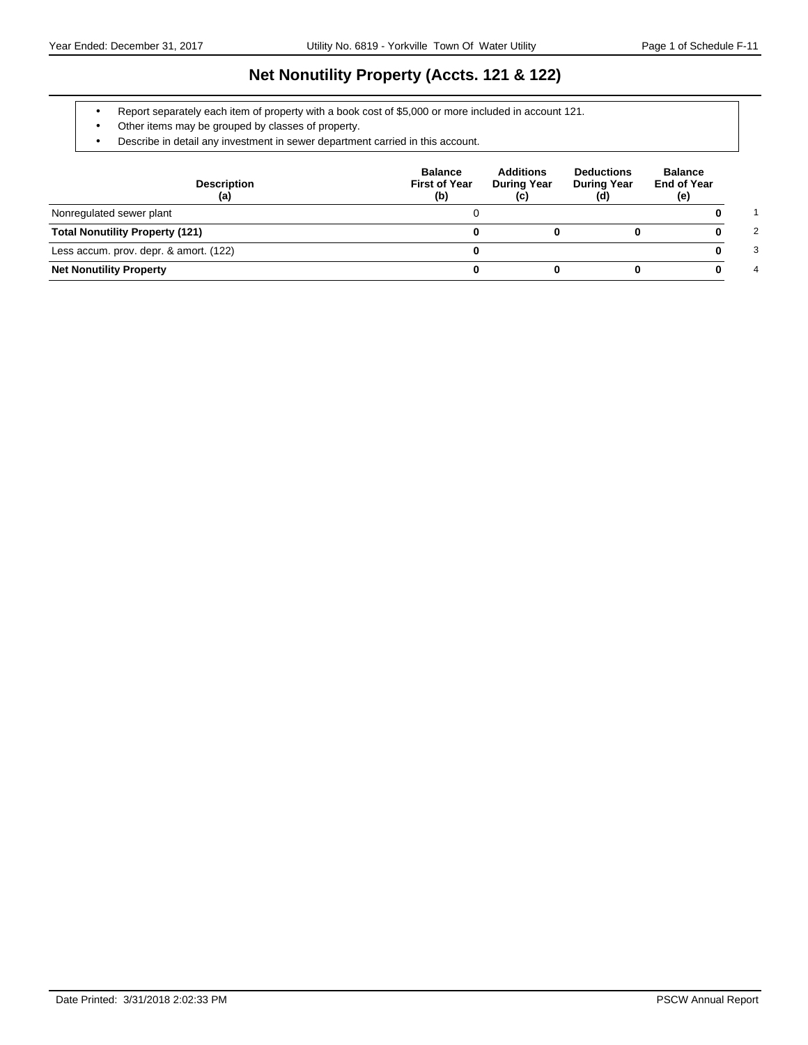# Net Nonutility Property (Accts. 121 & 122)

- Report separately each item of property with a book cost of $5,000 or more included in account 121.
- Other items may be grouped by classes of property.
- Describe in detail any investment in sewer department carried in this account.

| Description (a) | Balance First of Year (b) | Additions During Year (c) | Deductions During Year (d) | Balance End of Year (e) | |
|---|---|---|---|---|---|
| Nonregulated sewer plant | 0 | | | **0** | 1 |
| **Total Nonutility Property (121)** | **0** | **0** | **0** | **0** | 2 |
| Less accum. prov. depr. & amort. (122) | **0** | | | **0** | 3 |
| **Net Nonutility Property** | **0** | **0** | **0** | **0** | 4 |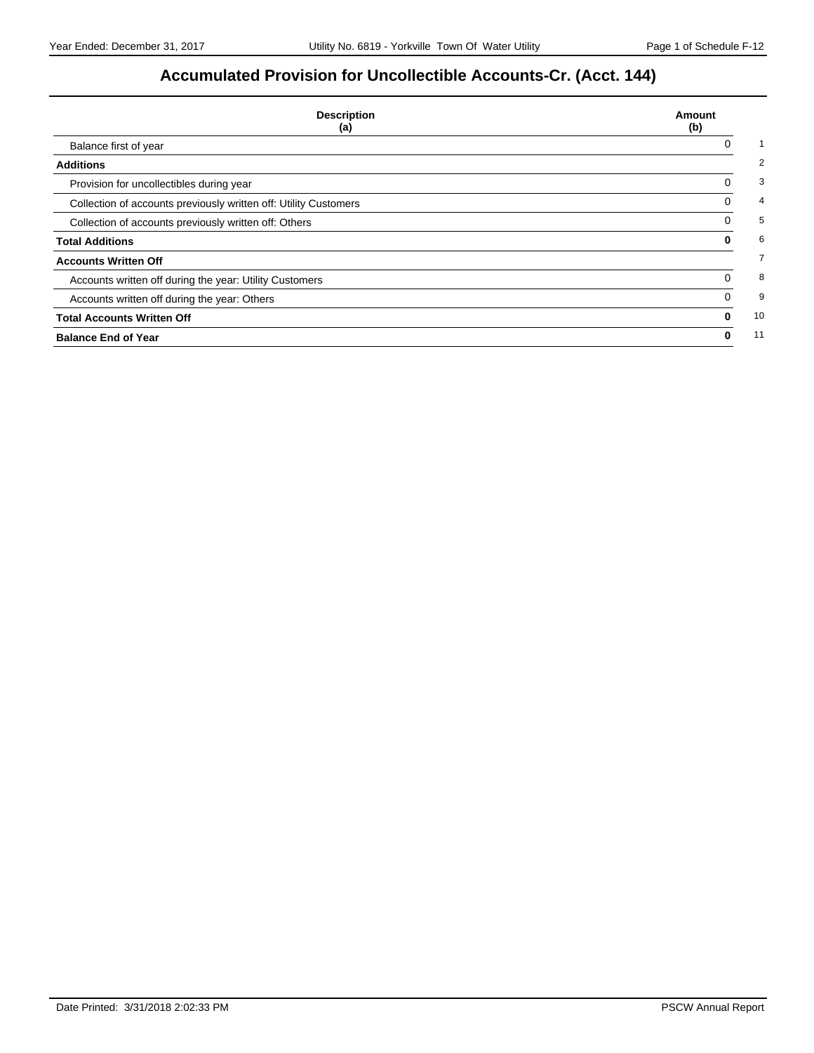# Accumulated Provision for Uncollectible Accounts-Cr. (Acct. 144)

| Description (a) | Amount (b) | |
|---|---|---|
| Balance first of year | 0 | 1 |
| **Additions** | | 2 |
| Provision for uncollectibles during year | 0 | 3 |
| Collection of accounts previously written off: Utility Customers | 0 | 4 |
| Collection of accounts previously written off: Others | 0 | 5 |
| **Total Additions** | **0** | 6 |
| **Accounts Written Off** | | 7 |
| Accounts written off during the year: Utility Customers | 0 | 8 |
| Accounts written off during the year: Others | 0 | 9 |
| **Total Accounts Written Off** | **0** | 10 |
| **Balance End of Year** | **0** | 11 |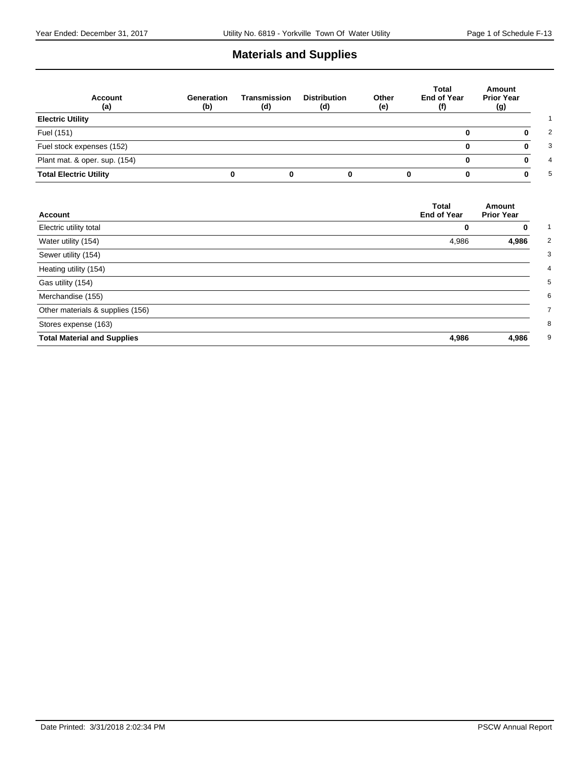# Materials and Supplies

| Account (a) | Generation (b) | Transmission (d) | Distribution (d) | Other (e) | Total End of Year (f) | Amount Prior Year (g) | |
|---|---|---|---|---|---|---|---|
| **Electric Utility** | | | | | | | 1 |
| Fuel (151) | | | | | **0** | **0** | 2 |
| Fuel stock expenses (152) | | | | | **0** | **0** | 3 |
| Plant mat. & oper. sup. (154) | | | | | **0** | **0** | 4 |
| **Total Electric Utility** | **0** | **0** | **0** | **0** | **0** | **0** | 5 |

| Account | Total End of Year | Amount Prior Year | |
|---|---|---|---|
| Electric utility total | **0** | **0** | 1 |
| Water utility (154) | 4,986 | **4,986** | 2 |
| Sewer utility (154) | | | 3 |
| Heating utility (154) | | | 4 |
| Gas utility (154) | | | 5 |
| Merchandise (155) | | | 6 |
| Other materials & supplies (156) | | | 7 |
| Stores expense (163) | | | 8 |
| **Total Material and Supplies** | **4,986** | **4,986** | 9 |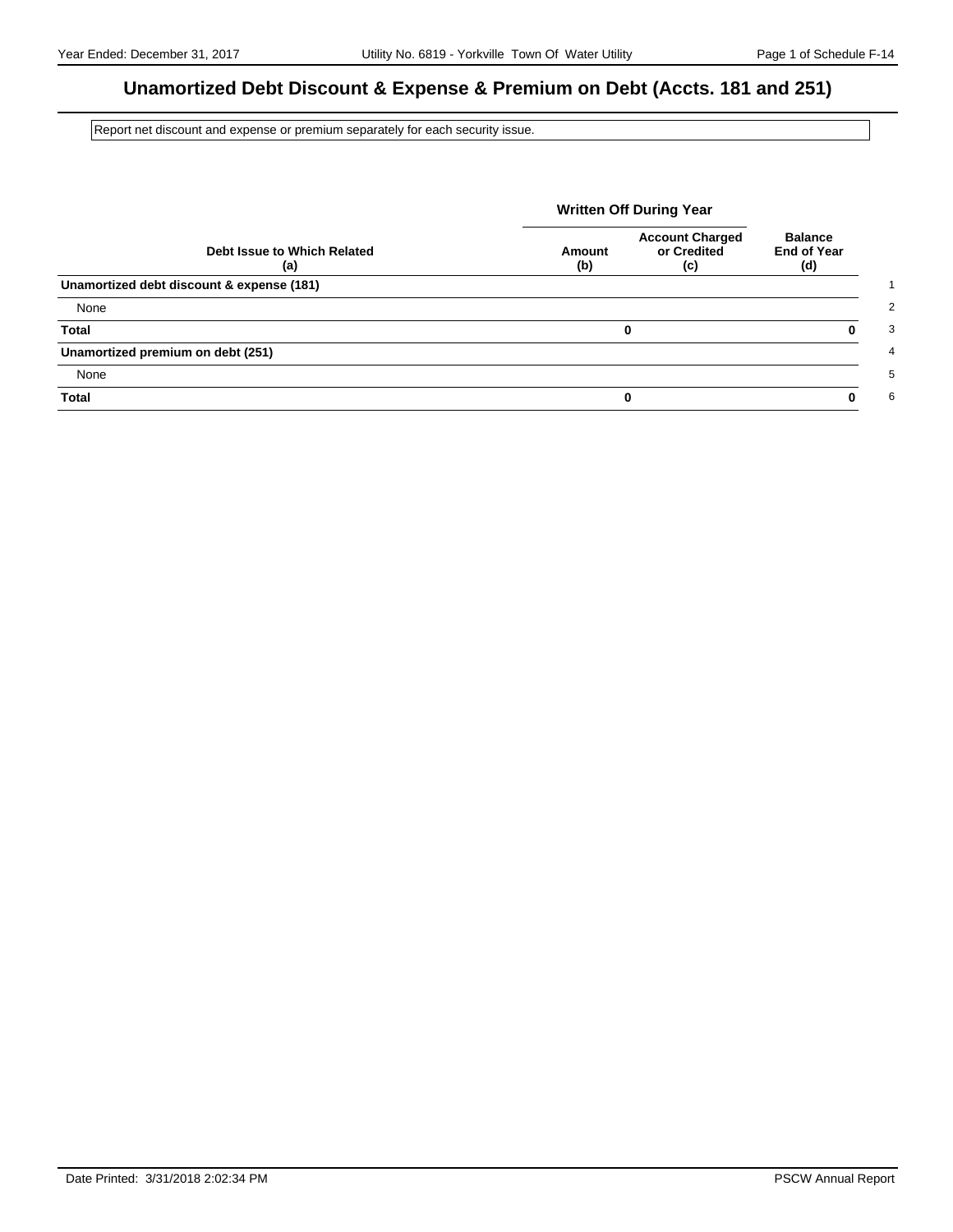# Unamortized Debt Discount & Expense & Premium on Debt (Accts. 181 and 251)

Report net discount and expense or premium separately for each security issue.

| Debt Issue to Which Related (a) | Written Off During Year Amount (b) | Account Charged or Credited (c) | Balance End of Year (d) | |
|---|---|---|---|---|
| **Unamortized debt discount & expense (181)** | | | | 1 |
| None | | | | 2 |
| **Total** | **0** | | **0** | 3 |
| **Unamortized premium on debt (251)** | | | | 4 |
| None | | | | 5 |
| **Total** | **0** | | **0** | 6 |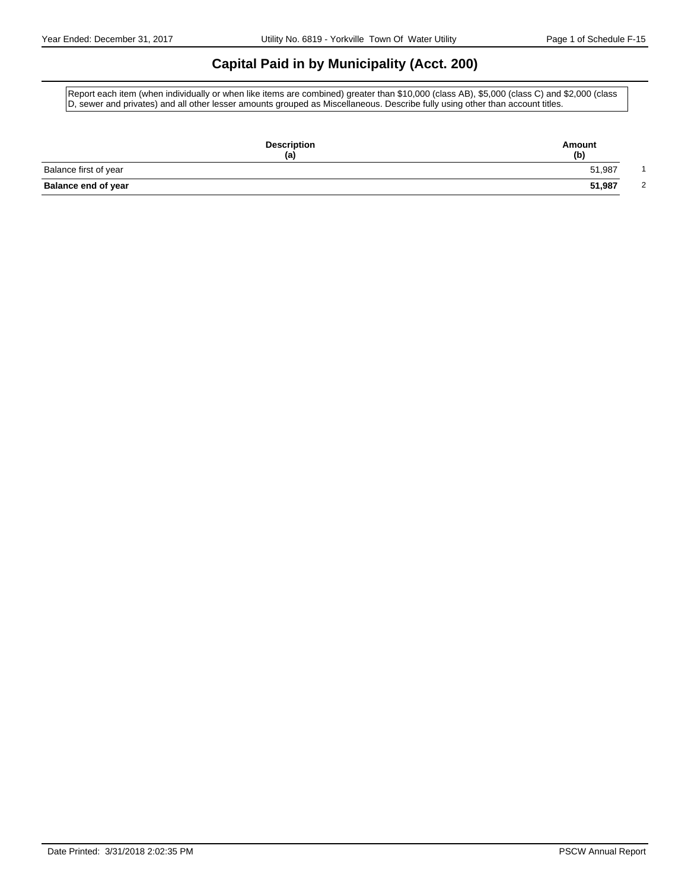# Capital Paid in by Municipality (Acct. 200)

Report each item (when individually or when like items are combined) greater than $10,000 (class AB), $5,000 (class C) and $2,000 (class D, sewer and privates) and all other lesser amounts grouped as Miscellaneous. Describe fully using other than account titles.

| Description (a) | Amount (b) | |
|---|---|---|
| Balance first of year | 51,987 | 1 |
| **Balance end of year** | **51,987** | 2 |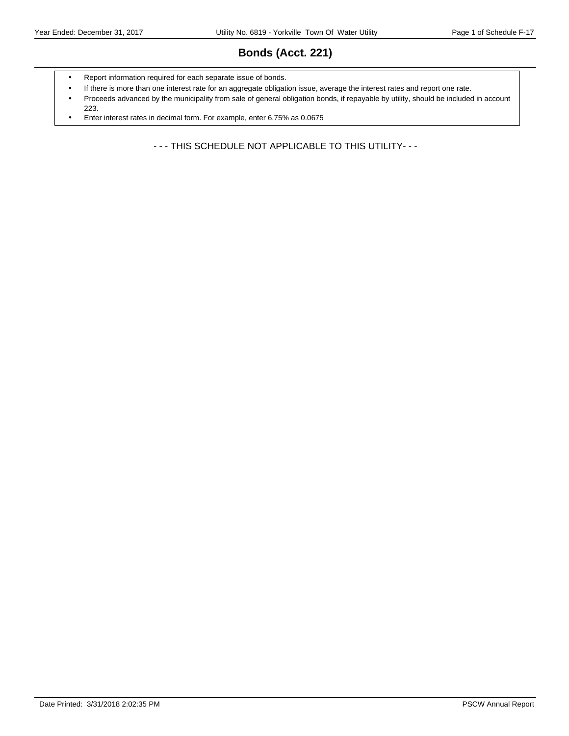# Bonds (Acct. 221)

- Report information required for each separate issue of bonds.
- If there is more than one interest rate for an aggregate obligation issue, average the interest rates and report one rate.
- Proceeds advanced by the municipality from sale of general obligation bonds, if repayable by utility, should be included in account 223.
- Enter interest rates in decimal form. For example, enter 6.75% as 0.0675

- - - THIS SCHEDULE NOT APPLICABLE TO THIS UTILITY- - -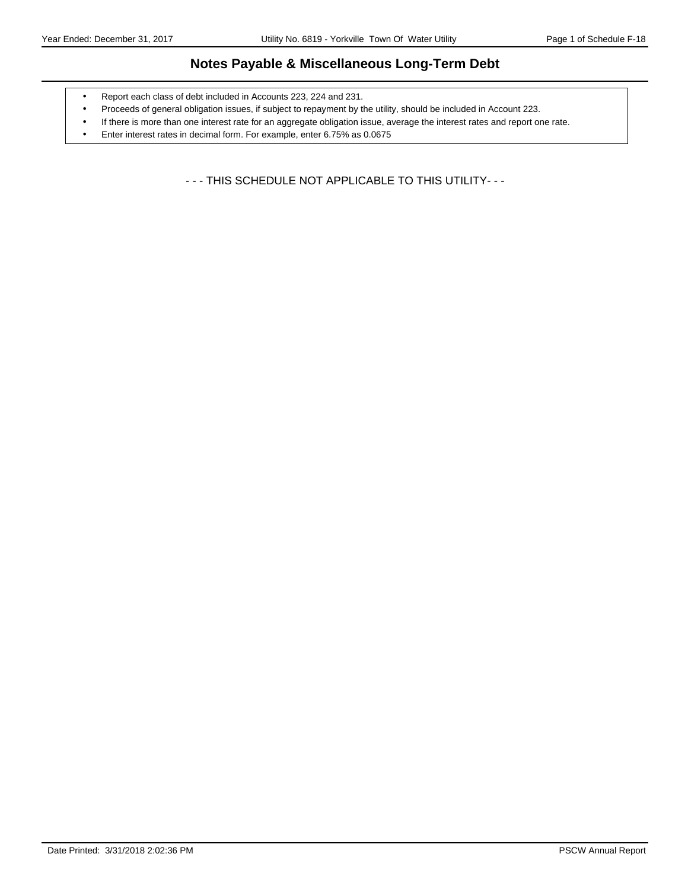# Notes Payable & Miscellaneous Long-Term Debt

- Report each class of debt included in Accounts 223, 224 and 231.
- Proceeds of general obligation issues, if subject to repayment by the utility, should be included in Account 223.
- If there is more than one interest rate for an aggregate obligation issue, average the interest rates and report one rate.
- Enter interest rates in decimal form. For example, enter 6.75% as 0.0675

- - - THIS SCHEDULE NOT APPLICABLE TO THIS UTILITY- - -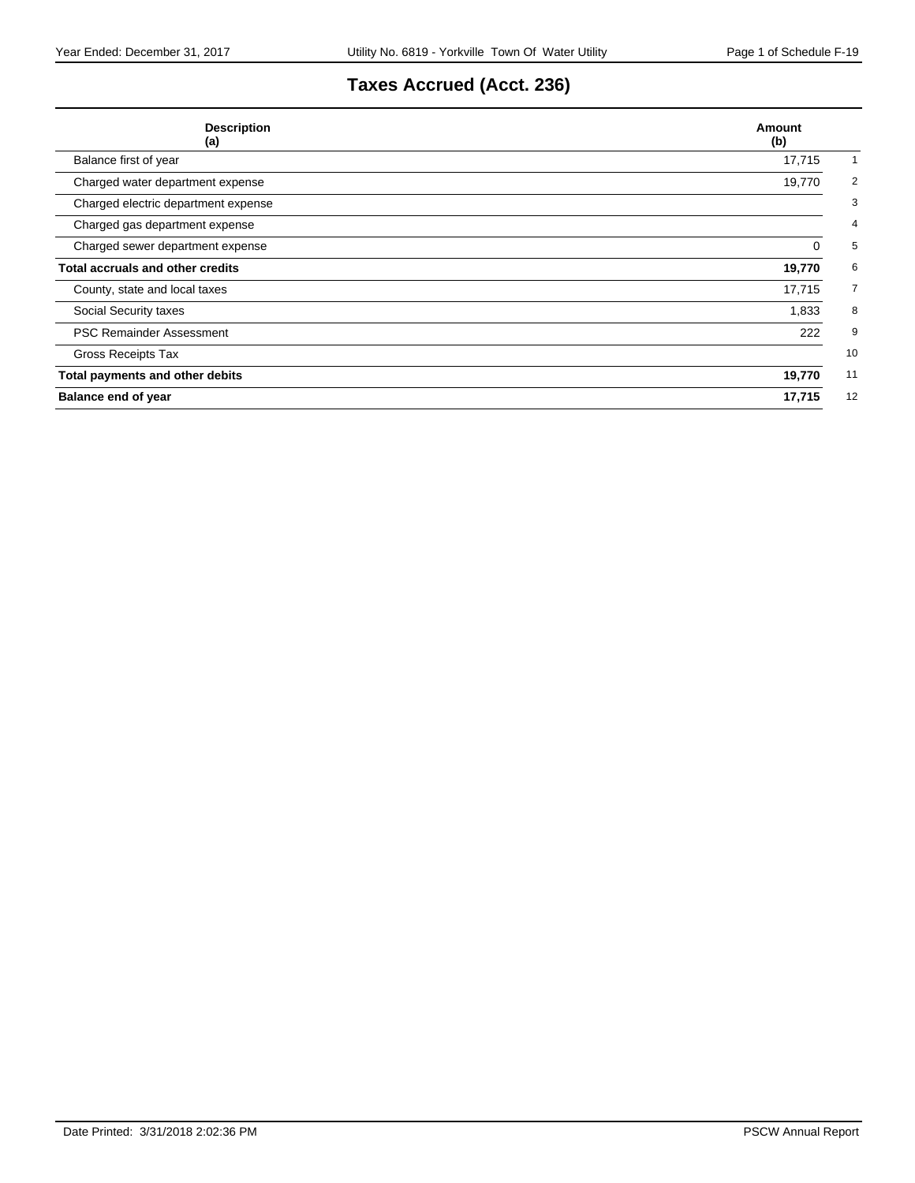# Taxes Accrued (Acct. 236)

| Description (a) | Amount (b) | |
|---|---|---|
| Balance first of year | 17,715 | 1 |
| Charged water department expense | 19,770 | 2 |
| Charged electric department expense | | 3 |
| Charged gas department expense | | 4 |
| Charged sewer department expense | 0 | 5 |
| **Total accruals and other credits** | **19,770** | 6 |
| County, state and local taxes | 17,715 | 7 |
| Social Security taxes | 1,833 | 8 |
| PSC Remainder Assessment | 222 | 9 |
| Gross Receipts Tax | | 10 |
| **Total payments and other debits** | **19,770** | 11 |
| **Balance end of year** | **17,715** | 12 |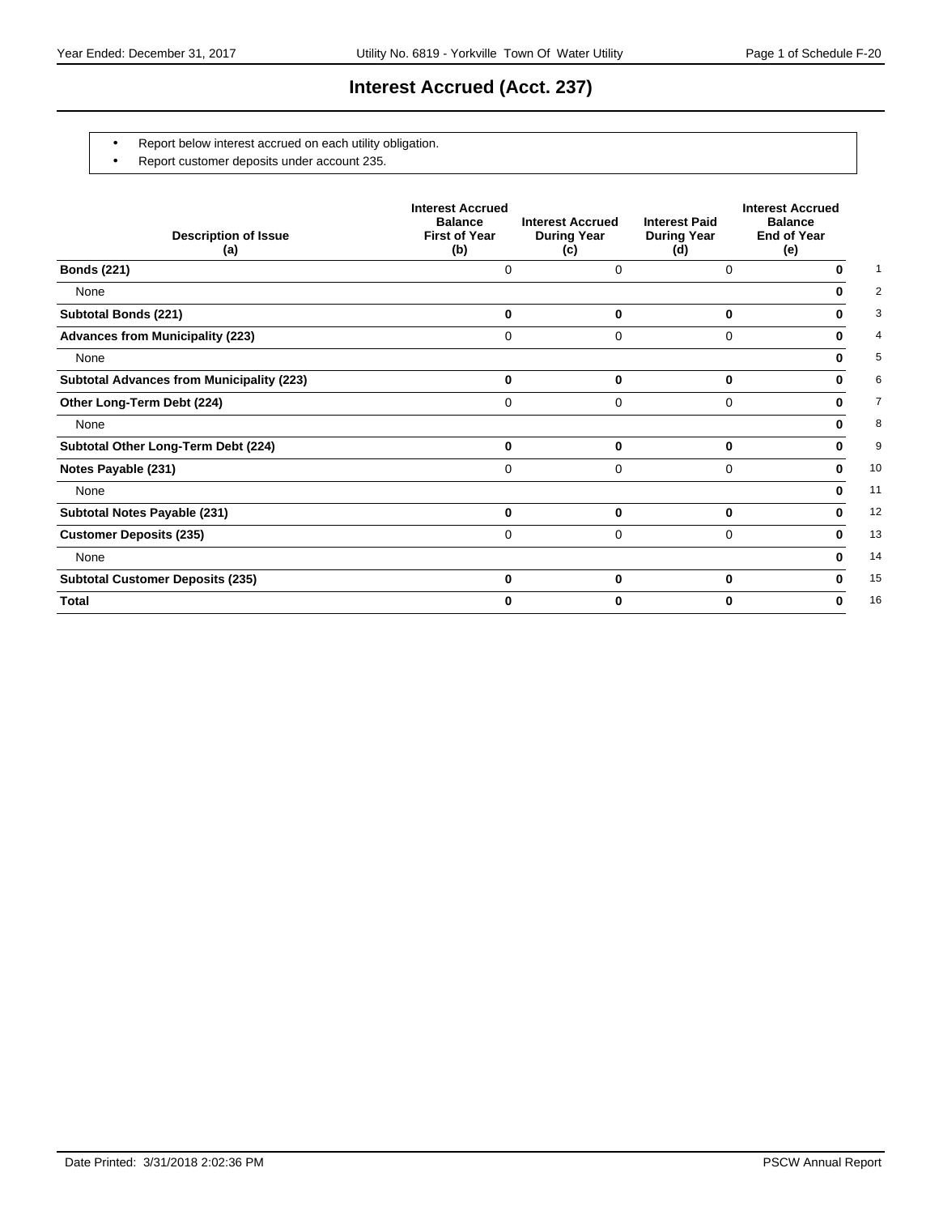# Interest Accrued (Acct. 237)

- Report below interest accrued on each utility obligation.
- Report customer deposits under account 235.

| Description of Issue (a) | Interest Accrued Balance First of Year (b) | Interest Accrued During Year (c) | Interest Paid During Year (d) | Interest Accrued Balance End of Year (e) | |
|---|---|---|---|---|---|
| **Bonds (221)** | 0 | 0 | 0 | **0** | 1 |
| None | | | | **0** | 2 |
| **Subtotal Bonds (221)** | **0** | **0** | **0** | **0** | 3 |
| **Advances from Municipality (223)** | 0 | 0 | 0 | **0** | 4 |
| None | | | | **0** | 5 |
| **Subtotal Advances from Municipality (223)** | **0** | **0** | **0** | **0** | 6 |
| **Other Long-Term Debt (224)** | 0 | 0 | 0 | **0** | 7 |
| None | | | | **0** | 8 |
| **Subtotal Other Long-Term Debt (224)** | **0** | **0** | **0** | **0** | 9 |
| **Notes Payable (231)** | 0 | 0 | 0 | **0** | 10 |
| None | | | | **0** | 11 |
| **Subtotal Notes Payable (231)** | **0** | **0** | **0** | **0** | 12 |
| **Customer Deposits (235)** | 0 | 0 | 0 | **0** | 13 |
| None | | | | **0** | 14 |
| **Subtotal Customer Deposits (235)** | **0** | **0** | **0** | **0** | 15 |
| **Total** | **0** | **0** | **0** | **0** | 16 |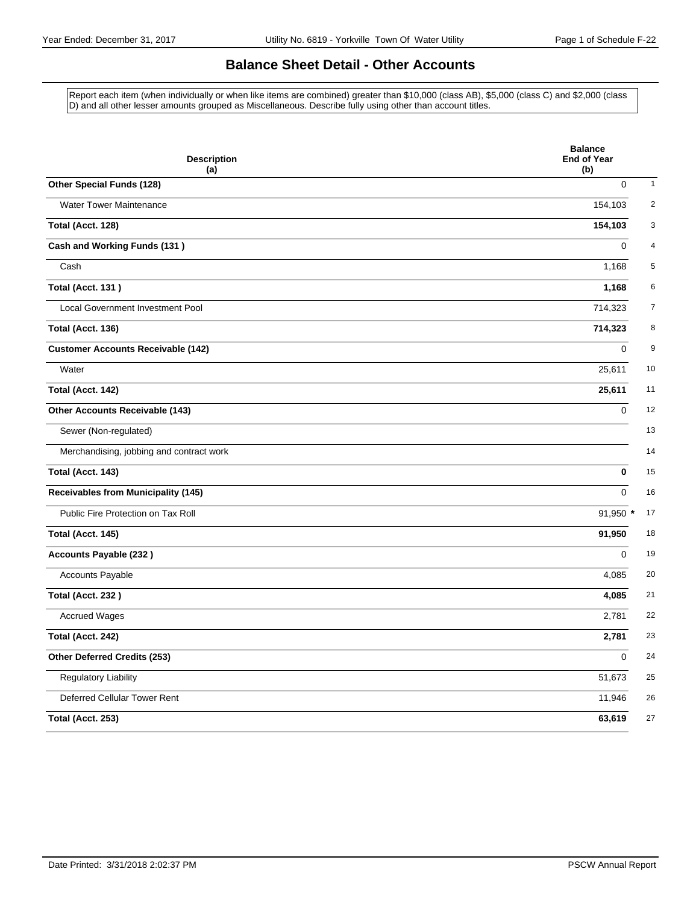# Balance Sheet Detail - Other Accounts

Report each item (when individually or when like items are combined) greater than $10,000 (class AB), $5,000 (class C) and $2,000 (class D) and all other lesser amounts grouped as Miscellaneous. Describe fully using other than account titles.

| Description (a) | Balance End of Year (b) | |
|---|---|---|
| **Other Special Funds (128)** | 0 | 1 |
| Water Tower Maintenance | 154,103 | 2 |
| **Total (Acct. 128)** | **154,103** | 3 |
| **Cash and Working Funds (131 )** | 0 | 4 |
| Cash | 1,168 | 5 |
| **Total (Acct. 131 )** | **1,168** | 6 |
| Local Government Investment Pool | 714,323 | 7 |
| **Total (Acct. 136)** | **714,323** | 8 |
| **Customer Accounts Receivable (142)** | 0 | 9 |
| Water | 25,611 | 10 |
| **Total (Acct. 142)** | **25,611** | 11 |
| **Other Accounts Receivable (143)** | 0 | 12 |
| Sewer (Non-regulated) | | 13 |
| Merchandising, jobbing and contract work | | 14 |
| **Total (Acct. 143)** | **0** | 15 |
| **Receivables from Municipality (145)** | 0 | 16 |
| Public Fire Protection on Tax Roll | 91,950 * | 17 |
| **Total (Acct. 145)** | **91,950** | 18 |
| **Accounts Payable (232 )** | 0 | 19 |
| Accounts Payable | 4,085 | 20 |
| **Total (Acct. 232 )** | **4,085** | 21 |
| Accrued Wages | 2,781 | 22 |
| **Total (Acct. 242)** | **2,781** | 23 |
| **Other Deferred Credits (253)** | 0 | 24 |
| Regulatory Liability | 51,673 | 25 |
| Deferred Cellular Tower Rent | 11,946 | 26 |
| **Total (Acct. 253)** | **63,619** | 27 |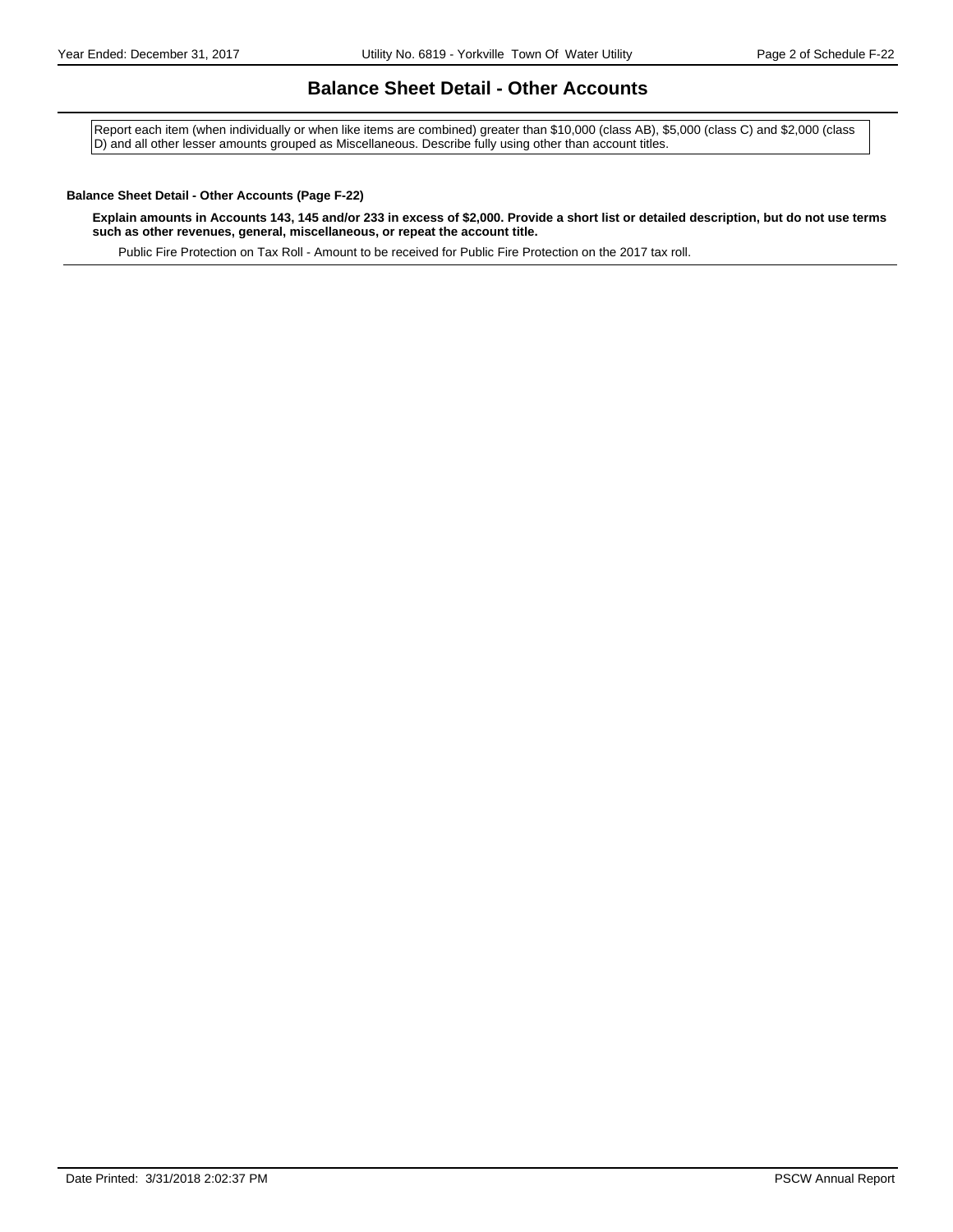# Balance Sheet Detail - Other Accounts

Report each item (when individually or when like items are combined) greater than $10,000 (class AB), $5,000 (class C) and $2,000 (class D) and all other lesser amounts grouped as Miscellaneous. Describe fully using other than account titles.

**Balance Sheet Detail - Other Accounts (Page F-22)**

**Explain amounts in Accounts 143, 145 and/or 233 in excess of $2,000. Provide a short list or detailed description, but do not use terms such as other revenues, general, miscellaneous, or repeat the account title.**

Public Fire Protection on Tax Roll - Amount to be received for Public Fire Protection on the 2017 tax roll.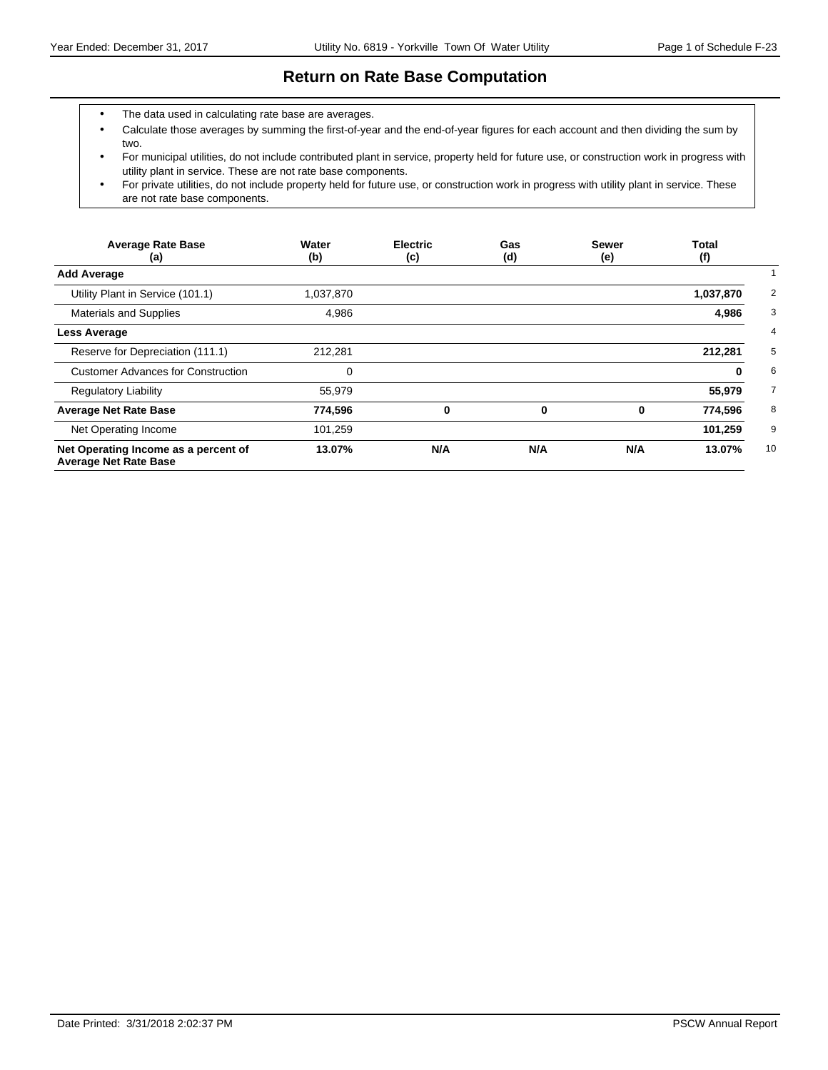## Return on Rate Base Computation

- The data used in calculating rate base are averages.
- Calculate those averages by summing the first-of-year and the end-of-year figures for each account and then dividing the sum by two.
- For municipal utilities, do not include contributed plant in service, property held for future use, or construction work in progress with utility plant in service. These are not rate base components.
- For private utilities, do not include property held for future use, or construction work in progress with utility plant in service. These are not rate base components.

| Average Rate Base (a) | Water (b) | Electric (c) | Gas (d) | Sewer (e) | Total (f) | |
|---|---|---|---|---|---|---|
| **Add Average** | | | | | | 1 |
| Utility Plant in Service (101.1) | 1,037,870 | | | | **1,037,870** | 2 |
| Materials and Supplies | 4,986 | | | | **4,986** | 3 |
| **Less Average** | | | | | | 4 |
| Reserve for Depreciation (111.1) | 212,281 | | | | **212,281** | 5 |
| Customer Advances for Construction | 0 | | | | **0** | 6 |
| Regulatory Liability | 55,979 | | | | **55,979** | 7 |
| **Average Net Rate Base** | **774,596** | **0** | **0** | **0** | **774,596** | 8 |
| Net Operating Income | 101,259 | | | | **101,259** | 9 |
| **Net Operating Income as a percent of Average Net Rate Base** | **13.07%** | **N/A** | **N/A** | **N/A** | **13.07%** | 10 |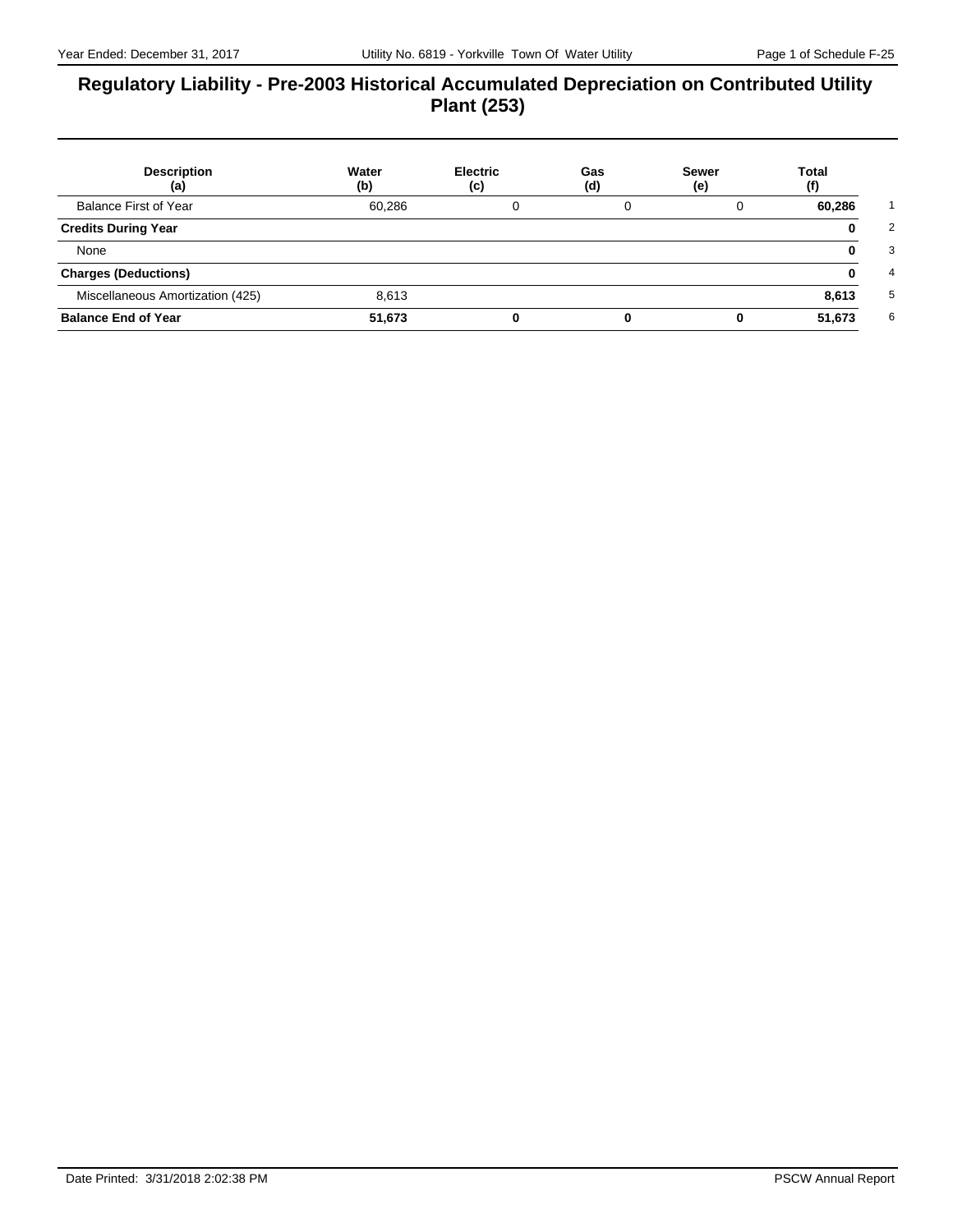# Regulatory Liability - Pre-2003 Historical Accumulated Depreciation on Contributed Utility Plant (253)

| Description (a) | Water (b) | Electric (c) | Gas (d) | Sewer (e) | Total (f) | |
|---|---|---|---|---|---|---|
| Balance First of Year | 60,286 | 0 | 0 | 0 | **60,286** | 1 |
| **Credits During Year** | | | | | **0** | 2 |
| None | | | | | **0** | 3 |
| **Charges (Deductions)** | | | | | **0** | 4 |
| Miscellaneous Amortization (425) | 8,613 | | | | **8,613** | 5 |
| **Balance End of Year** | **51,673** | **0** | **0** | **0** | **51,673** | 6 |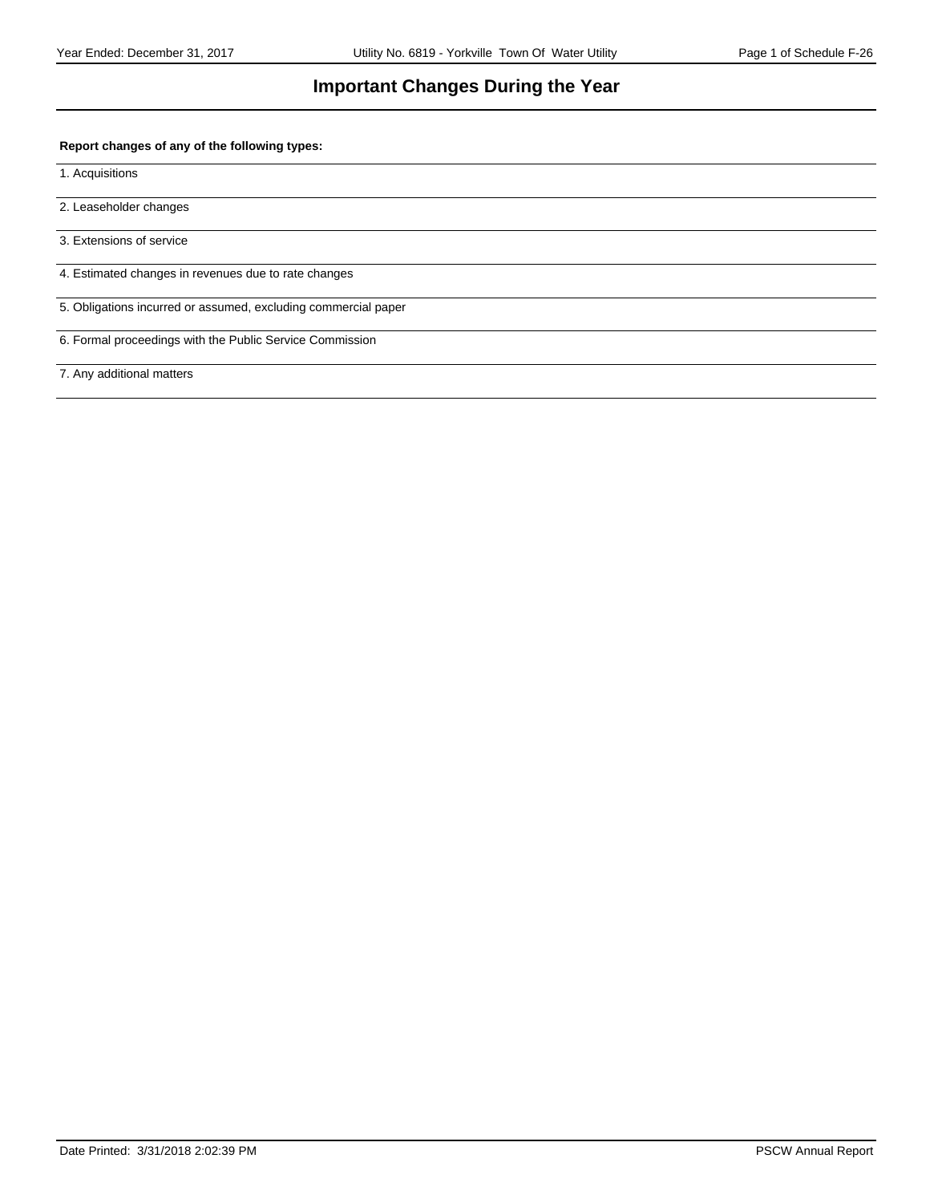# Important Changes During the Year

**Report changes of any of the following types:**

1. Acquisitions

2. Leaseholder changes

3. Extensions of service

4. Estimated changes in revenues due to rate changes

5. Obligations incurred or assumed, excluding commercial paper

6. Formal proceedings with the Public Service Commission

7. Any additional matters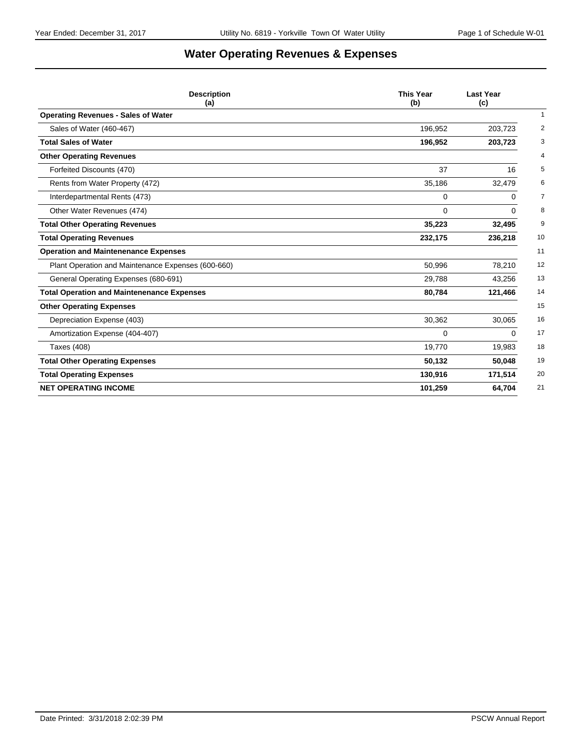# Water Operating Revenues & Expenses

| Description (a) | This Year (b) | Last Year (c) | |
|---|---|---|---|
| **Operating Revenues - Sales of Water** | | | 1 |
| Sales of Water (460-467) | 196,952 | 203,723 | 2 |
| **Total Sales of Water** | **196,952** | **203,723** | 3 |
| **Other Operating Revenues** | | | 4 |
| Forfeited Discounts (470) | 37 | 16 | 5 |
| Rents from Water Property (472) | 35,186 | 32,479 | 6 |
| Interdepartmental Rents (473) | 0 | 0 | 7 |
| Other Water Revenues (474) | 0 | 0 | 8 |
| **Total Other Operating Revenues** | **35,223** | **32,495** | 9 |
| **Total Operating Revenues** | **232,175** | **236,218** | 10 |
| **Operation and Maintenenance Expenses** | | | 11 |
| Plant Operation and Maintenance Expenses (600-660) | 50,996 | 78,210 | 12 |
| General Operating Expenses (680-691) | 29,788 | 43,256 | 13 |
| **Total Operation and Maintenenance Expenses** | **80,784** | **121,466** | 14 |
| **Other Operating Expenses** | | | 15 |
| Depreciation Expense (403) | 30,362 | 30,065 | 16 |
| Amortization Expense (404-407) | 0 | 0 | 17 |
| Taxes (408) | 19,770 | 19,983 | 18 |
| **Total Other Operating Expenses** | **50,132** | **50,048** | 19 |
| **Total Operating Expenses** | **130,916** | **171,514** | 20 |
| **NET OPERATING INCOME** | **101,259** | **64,704** | 21 |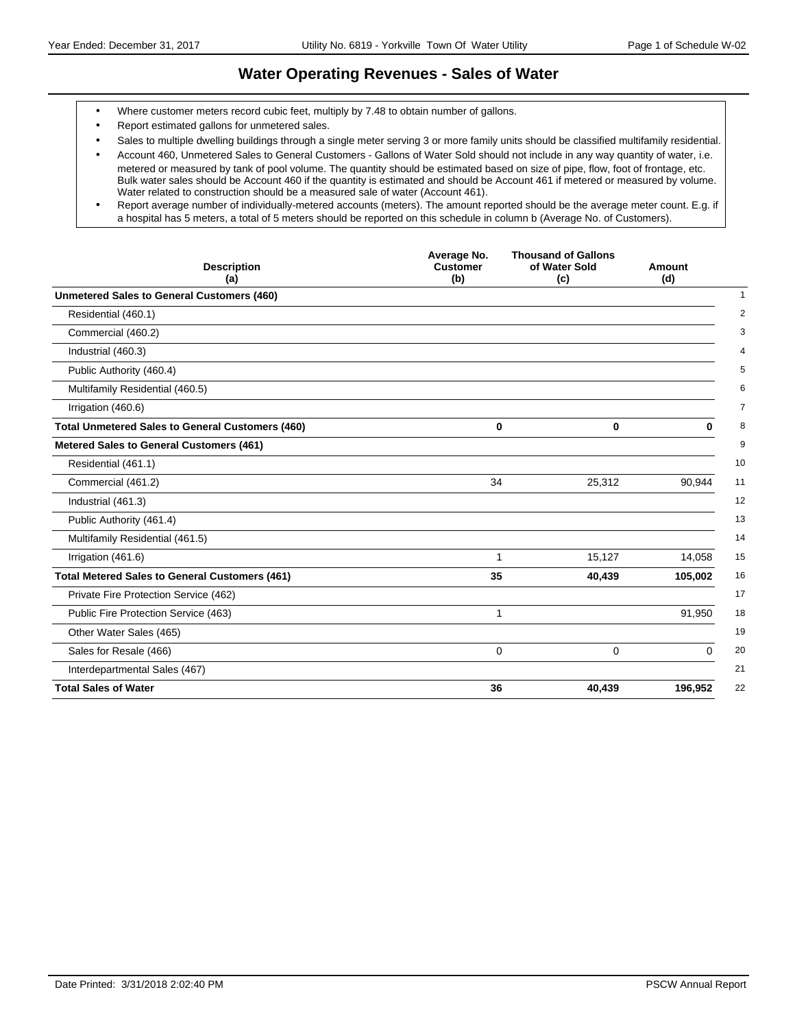# Water Operating Revenues - Sales of Water

- Where customer meters record cubic feet, multiply by 7.48 to obtain number of gallons.
- Report estimated gallons for unmetered sales.
- Sales to multiple dwelling buildings through a single meter serving 3 or more family units should be classified multifamily residential.
- Account 460, Unmetered Sales to General Customers - Gallons of Water Sold should not include in any way quantity of water, i.e. metered or measured by tank of pool volume. The quantity should be estimated based on size of pipe, flow, foot of frontage, etc. Bulk water sales should be Account 460 if the quantity is estimated and should be Account 461 if metered or measured by volume. Water related to construction should be a measured sale of water (Account 461).
- Report average number of individually-metered accounts (meters). The amount reported should be the average meter count. E.g. if a hospital has 5 meters, a total of 5 meters should be reported on this schedule in column b (Average No. of Customers).

| Description (a) | Average No. Customer (b) | Thousand of Gallons of Water Sold (c) | Amount (d) | |
|---|---|---|---|---|
| **Unmetered Sales to General Customers (460)** | | | | 1 |
| Residential (460.1) | | | | 2 |
| Commercial (460.2) | | | | 3 |
| Industrial (460.3) | | | | 4 |
| Public Authority (460.4) | | | | 5 |
| Multifamily Residential (460.5) | | | | 6 |
| Irrigation (460.6) | | | | 7 |
| **Total Unmetered Sales to General Customers (460)** | **0** | **0** | **0** | 8 |
| **Metered Sales to General Customers (461)** | | | | 9 |
| Residential (461.1) | | | | 10 |
| Commercial (461.2) | 34 | 25,312 | 90,944 | 11 |
| Industrial (461.3) | | | | 12 |
| Public Authority (461.4) | | | | 13 |
| Multifamily Residential (461.5) | | | | 14 |
| Irrigation (461.6) | 1 | 15,127 | 14,058 | 15 |
| **Total Metered Sales to General Customers (461)** | **35** | **40,439** | **105,002** | 16 |
| Private Fire Protection Service (462) | | | | 17 |
| Public Fire Protection Service (463) | 1 | | 91,950 | 18 |
| Other Water Sales (465) | | | | 19 |
| Sales for Resale (466) | 0 | 0 | 0 | 20 |
| Interdepartmental Sales (467) | | | | 21 |
| **Total Sales of Water** | **36** | **40,439** | **196,952** | 22 |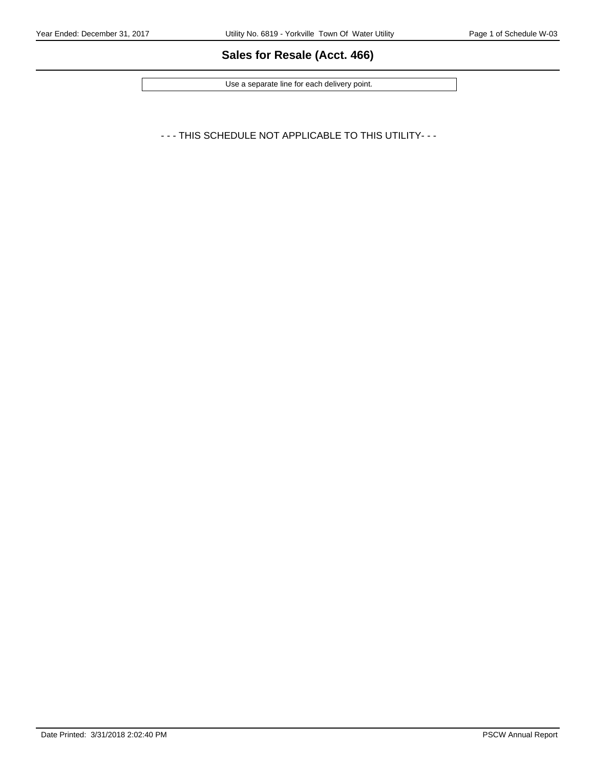## Sales for Resale (Acct. 466)

Use a separate line for each delivery point.

- - - THIS SCHEDULE NOT APPLICABLE TO THIS UTILITY- - -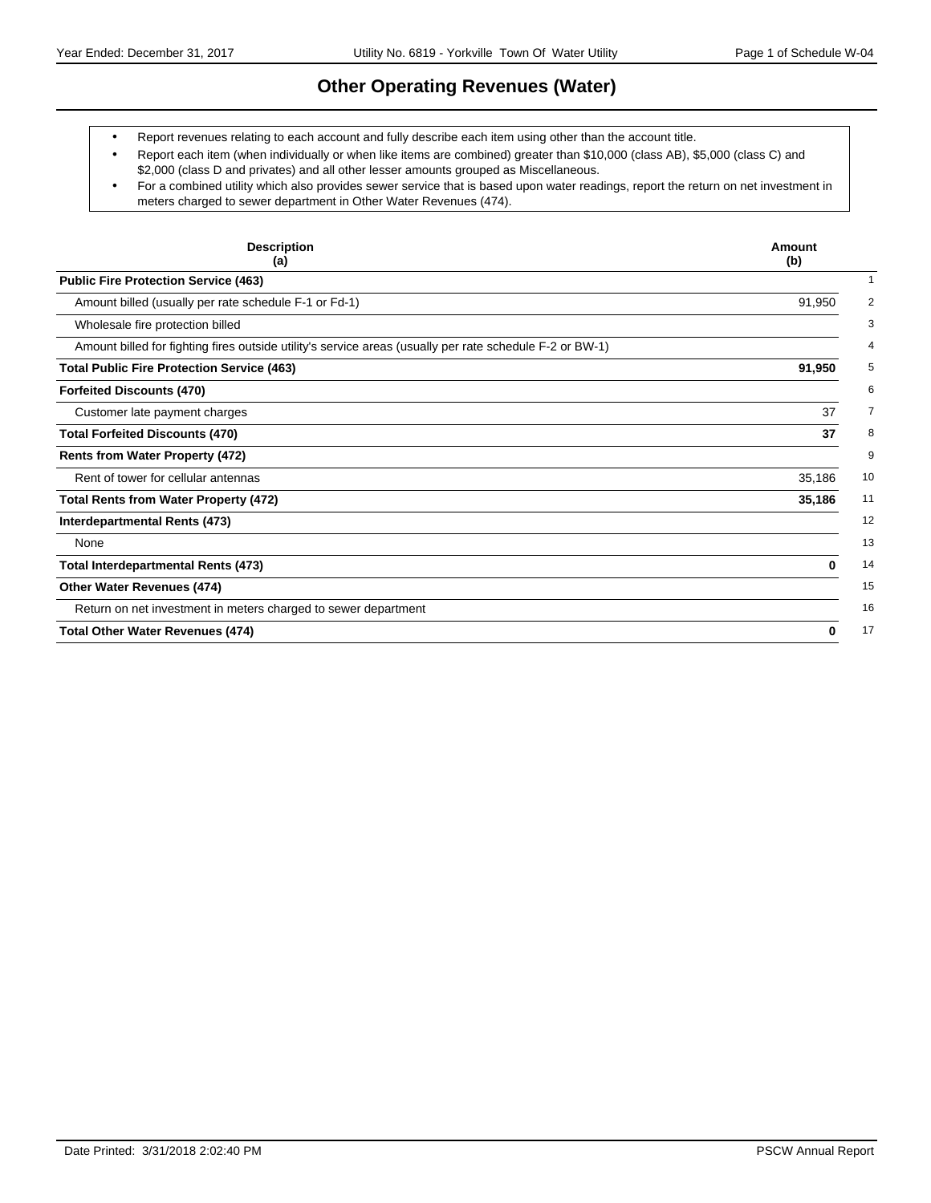# Other Operating Revenues (Water)

- Report revenues relating to each account and fully describe each item using other than the account title.
- Report each item (when individually or when like items are combined) greater than $10,000 (class AB), $5,000 (class C) and $2,000 (class D and privates) and all other lesser amounts grouped as Miscellaneous.
- For a combined utility which also provides sewer service that is based upon water readings, report the return on net investment in meters charged to sewer department in Other Water Revenues (474).

| Description (a) | Amount (b) | |
|---|---|---|
| **Public Fire Protection Service (463)** | | 1 |
| Amount billed (usually per rate schedule F-1 or Fd-1) | 91,950 | 2 |
| Wholesale fire protection billed | | 3 |
| Amount billed for fighting fires outside utility's service areas (usually per rate schedule F-2 or BW-1) | | 4 |
| **Total Public Fire Protection Service (463)** | **91,950** | 5 |
| **Forfeited Discounts (470)** | | 6 |
| Customer late payment charges | 37 | 7 |
| **Total Forfeited Discounts (470)** | **37** | 8 |
| **Rents from Water Property (472)** | | 9 |
| Rent of tower for cellular antennas | 35,186 | 10 |
| **Total Rents from Water Property (472)** | **35,186** | 11 |
| **Interdepartmental Rents (473)** | | 12 |
| None | | 13 |
| **Total Interdepartmental Rents (473)** | **0** | 14 |
| **Other Water Revenues (474)** | | 15 |
| Return on net investment in meters charged to sewer department | | 16 |
| **Total Other Water Revenues (474)** | **0** | 17 |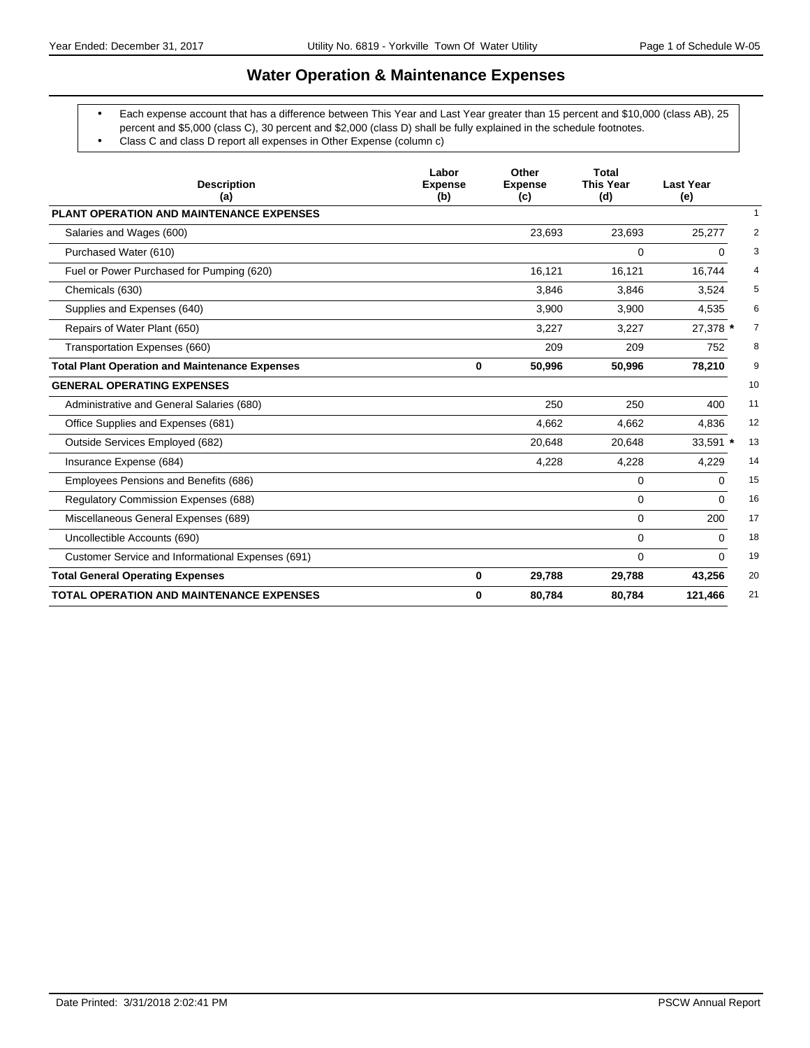# Water Operation & Maintenance Expenses

- Each expense account that has a difference between This Year and Last Year greater than 15 percent and $10,000 (class AB), 25 percent and $5,000 (class C), 30 percent and $2,000 (class D) shall be fully explained in the schedule footnotes.
- Class C and class D report all expenses in Other Expense (column c)

| Description (a) | Labor Expense (b) | Other Expense (c) | Total This Year (d) | Last Year (e) | |
|---|---|---|---|---|---|
| **PLANT OPERATION AND MAINTENANCE EXPENSES** | | | | | 1 |
| Salaries and Wages (600) | | 23,693 | 23,693 | 25,277 | 2 |
| Purchased Water (610) | | | 0 | 0 | 3 |
| Fuel or Power Purchased for Pumping (620) | | 16,121 | 16,121 | 16,744 | 4 |
| Chemicals (630) | | 3,846 | 3,846 | 3,524 | 5 |
| Supplies and Expenses (640) | | 3,900 | 3,900 | 4,535 | 6 |
| Repairs of Water Plant (650) | | 3,227 | 3,227 | 27,378 * | 7 |
| Transportation Expenses (660) | | 209 | 209 | 752 | 8 |
| **Total Plant Operation and Maintenance Expenses** | **0** | **50,996** | **50,996** | **78,210** | 9 |
| **GENERAL OPERATING EXPENSES** | | | | | 10 |
| Administrative and General Salaries (680) | | 250 | 250 | 400 | 11 |
| Office Supplies and Expenses (681) | | 4,662 | 4,662 | 4,836 | 12 |
| Outside Services Employed (682) | | 20,648 | 20,648 | 33,591 * | 13 |
| Insurance Expense (684) | | 4,228 | 4,228 | 4,229 | 14 |
| Employees Pensions and Benefits (686) | | | 0 | 0 | 15 |
| Regulatory Commission Expenses (688) | | | 0 | 0 | 16 |
| Miscellaneous General Expenses (689) | | | 0 | 200 | 17 |
| Uncollectible Accounts (690) | | | 0 | 0 | 18 |
| Customer Service and Informational Expenses (691) | | | 0 | 0 | 19 |
| **Total General Operating Expenses** | **0** | **29,788** | **29,788** | **43,256** | 20 |
| **TOTAL OPERATION AND MAINTENANCE EXPENSES** | **0** | **80,784** | **80,784** | **121,466** | 21 |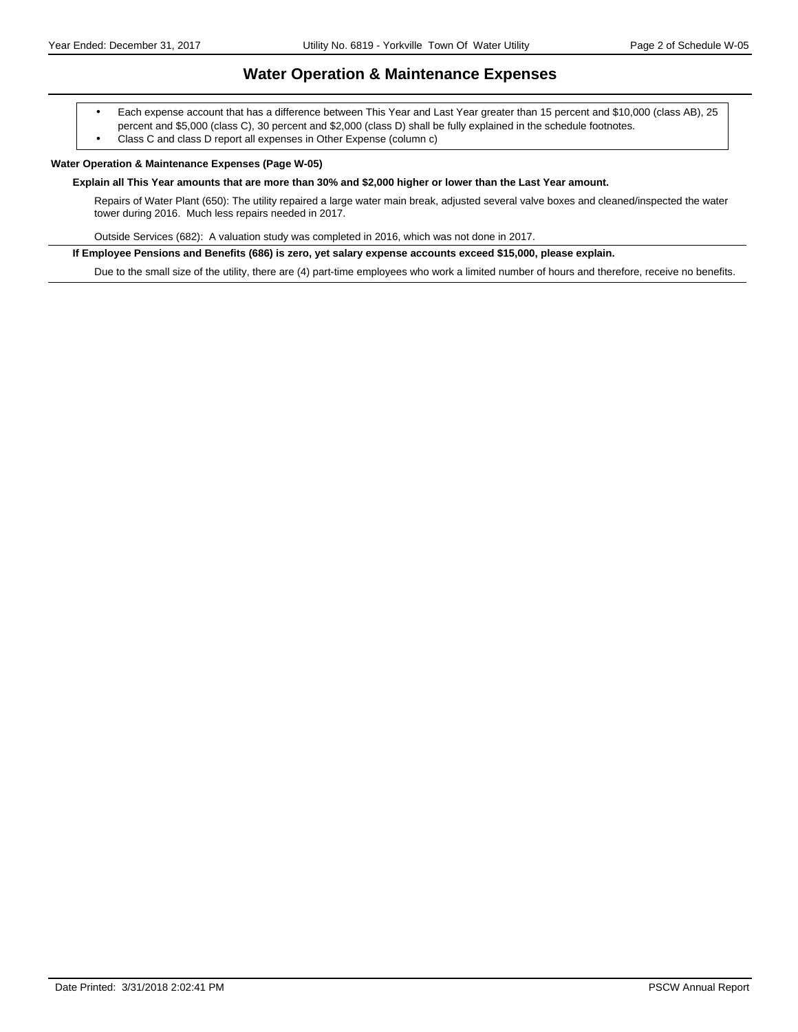# Water Operation & Maintenance Expenses

- Each expense account that has a difference between This Year and Last Year greater than 15 percent and $10,000 (class AB), 25 percent and $5,000 (class C), 30 percent and $2,000 (class D) shall be fully explained in the schedule footnotes.
- Class C and class D report all expenses in Other Expense (column c)

**Water Operation & Maintenance Expenses (Page W-05)**

**Explain all This Year amounts that are more than 30% and $2,000 higher or lower than the Last Year amount.**

Repairs of Water Plant (650): The utility repaired a large water main break, adjusted several valve boxes and cleaned/inspected the water tower during 2016. Much less repairs needed in 2017.

Outside Services (682): A valuation study was completed in 2016, which was not done in 2017.

**If Employee Pensions and Benefits (686) is zero, yet salary expense accounts exceed $15,000, please explain.**

Due to the small size of the utility, there are (4) part-time employees who work a limited number of hours and therefore, receive no benefits.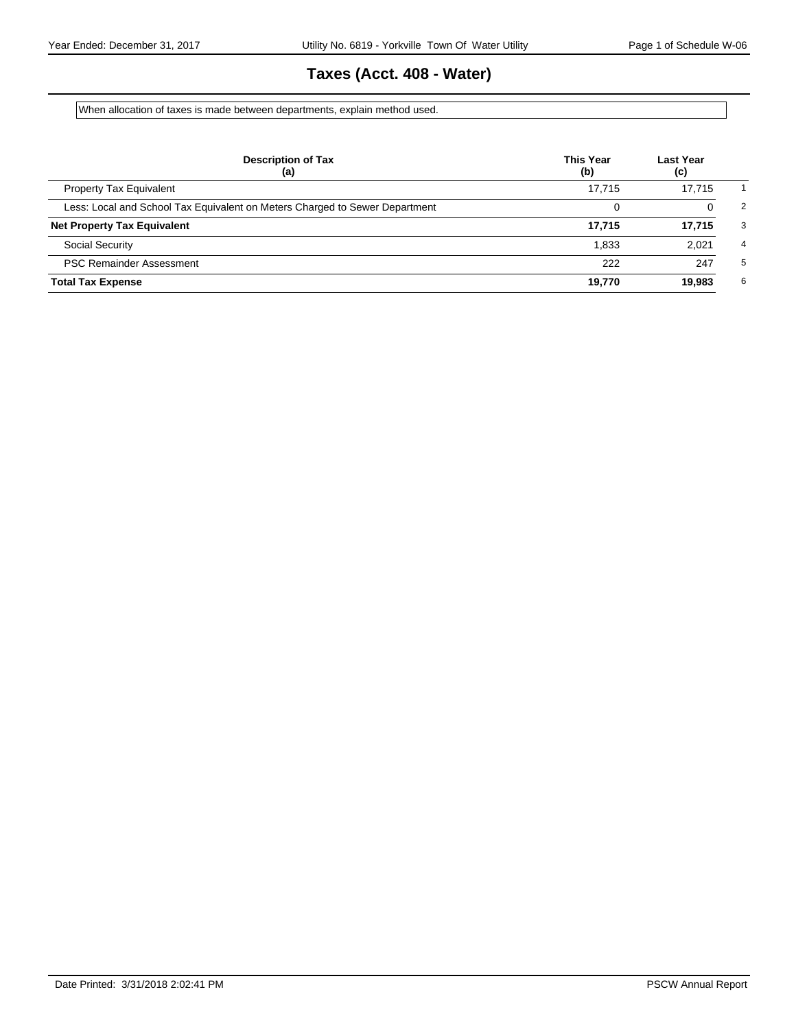# Taxes (Acct. 408 - Water)

When allocation of taxes is made between departments, explain method used.

| Description of Tax<br>(a) | This Year<br>(b) | Last Year<br>(c) | |
|---|---|---|---|
| Property Tax Equivalent | 17,715 | 17,715 | 1 |
| Less: Local and School Tax Equivalent on Meters Charged to Sewer Department | 0 | 0 | 2 |
| **Net Property Tax Equivalent** | **17,715** | **17,715** | 3 |
| Social Security | 1,833 | 2,021 | 4 |
| PSC Remainder Assessment | 222 | 247 | 5 |
| **Total Tax Expense** | **19,770** | **19,983** | 6 |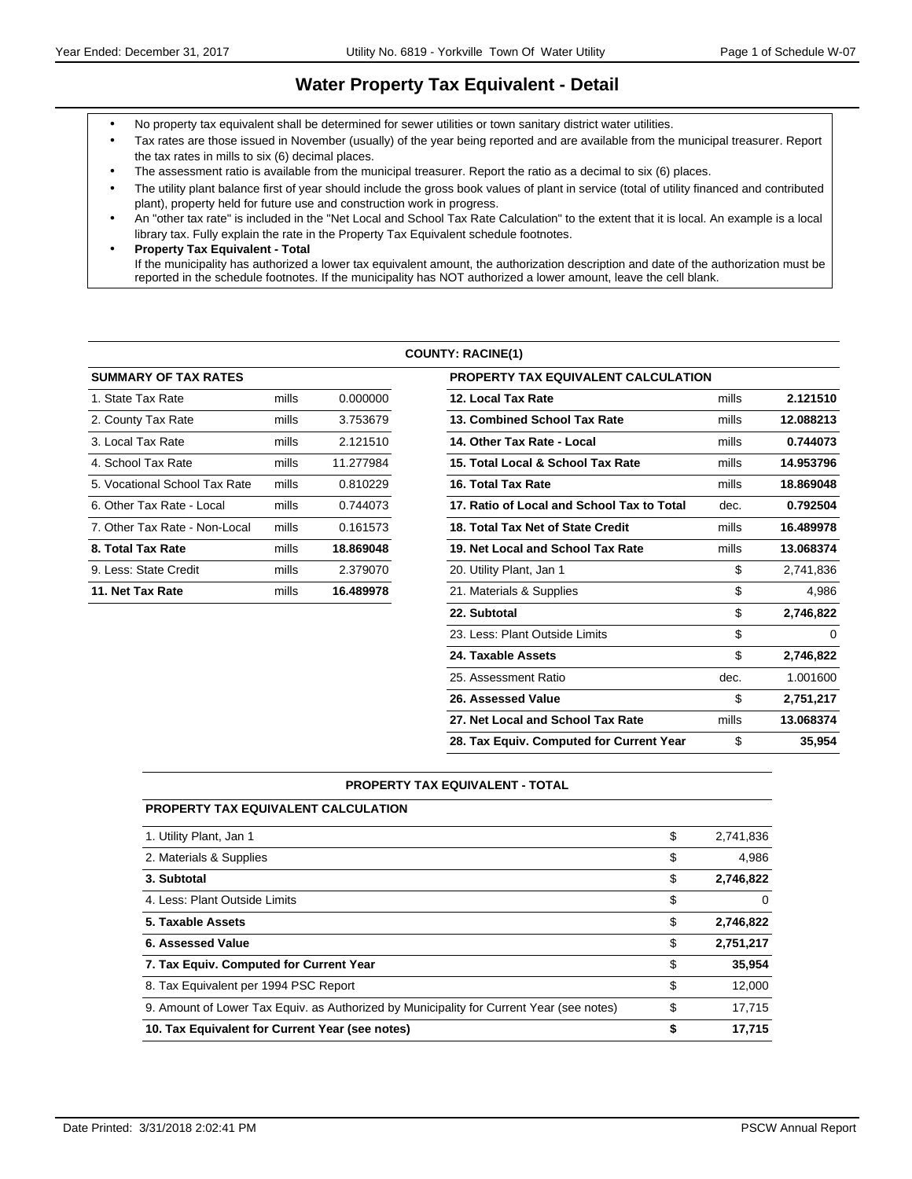// Water Property Tax Equivalent - Detail

- No property tax equivalent shall be determined for sewer utilities or town sanitary district water utilities.
- Tax rates are those issued in November (usually) of the year being reported and are available from the municipal treasurer. Report the tax rates in mills to six (6) decimal places.
- The assessment ratio is available from the municipal treasurer. Report the ratio as a decimal to six (6) places.
- The utility plant balance first of year should include the gross book values of plant in service (total of utility financed and contributed plant), property held for future use and construction work in progress.
- An "other tax rate" is included in the "Net Local and School Tax Rate Calculation" to the extent that it is local. An example is a local library tax. Fully explain the rate in the Property Tax Equivalent schedule footnotes.
- **Property Tax Equivalent - Total**
  If the municipality has authorized a lower tax equivalent amount, the authorization description and date of the authorization must be reported in the schedule footnotes. If the municipality has NOT authorized a lower amount, leave the cell blank.

**COUNTY: RACINE(1)**

| SUMMARY OF TAX RATES | | |
|---|---|---|
| 1. State Tax Rate | mills | 0.000000 |
| 2. County Tax Rate | mills | 3.753679 |
| 3. Local Tax Rate | mills | 2.121510 |
| 4. School Tax Rate | mills | 11.277984 |
| 5. Vocational School Tax Rate | mills | 0.810229 |
| 6. Other Tax Rate - Local | mills | 0.744073 |
| 7. Other Tax Rate - Non-Local | mills | 0.161573 |
| **8. Total Tax Rate** | mills | **18.869048** |
| 9. Less: State Credit | mills | 2.379070 |
| **11. Net Tax Rate** | mills | **16.489978** |

| PROPERTY TAX EQUIVALENT CALCULATION | | |
|---|---|---|
| **12. Local Tax Rate** | mills | **2.121510** |
| **13. Combined School Tax Rate** | mills | **12.088213** |
| **14. Other Tax Rate - Local** | mills | **0.744073** |
| **15. Total Local & School Tax Rate** | mills | **14.953796** |
| **16. Total Tax Rate** | mills | **18.869048** |
| **17. Ratio of Local and School Tax to Total** | dec. | **0.792504** |
| **18. Total Tax Net of State Credit** | mills | **16.489978** |
| **19. Net Local and School Tax Rate** | mills | **13.068374** |
| 20. Utility Plant, Jan 1 | $ | 2,741,836 |
| 21. Materials & Supplies | $ | 4,986 |
| **22. Subtotal** | $ | **2,746,822** |
| 23. Less: Plant Outside Limits | $ | 0 |
| **24. Taxable Assets** | $ | **2,746,822** |
| 25. Assessment Ratio | dec. | 1.001600 |
| **26. Assessed Value** | $ | **2,751,217** |
| **27. Net Local and School Tax Rate** | mills | **13.068374** |
| **28. Tax Equiv. Computed for Current Year** | $ | **35,954** |

**PROPERTY TAX EQUIVALENT - TOTAL**

| PROPERTY TAX EQUIVALENT CALCULATION | | |
|---|---|---|
| 1. Utility Plant, Jan 1 | $ | 2,741,836 |
| 2. Materials & Supplies | $ | 4,986 |
| **3. Subtotal** | $ | **2,746,822** |
| 4. Less: Plant Outside Limits | $ | 0 |
| **5. Taxable Assets** | $ | **2,746,822** |
| **6. Assessed Value** | $ | **2,751,217** |
| **7. Tax Equiv. Computed for Current Year** | $ | **35,954** |
| 8. Tax Equivalent per 1994 PSC Report | $ | 12,000 |
| 9. Amount of Lower Tax Equiv. as Authorized by Municipality for Current Year (see notes) | $ | 17,715 |
| **10. Tax Equivalent for Current Year (see notes)** | **$** | **17,715** |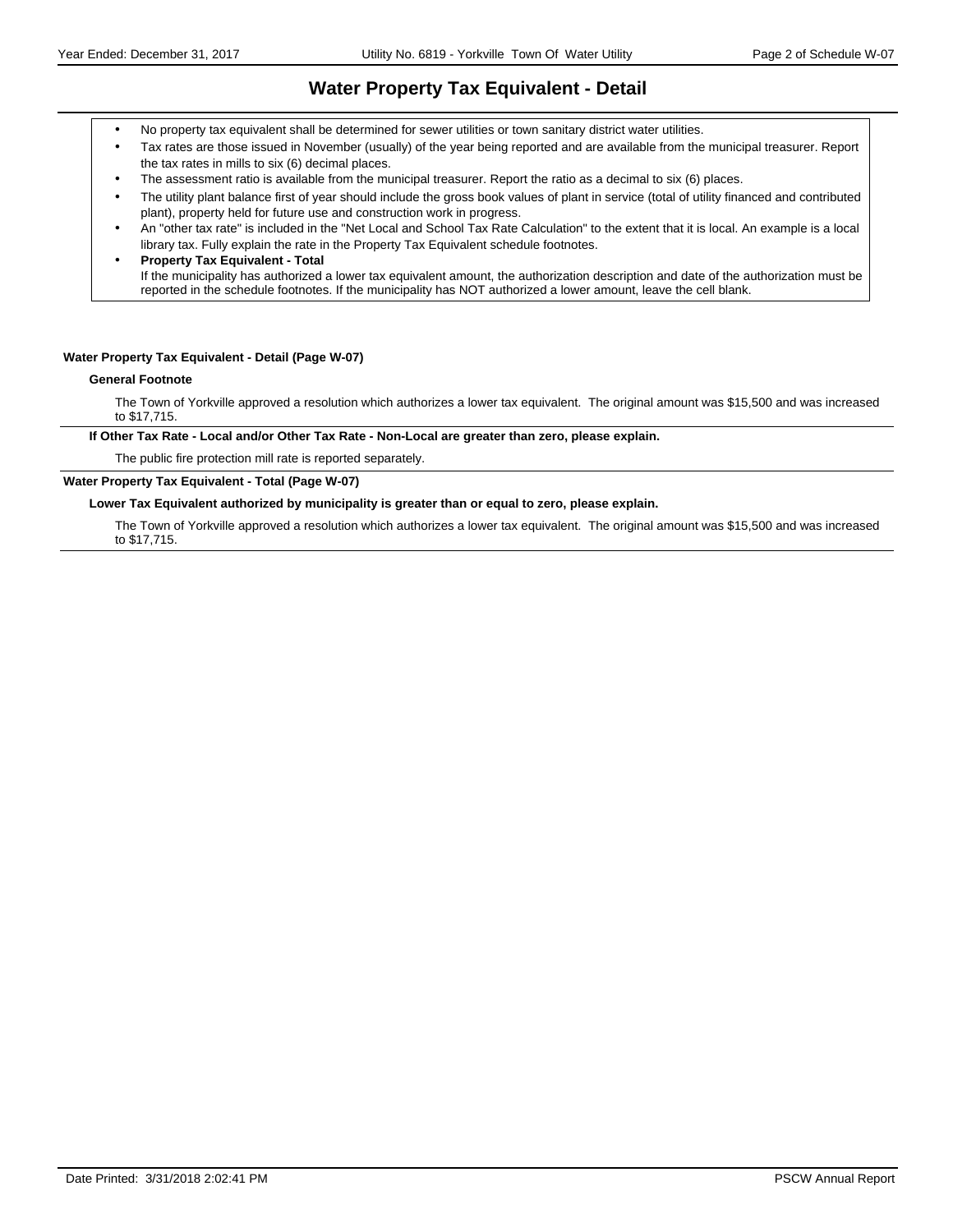# Water Property Tax Equivalent - Detail

- No property tax equivalent shall be determined for sewer utilities or town sanitary district water utilities.
- Tax rates are those issued in November (usually) of the year being reported and are available from the municipal treasurer. Report the tax rates in mills to six (6) decimal places.
- The assessment ratio is available from the municipal treasurer. Report the ratio as a decimal to six (6) places.
- The utility plant balance first of year should include the gross book values of plant in service (total of utility financed and contributed plant), property held for future use and construction work in progress.
- An "other tax rate" is included in the "Net Local and School Tax Rate Calculation" to the extent that it is local. An example is a local library tax. Fully explain the rate in the Property Tax Equivalent schedule footnotes.
- **Property Tax Equivalent - Total**
  If the municipality has authorized a lower tax equivalent amount, the authorization description and date of the authorization must be reported in the schedule footnotes. If the municipality has NOT authorized a lower amount, leave the cell blank.

**Water Property Tax Equivalent - Detail (Page W-07)**

**General Footnote**

The Town of Yorkville approved a resolution which authorizes a lower tax equivalent. The original amount was $15,500 and was increased to $17,715.

**If Other Tax Rate - Local and/or Other Tax Rate - Non-Local are greater than zero, please explain.**

The public fire protection mill rate is reported separately.

**Water Property Tax Equivalent - Total (Page W-07)**

**Lower Tax Equivalent authorized by municipality is greater than or equal to zero, please explain.**

The Town of Yorkville approved a resolution which authorizes a lower tax equivalent. The original amount was $15,500 and was increased to $17,715.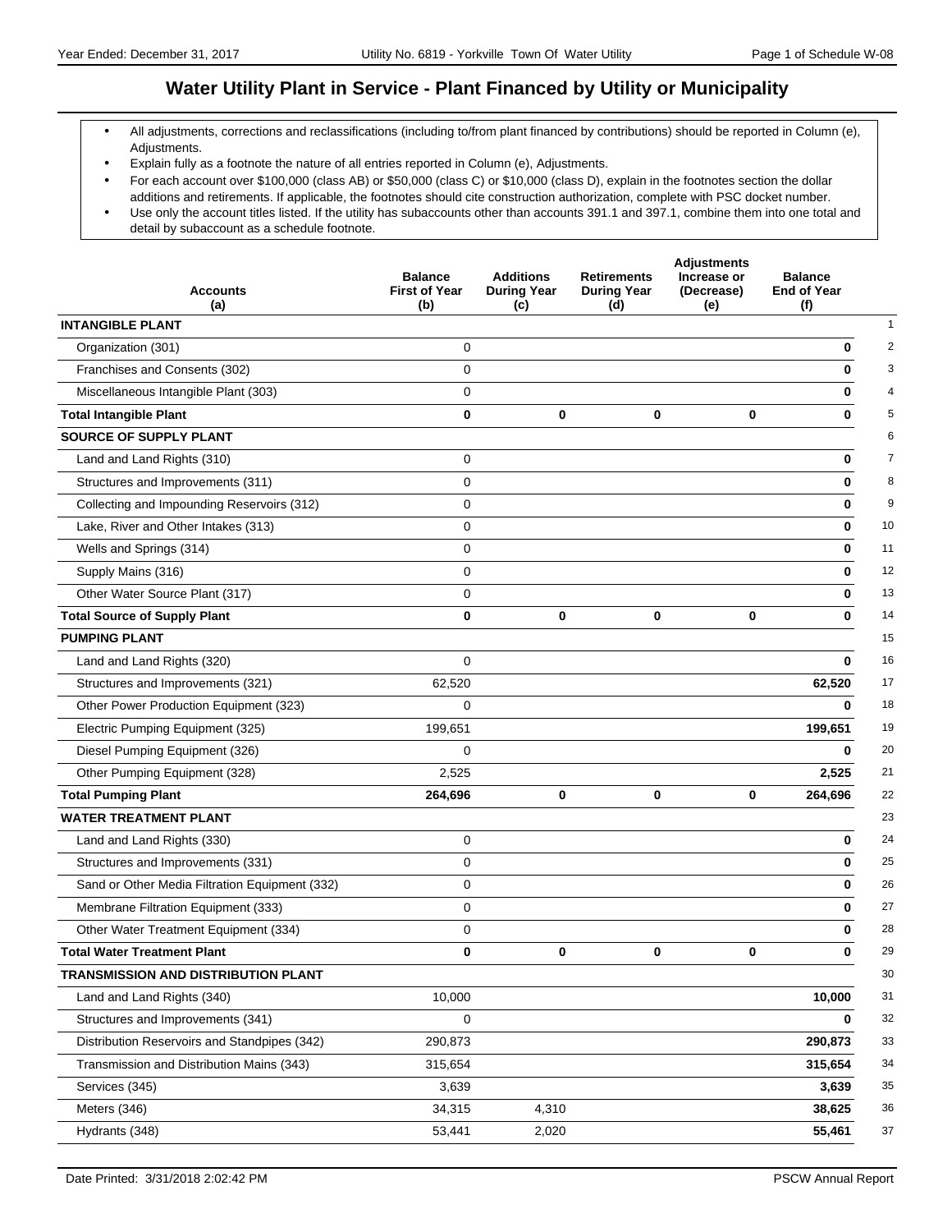# Water Utility Plant in Service - Plant Financed by Utility or Municipality

- All adjustments, corrections and reclassifications (including to/from plant financed by contributions) should be reported in Column (e), Adjustments.
- Explain fully as a footnote the nature of all entries reported in Column (e), Adjustments.
- For each account over $100,000 (class AB) or $50,000 (class C) or $10,000 (class D), explain in the footnotes section the dollar additions and retirements. If applicable, the footnotes should cite construction authorization, complete with PSC docket number.
- Use only the account titles listed. If the utility has subaccounts other than accounts 391.1 and 397.1, combine them into one total and detail by subaccount as a schedule footnote.

| Accounts (a) | Balance First of Year (b) | Additions During Year (c) | Retirements During Year (d) | Adjustments Increase or (Decrease) (e) | Balance End of Year (f) | |
|---|---|---|---|---|---|---|
| **INTANGIBLE PLANT** | | | | | | 1 |
| Organization (301) | 0 | | | | **0** | 2 |
| Franchises and Consents (302) | 0 | | | | **0** | 3 |
| Miscellaneous Intangible Plant (303) | 0 | | | | **0** | 4 |
| **Total Intangible Plant** | **0** | **0** | **0** | **0** | **0** | 5 |
| **SOURCE OF SUPPLY PLANT** | | | | | | 6 |
| Land and Land Rights (310) | 0 | | | | **0** | 7 |
| Structures and Improvements (311) | 0 | | | | **0** | 8 |
| Collecting and Impounding Reservoirs (312) | 0 | | | | **0** | 9 |
| Lake, River and Other Intakes (313) | 0 | | | | **0** | 10 |
| Wells and Springs (314) | 0 | | | | **0** | 11 |
| Supply Mains (316) | 0 | | | | **0** | 12 |
| Other Water Source Plant (317) | 0 | | | | **0** | 13 |
| **Total Source of Supply Plant** | **0** | **0** | **0** | **0** | **0** | 14 |
| **PUMPING PLANT** | | | | | | 15 |
| Land and Land Rights (320) | 0 | | | | **0** | 16 |
| Structures and Improvements (321) | 62,520 | | | | **62,520** | 17 |
| Other Power Production Equipment (323) | 0 | | | | **0** | 18 |
| Electric Pumping Equipment (325) | 199,651 | | | | **199,651** | 19 |
| Diesel Pumping Equipment (326) | 0 | | | | **0** | 20 |
| Other Pumping Equipment (328) | 2,525 | | | | **2,525** | 21 |
| **Total Pumping Plant** | **264,696** | **0** | **0** | **0** | **264,696** | 22 |
| **WATER TREATMENT PLANT** | | | | | | 23 |
| Land and Land Rights (330) | 0 | | | | **0** | 24 |
| Structures and Improvements (331) | 0 | | | | **0** | 25 |
| Sand or Other Media Filtration Equipment (332) | 0 | | | | **0** | 26 |
| Membrane Filtration Equipment (333) | 0 | | | | **0** | 27 |
| Other Water Treatment Equipment (334) | 0 | | | | **0** | 28 |
| **Total Water Treatment Plant** | **0** | **0** | **0** | **0** | **0** | 29 |
| **TRANSMISSION AND DISTRIBUTION PLANT** | | | | | | 30 |
| Land and Land Rights (340) | 10,000 | | | | **10,000** | 31 |
| Structures and Improvements (341) | 0 | | | | **0** | 32 |
| Distribution Reservoirs and Standpipes (342) | 290,873 | | | | **290,873** | 33 |
| Transmission and Distribution Mains (343) | 315,654 | | | | **315,654** | 34 |
| Services (345) | 3,639 | | | | **3,639** | 35 |
| Meters (346) | 34,315 | 4,310 | | | **38,625** | 36 |
| Hydrants (348) | 53,441 | 2,020 | | | **55,461** | 37 |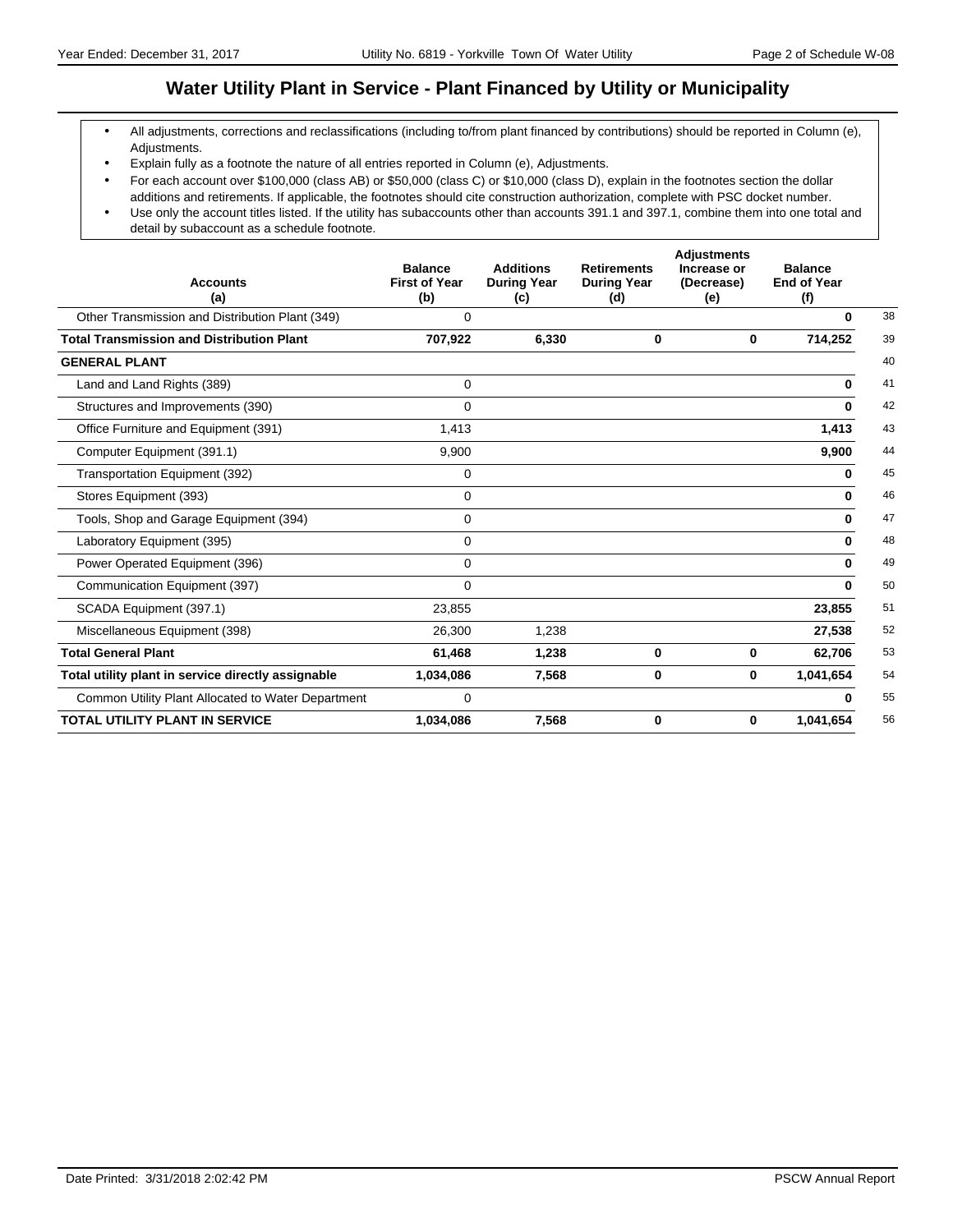# Water Utility Plant in Service - Plant Financed by Utility or Municipality

- All adjustments, corrections and reclassifications (including to/from plant financed by contributions) should be reported in Column (e), Adjustments.
- Explain fully as a footnote the nature of all entries reported in Column (e), Adjustments.
- For each account over $100,000 (class AB) or $50,000 (class C) or $10,000 (class D), explain in the footnotes section the dollar additions and retirements. If applicable, the footnotes should cite construction authorization, complete with PSC docket number.
- Use only the account titles listed. If the utility has subaccounts other than accounts 391.1 and 397.1, combine them into one total and detail by subaccount as a schedule footnote.

| Accounts (a) | Balance First of Year (b) | Additions During Year (c) | Retirements During Year (d) | Adjustments Increase or (Decrease) (e) | Balance End of Year (f) | |
|---|---|---|---|---|---|---|
| Other Transmission and Distribution Plant (349) | 0 | | | | **0** | 38 |
| **Total Transmission and Distribution Plant** | **707,922** | **6,330** | **0** | **0** | **714,252** | 39 |
| **GENERAL PLANT** | | | | | | 40 |
| Land and Land Rights (389) | 0 | | | | **0** | 41 |
| Structures and Improvements (390) | 0 | | | | **0** | 42 |
| Office Furniture and Equipment (391) | 1,413 | | | | **1,413** | 43 |
| Computer Equipment (391.1) | 9,900 | | | | **9,900** | 44 |
| Transportation Equipment (392) | 0 | | | | **0** | 45 |
| Stores Equipment (393) | 0 | | | | **0** | 46 |
| Tools, Shop and Garage Equipment (394) | 0 | | | | **0** | 47 |
| Laboratory Equipment (395) | 0 | | | | **0** | 48 |
| Power Operated Equipment (396) | 0 | | | | **0** | 49 |
| Communication Equipment (397) | 0 | | | | **0** | 50 |
| SCADA Equipment (397.1) | 23,855 | | | | **23,855** | 51 |
| Miscellaneous Equipment (398) | 26,300 | 1,238 | | | **27,538** | 52 |
| **Total General Plant** | **61,468** | **1,238** | **0** | **0** | **62,706** | 53 |
| **Total utility plant in service directly assignable** | **1,034,086** | **7,568** | **0** | **0** | **1,041,654** | 54 |
| Common Utility Plant Allocated to Water Department | 0 | | | | **0** | 55 |
| **TOTAL UTILITY PLANT IN SERVICE** | **1,034,086** | **7,568** | **0** | **0** | **1,041,654** | 56 |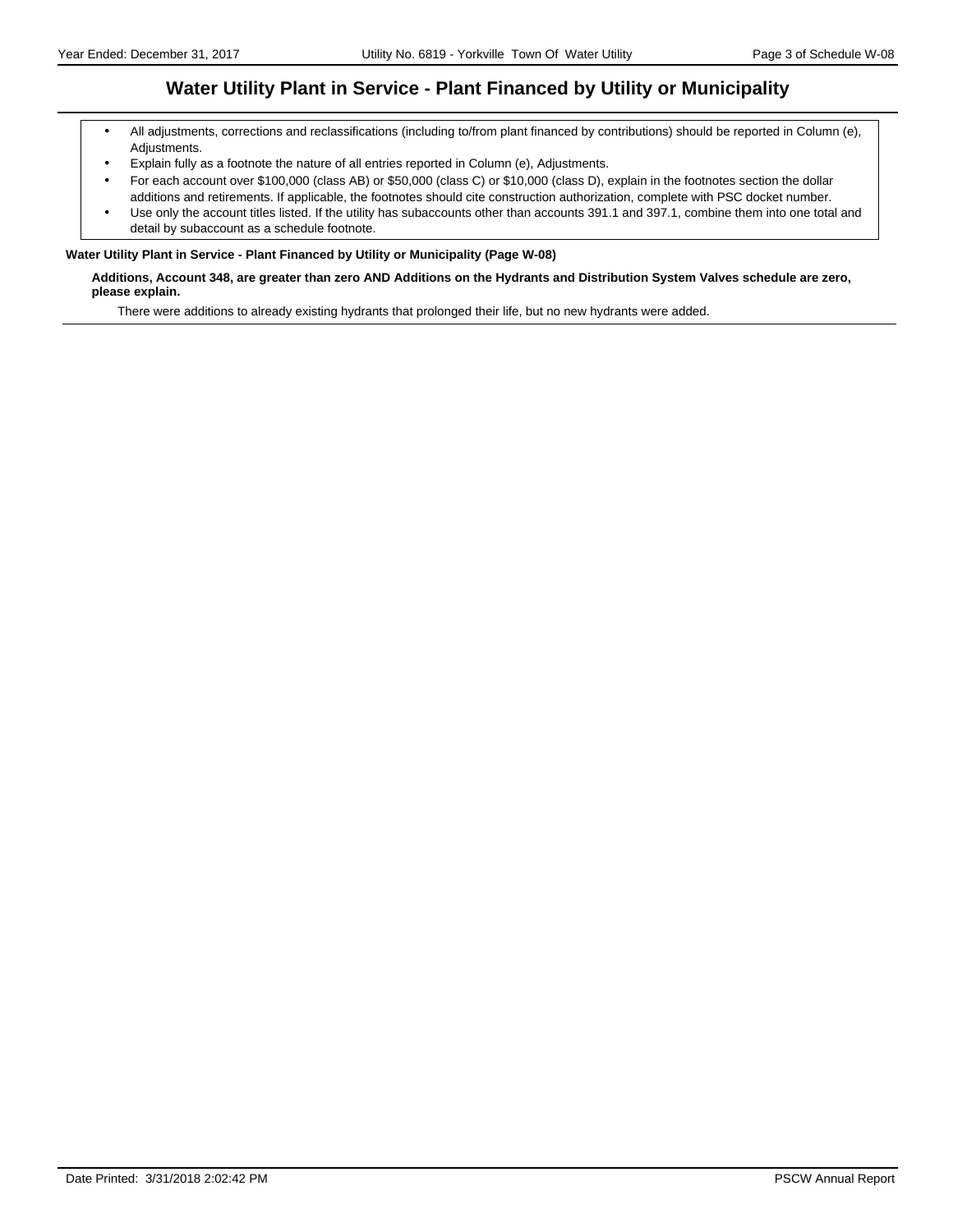# Water Utility Plant in Service - Plant Financed by Utility or Municipality

- All adjustments, corrections and reclassifications (including to/from plant financed by contributions) should be reported in Column (e), Adjustments.
- Explain fully as a footnote the nature of all entries reported in Column (e), Adjustments.
- For each account over $100,000 (class AB) or $50,000 (class C) or $10,000 (class D), explain in the footnotes section the dollar additions and retirements. If applicable, the footnotes should cite construction authorization, complete with PSC docket number.
- Use only the account titles listed. If the utility has subaccounts other than accounts 391.1 and 397.1, combine them into one total and detail by subaccount as a schedule footnote.

**Water Utility Plant in Service - Plant Financed by Utility or Municipality (Page W-08)**

**Additions, Account 348, are greater than zero AND Additions on the Hydrants and Distribution System Valves schedule are zero, please explain.**

There were additions to already existing hydrants that prolonged their life, but no new hydrants were added.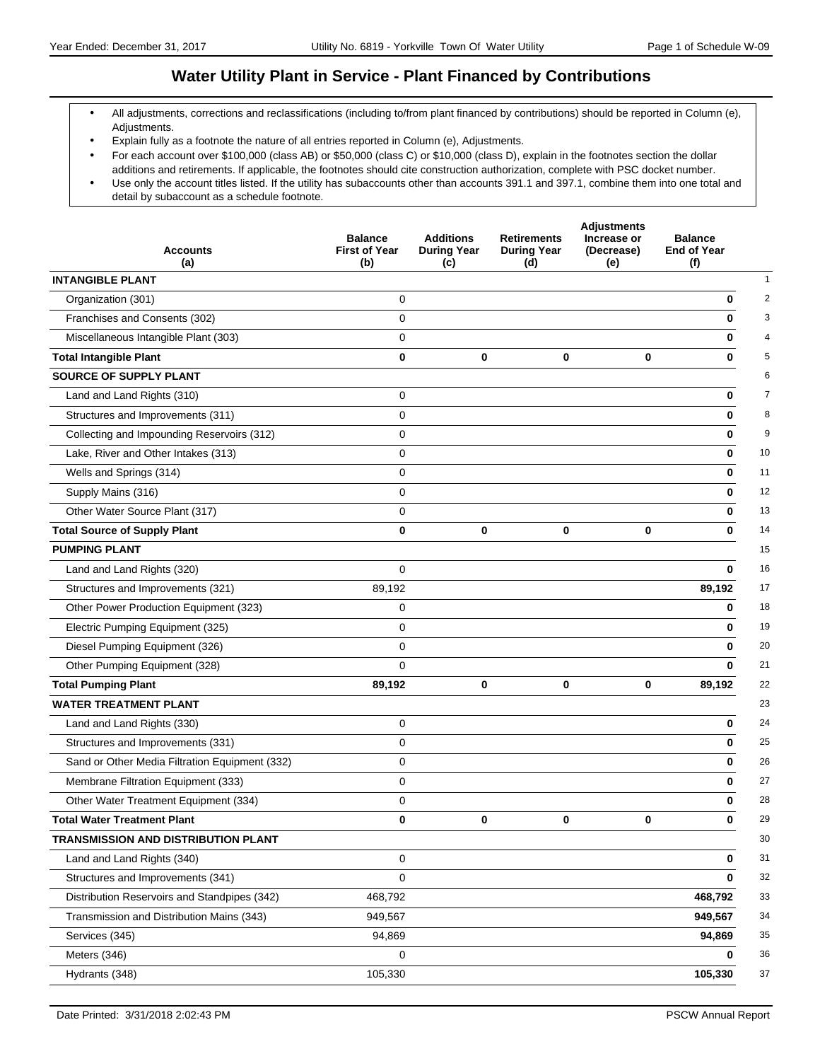# Water Utility Plant in Service - Plant Financed by Contributions

- All adjustments, corrections and reclassifications (including to/from plant financed by contributions) should be reported in Column (e), Adjustments.
- Explain fully as a footnote the nature of all entries reported in Column (e), Adjustments.
- For each account over $100,000 (class AB) or $50,000 (class C) or $10,000 (class D), explain in the footnotes section the dollar additions and retirements. If applicable, the footnotes should cite construction authorization, complete with PSC docket number.
- Use only the account titles listed. If the utility has subaccounts other than accounts 391.1 and 397.1, combine them into one total and detail by subaccount as a schedule footnote.

| Accounts (a) | Balance First of Year (b) | Additions During Year (c) | Retirements During Year (d) | Adjustments Increase or (Decrease) (e) | Balance End of Year (f) | |
|---|---|---|---|---|---|---|
| **INTANGIBLE PLANT** | | | | | | 1 |
| Organization (301) | 0 | | | | **0** | 2 |
| Franchises and Consents (302) | 0 | | | | **0** | 3 |
| Miscellaneous Intangible Plant (303) | 0 | | | | **0** | 4 |
| **Total Intangible Plant** | **0** | **0** | **0** | **0** | **0** | 5 |
| **SOURCE OF SUPPLY PLANT** | | | | | | 6 |
| Land and Land Rights (310) | 0 | | | | **0** | 7 |
| Structures and Improvements (311) | 0 | | | | **0** | 8 |
| Collecting and Impounding Reservoirs (312) | 0 | | | | **0** | 9 |
| Lake, River and Other Intakes (313) | 0 | | | | **0** | 10 |
| Wells and Springs (314) | 0 | | | | **0** | 11 |
| Supply Mains (316) | 0 | | | | **0** | 12 |
| Other Water Source Plant (317) | 0 | | | | **0** | 13 |
| **Total Source of Supply Plant** | **0** | **0** | **0** | **0** | **0** | 14 |
| **PUMPING PLANT** | | | | | | 15 |
| Land and Land Rights (320) | 0 | | | | **0** | 16 |
| Structures and Improvements (321) | 89,192 | | | | **89,192** | 17 |
| Other Power Production Equipment (323) | 0 | | | | **0** | 18 |
| Electric Pumping Equipment (325) | 0 | | | | **0** | 19 |
| Diesel Pumping Equipment (326) | 0 | | | | **0** | 20 |
| Other Pumping Equipment (328) | 0 | | | | **0** | 21 |
| **Total Pumping Plant** | **89,192** | **0** | **0** | **0** | **89,192** | 22 |
| **WATER TREATMENT PLANT** | | | | | | 23 |
| Land and Land Rights (330) | 0 | | | | **0** | 24 |
| Structures and Improvements (331) | 0 | | | | **0** | 25 |
| Sand or Other Media Filtration Equipment (332) | 0 | | | | **0** | 26 |
| Membrane Filtration Equipment (333) | 0 | | | | **0** | 27 |
| Other Water Treatment Equipment (334) | 0 | | | | **0** | 28 |
| **Total Water Treatment Plant** | **0** | **0** | **0** | **0** | **0** | 29 |
| **TRANSMISSION AND DISTRIBUTION PLANT** | | | | | | 30 |
| Land and Land Rights (340) | 0 | | | | **0** | 31 |
| Structures and Improvements (341) | 0 | | | | **0** | 32 |
| Distribution Reservoirs and Standpipes (342) | 468,792 | | | | **468,792** | 33 |
| Transmission and Distribution Mains (343) | 949,567 | | | | **949,567** | 34 |
| Services (345) | 94,869 | | | | **94,869** | 35 |
| Meters (346) | 0 | | | | **0** | 36 |
| Hydrants (348) | 105,330 | | | | **105,330** | 37 |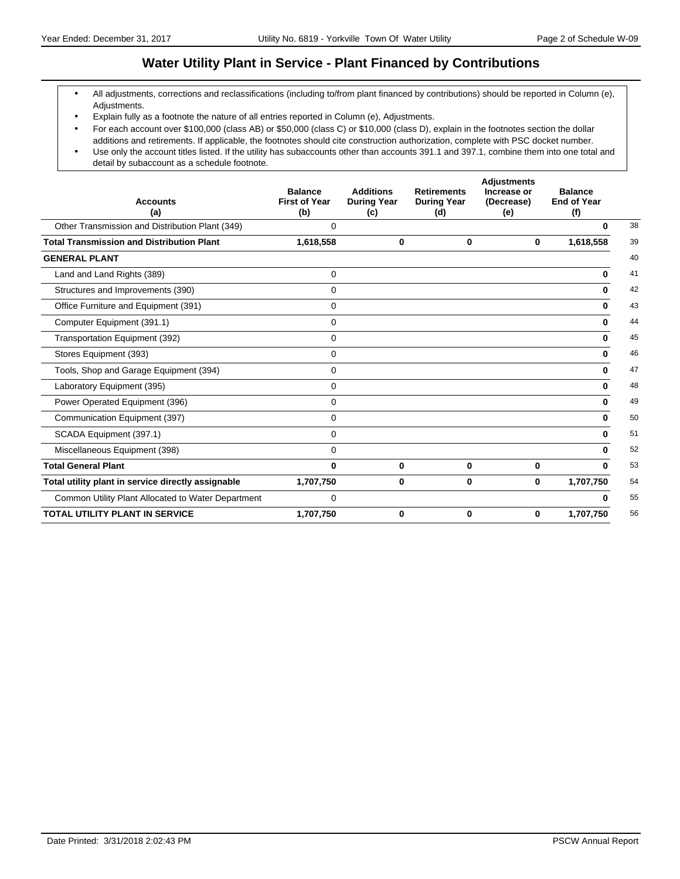# Water Utility Plant in Service - Plant Financed by Contributions

- All adjustments, corrections and reclassifications (including to/from plant financed by contributions) should be reported in Column (e), Adjustments.
- Explain fully as a footnote the nature of all entries reported in Column (e), Adjustments.
- For each account over $100,000 (class AB) or $50,000 (class C) or $10,000 (class D), explain in the footnotes section the dollar additions and retirements. If applicable, the footnotes should cite construction authorization, complete with PSC docket number.
- Use only the account titles listed. If the utility has subaccounts other than accounts 391.1 and 397.1, combine them into one total and detail by subaccount as a schedule footnote.

| Accounts (a) | Balance First of Year (b) | Additions During Year (c) | Retirements During Year (d) | Adjustments Increase or (Decrease) (e) | Balance End of Year (f) | |
|---|---|---|---|---|---|---|
| Other Transmission and Distribution Plant (349) | 0 | | | | **0** | 38 |
| **Total Transmission and Distribution Plant** | **1,618,558** | **0** | **0** | **0** | **1,618,558** | 39 |
| **GENERAL PLANT** | | | | | | 40 |
| Land and Land Rights (389) | 0 | | | | **0** | 41 |
| Structures and Improvements (390) | 0 | | | | **0** | 42 |
| Office Furniture and Equipment (391) | 0 | | | | **0** | 43 |
| Computer Equipment (391.1) | 0 | | | | **0** | 44 |
| Transportation Equipment (392) | 0 | | | | **0** | 45 |
| Stores Equipment (393) | 0 | | | | **0** | 46 |
| Tools, Shop and Garage Equipment (394) | 0 | | | | **0** | 47 |
| Laboratory Equipment (395) | 0 | | | | **0** | 48 |
| Power Operated Equipment (396) | 0 | | | | **0** | 49 |
| Communication Equipment (397) | 0 | | | | **0** | 50 |
| SCADA Equipment (397.1) | 0 | | | | **0** | 51 |
| Miscellaneous Equipment (398) | 0 | | | | **0** | 52 |
| **Total General Plant** | **0** | **0** | **0** | **0** | **0** | 53 |
| **Total utility plant in service directly assignable** | **1,707,750** | **0** | **0** | **0** | **1,707,750** | 54 |
| Common Utility Plant Allocated to Water Department | 0 | | | | **0** | 55 |
| **TOTAL UTILITY PLANT IN SERVICE** | **1,707,750** | **0** | **0** | **0** | **1,707,750** | 56 |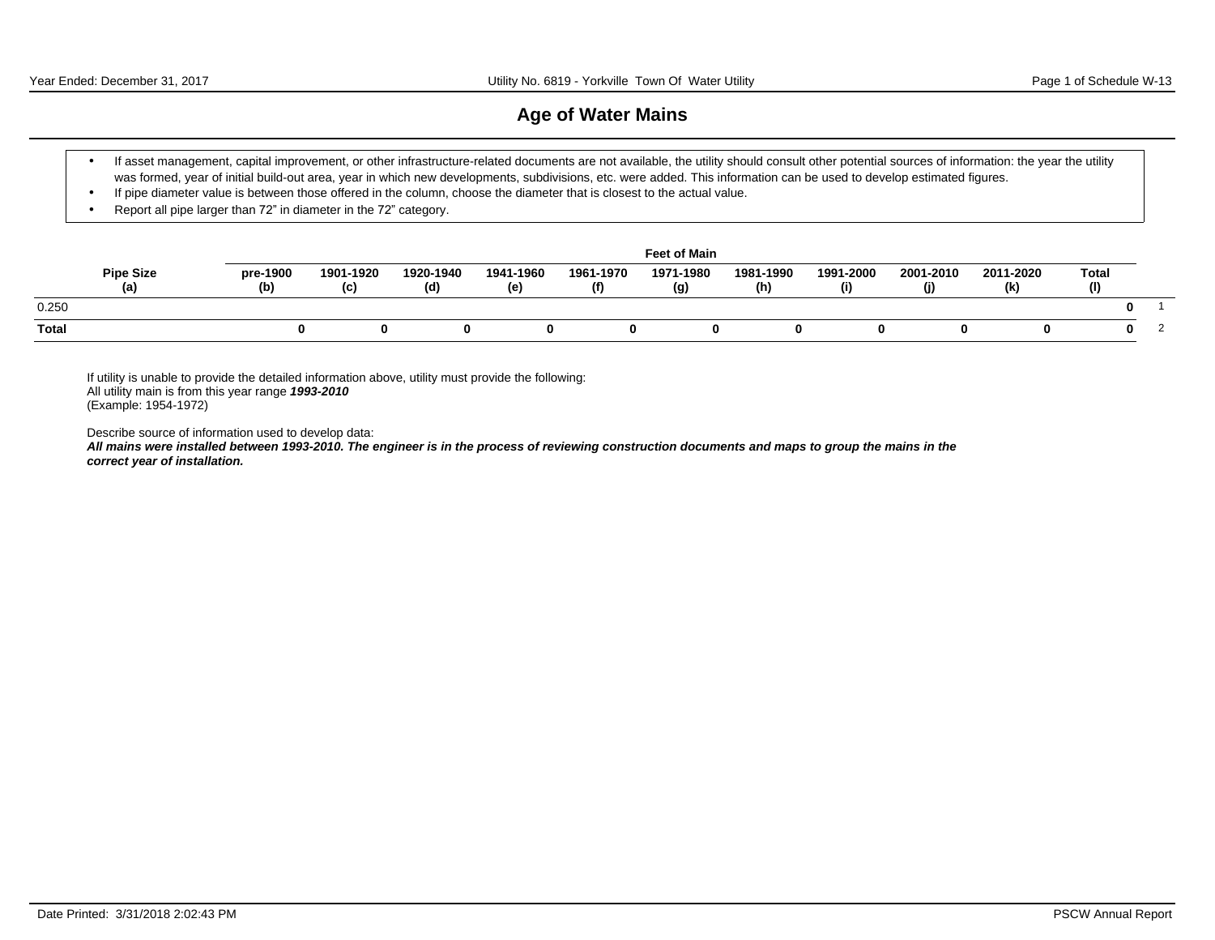# Age of Water Mains

- If asset management, capital improvement, or other infrastructure-related documents are not available, the utility should consult other potential sources of information: the year the utility was formed, year of initial build-out area, year in which new developments, subdivisions, etc. were added. This information can be used to develop estimated figures.
- If pipe diameter value is between those offered in the column, choose the diameter that is closest to the actual value.
- Report all pipe larger than 72" in diameter in the 72" category.

| Pipe Size (a) | Feet of Main pre-1900 (b) | 1901-1920 (c) | 1920-1940 (d) | 1941-1960 (e) | 1961-1970 (f) | 1971-1980 (g) | 1981-1990 (h) | 1991-2000 (i) | 2001-2010 (j) | 2011-2020 (k) | Total (l) | |
|---|---|---|---|---|---|---|---|---|---|---|---|---|
| 0.250 | | | | | | | | | | | **0** | 1 |
| **Total** | **0** | **0** | **0** | **0** | **0** | **0** | **0** | **0** | **0** | **0** | **0** | 2 |

If utility is unable to provide the detailed information above, utility must provide the following:
All utility main is from this year range ***1993-2010***
(Example: 1954-1972)

Describe source of information used to develop data:
***All mains were installed between 1993-2010. The engineer is in the process of reviewing construction documents and maps to group the mains in the correct year of installation.***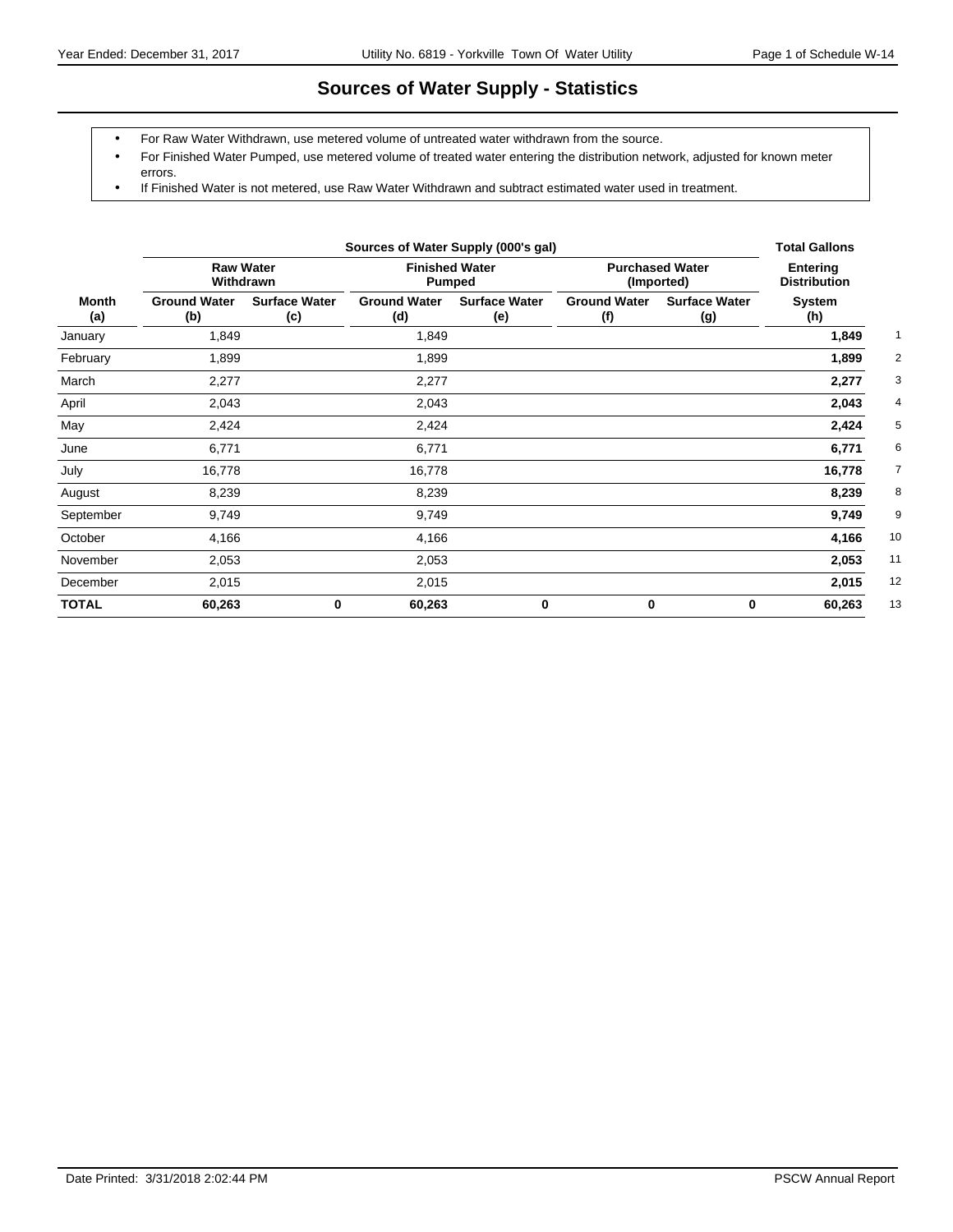# Sources of Water Supply - Statistics

- For Raw Water Withdrawn, use metered volume of untreated water withdrawn from the source.
- For Finished Water Pumped, use metered volume of treated water entering the distribution network, adjusted for known meter errors.
- If Finished Water is not metered, use Raw Water Withdrawn and subtract estimated water used in treatment.

| | Sources of Water Supply (000's gal) | | | | | | Total Gallons | |
|---|---|---|---|---|---|---|---|---|
| | Raw Water Withdrawn | | Finished Water Pumped | | Purchased Water (Imported) | | Entering Distribution | |
| Month (a) | Ground Water (b) | Surface Water (c) | Ground Water (d) | Surface Water (e) | Ground Water (f) | Surface Water (g) | System (h) | |
| January | 1,849 | | 1,849 | | | | **1,849** | 1 |
| February | 1,899 | | 1,899 | | | | **1,899** | 2 |
| March | 2,277 | | 2,277 | | | | **2,277** | 3 |
| April | 2,043 | | 2,043 | | | | **2,043** | 4 |
| May | 2,424 | | 2,424 | | | | **2,424** | 5 |
| June | 6,771 | | 6,771 | | | | **6,771** | 6 |
| July | 16,778 | | 16,778 | | | | **16,778** | 7 |
| August | 8,239 | | 8,239 | | | | **8,239** | 8 |
| September | 9,749 | | 9,749 | | | | **9,749** | 9 |
| October | 4,166 | | 4,166 | | | | **4,166** | 10 |
| November | 2,053 | | 2,053 | | | | **2,053** | 11 |
| December | 2,015 | | 2,015 | | | | **2,015** | 12 |
| **TOTAL** | **60,263** | **0** | **60,263** | **0** | **0** | **0** | **60,263** | 13 |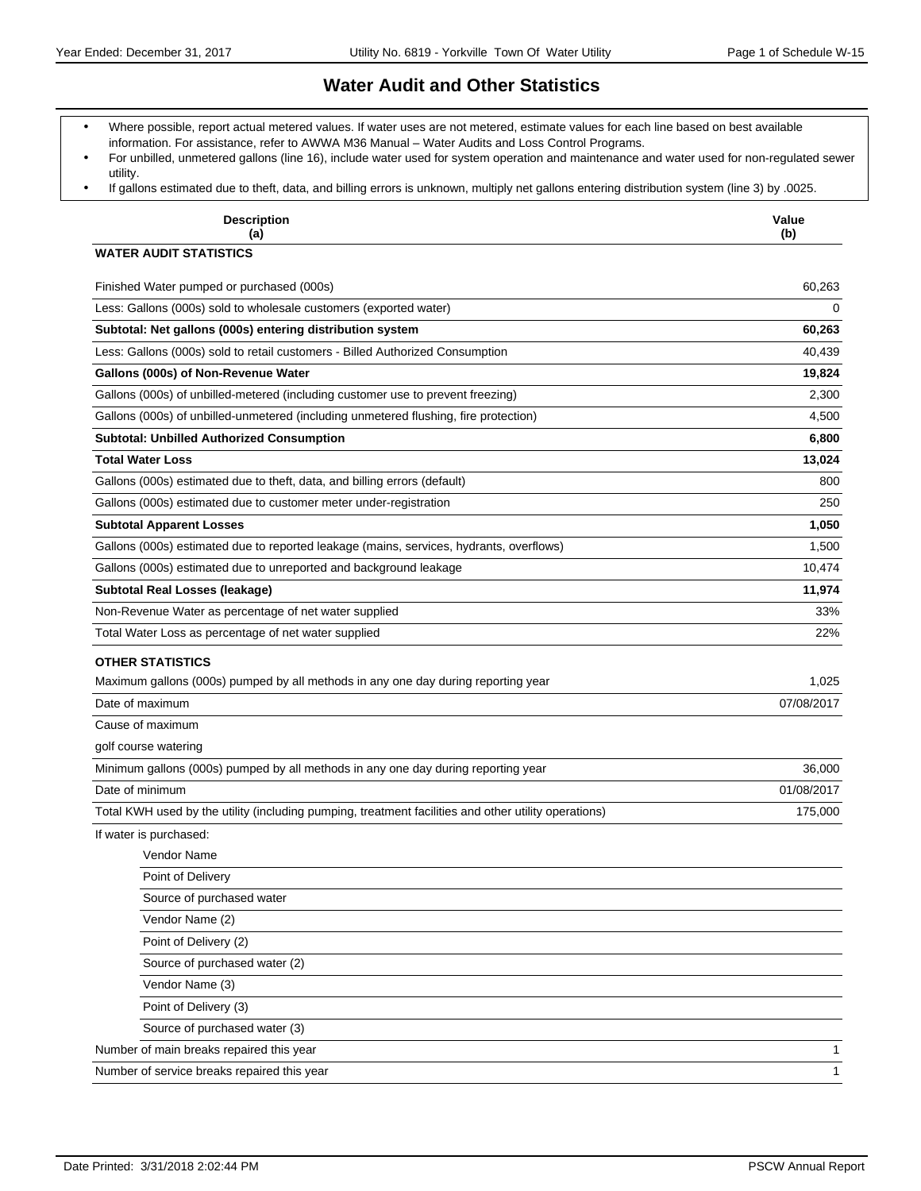# Water Audit and Other Statistics

- Where possible, report actual metered values. If water uses are not metered, estimate values for each line based on best available information. For assistance, refer to AWWA M36 Manual – Water Audits and Loss Control Programs.
- For unbilled, unmetered gallons (line 16), include water used for system operation and maintenance and water used for non-regulated sewer utility.
- If gallons estimated due to theft, data, and billing errors is unknown, multiply net gallons entering distribution system (line 3) by .0025.

| Description<br>(a) | Value<br>(b) |
| --- | --- |
| **WATER AUDIT STATISTICS** | |
| Finished Water pumped or purchased (000s) | 60,263 |
| Less: Gallons (000s) sold to wholesale customers (exported water) | 0 |
| **Subtotal: Net gallons (000s) entering distribution system** | **60,263** |
| Less: Gallons (000s) sold to retail customers - Billed Authorized Consumption | 40,439 |
| **Gallons (000s) of Non-Revenue Water** | **19,824** |
| Gallons (000s) of unbilled-metered (including customer use to prevent freezing) | 2,300 |
| Gallons (000s) of unbilled-unmetered (including unmetered flushing, fire protection) | 4,500 |
| **Subtotal: Unbilled Authorized Consumption** | **6,800** |
| **Total Water Loss** | **13,024** |
| Gallons (000s) estimated due to theft, data, and billing errors (default) | 800 |
| Gallons (000s) estimated due to customer meter under-registration | 250 |
| **Subtotal Apparent Losses** | **1,050** |
| Gallons (000s) estimated due to reported leakage (mains, services, hydrants, overflows) | 1,500 |
| Gallons (000s) estimated due to unreported and background leakage | 10,474 |
| **Subtotal Real Losses (leakage)** | **11,974** |
| Non-Revenue Water as percentage of net water supplied | 33% |
| Total Water Loss as percentage of net water supplied | 22% |
| **OTHER STATISTICS** | |
| Maximum gallons (000s) pumped by all methods in any one day during reporting year | 1,025 |
| Date of maximum | 07/08/2017 |
| Cause of maximum | |
| golf course watering | |
| Minimum gallons (000s) pumped by all methods in any one day during reporting year | 36,000 |
| Date of minimum | 01/08/2017 |
| Total KWH used by the utility (including pumping, treatment facilities and other utility operations) | 175,000 |
| If water is purchased: | |
| Vendor Name | |
| Point of Delivery | |
| Source of purchased water | |
| Vendor Name (2) | |
| Point of Delivery (2) | |
| Source of purchased water (2) | |
| Vendor Name (3) | |
| Point of Delivery (3) | |
| Source of purchased water (3) | |
| Number of main breaks repaired this year | 1 |
| Number of service breaks repaired this year | 1 |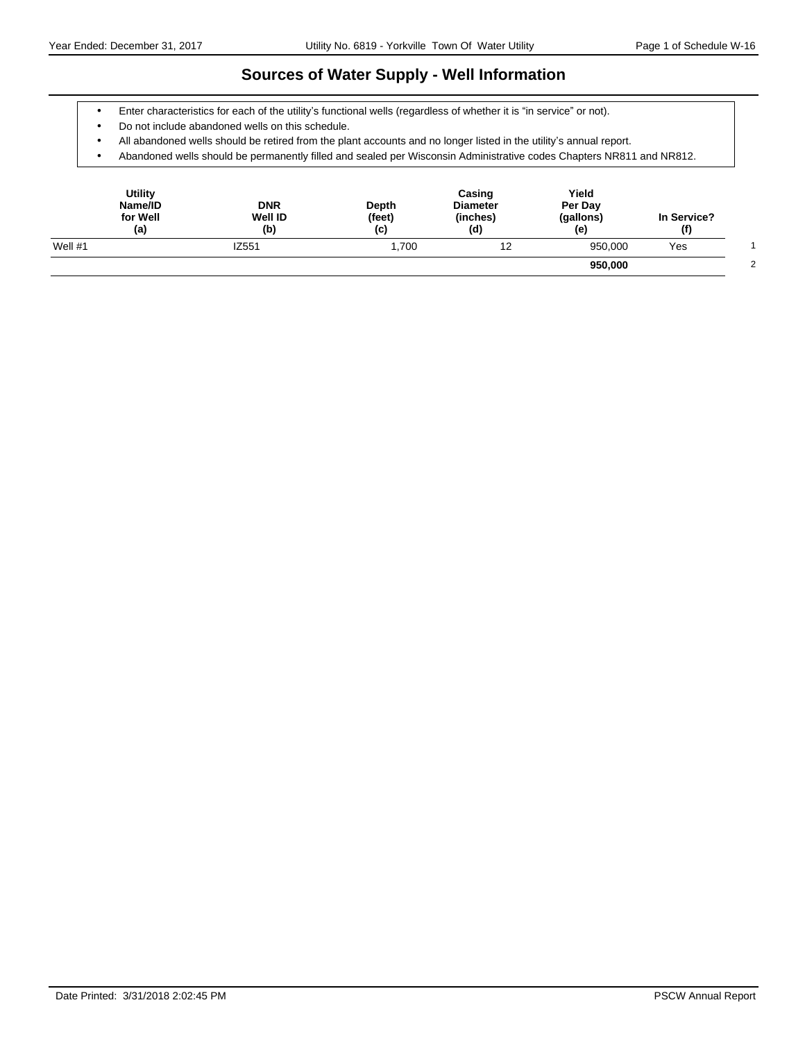# Sources of Water Supply - Well Information

- Enter characteristics for each of the utility's functional wells (regardless of whether it is "in service" or not).
- Do not include abandoned wells on this schedule.
- All abandoned wells should be retired from the plant accounts and no longer listed in the utility's annual report.
- Abandoned wells should be permanently filled and sealed per Wisconsin Administrative codes Chapters NR811 and NR812.

| Utility Name/ID for Well (a) | DNR Well ID (b) | Depth (feet) (c) | Casing Diameter (inches) (d) | Yield Per Day (gallons) (e) | In Service? (f) | |
|---|---|---|---|---|---|---|
| Well #1 | IZ551 | 1,700 | 12 | 950,000 | Yes | 1 |
| | | | | **950,000** | | 2 |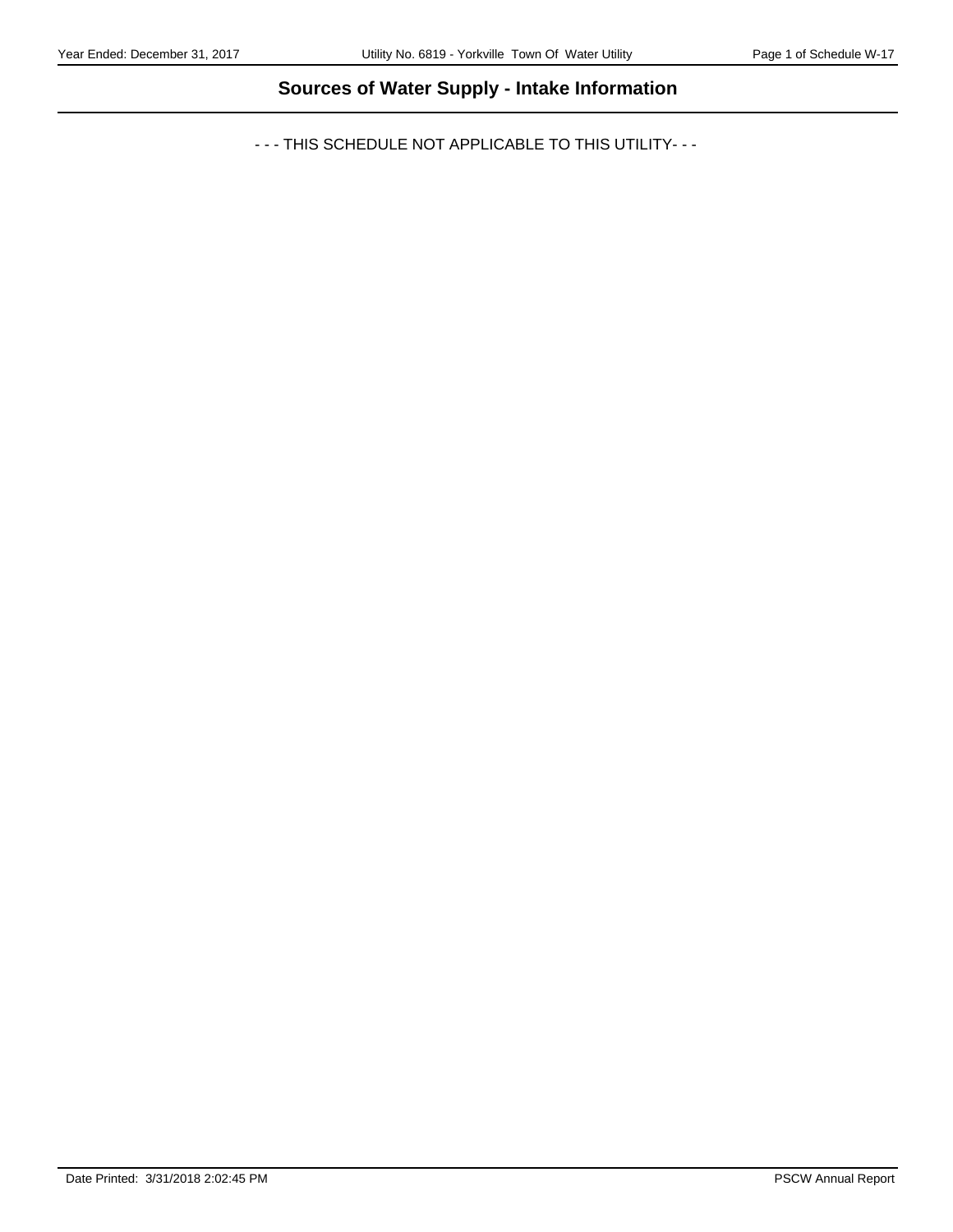## Sources of Water Supply - Intake Information

- - - THIS SCHEDULE NOT APPLICABLE TO THIS UTILITY- - -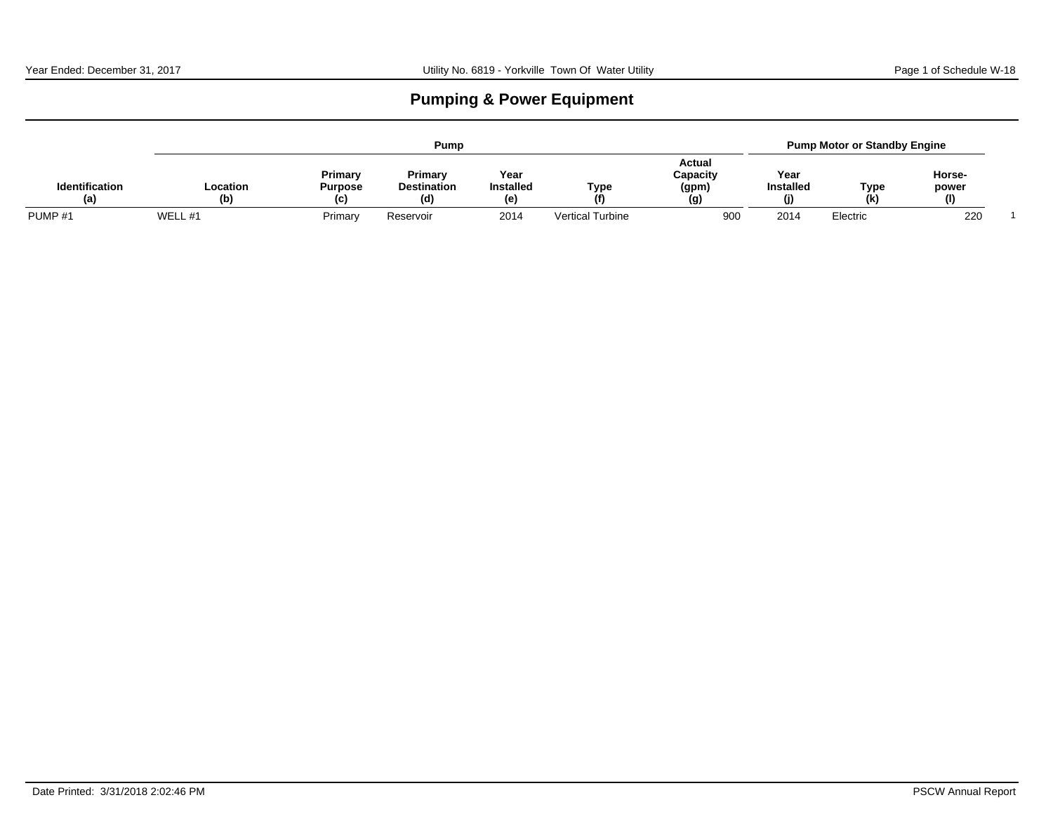# Pumping & Power Equipment

| | Pump | | | | | | Pump Motor or Standby Engine | | | |
|---|---|---|---|---|---|---|---|---|---|---|
| Identification (a) | Location (b) | Primary Purpose (c) | Primary Destination (d) | Year Installed (e) | Type (f) | Actual Capacity (gpm) (g) | Year Installed (j) | Type (k) | Horse-power (l) | |
| PUMP #1 | WELL #1 | Primary | Reservoir | 2014 | Vertical Turbine | 900 | 2014 | Electric | 220 | 1 |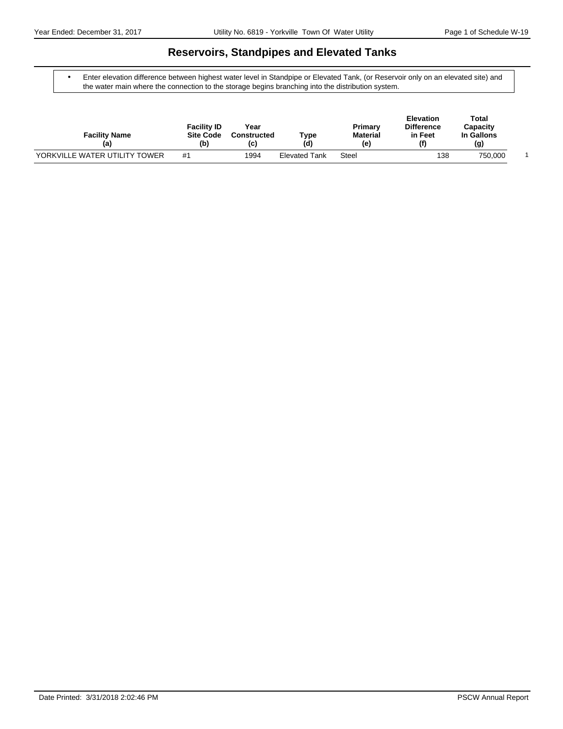# Reservoirs, Standpipes and Elevated Tanks

- Enter elevation difference between highest water level in Standpipe or Elevated Tank, (or Reservoir only on an elevated site) and the water main where the connection to the storage begins branching into the distribution system.

| Facility Name (a) | Facility ID Site Code (b) | Year Constructed (c) | Type (d) | Primary Material (e) | Elevation Difference in Feet (f) | Total Capacity In Gallons (g) | |
|---|---|---|---|---|---|---|---|
| YORKVILLE WATER UTILITY TOWER | #1 | 1994 | Elevated Tank | Steel | 138 | 750,000 | 1 |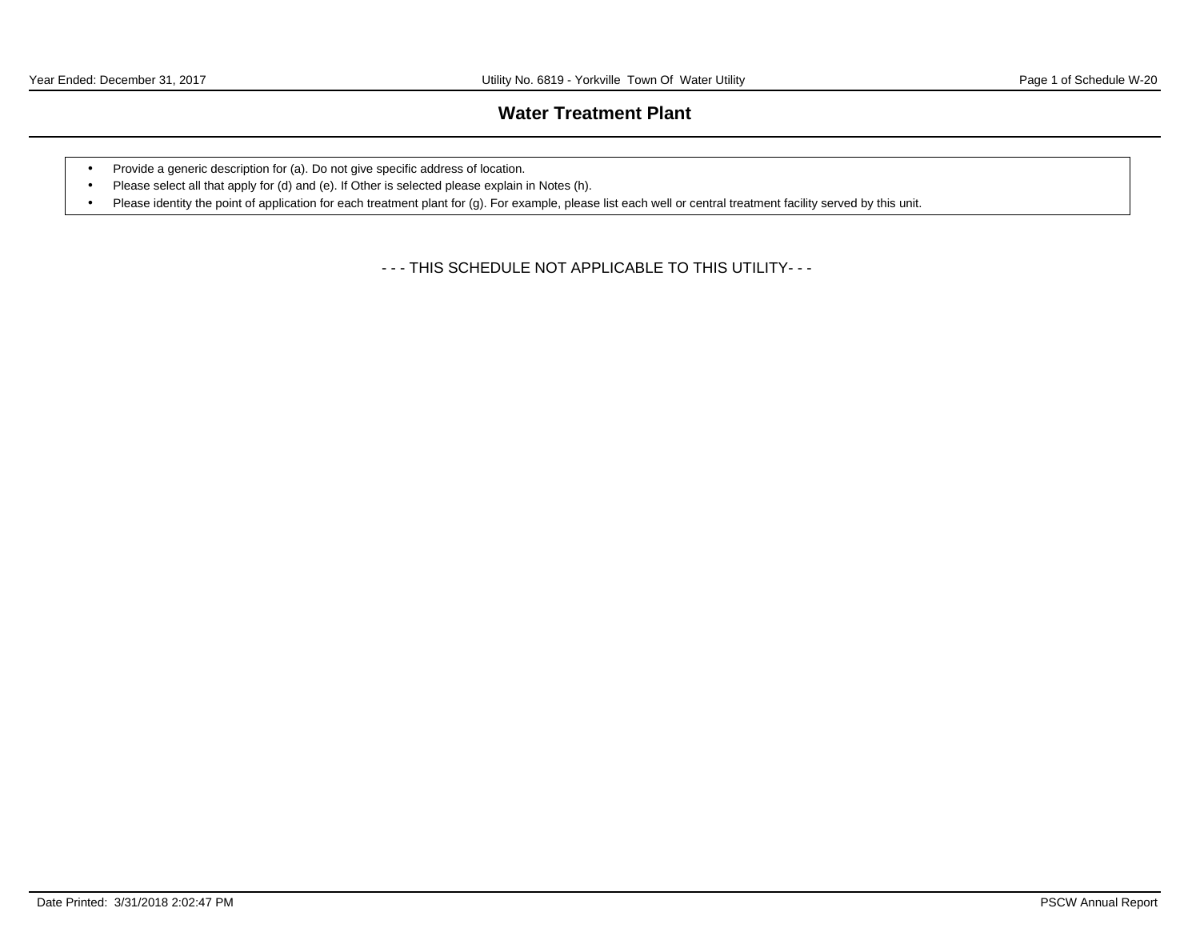# Water Treatment Plant

- Provide a generic description for (a). Do not give specific address of location.
- Please select all that apply for (d) and (e). If Other is selected please explain in Notes (h).
- Please identity the point of application for each treatment plant for (g). For example, please list each well or central treatment facility served by this unit.

- - - THIS SCHEDULE NOT APPLICABLE TO THIS UTILITY- - -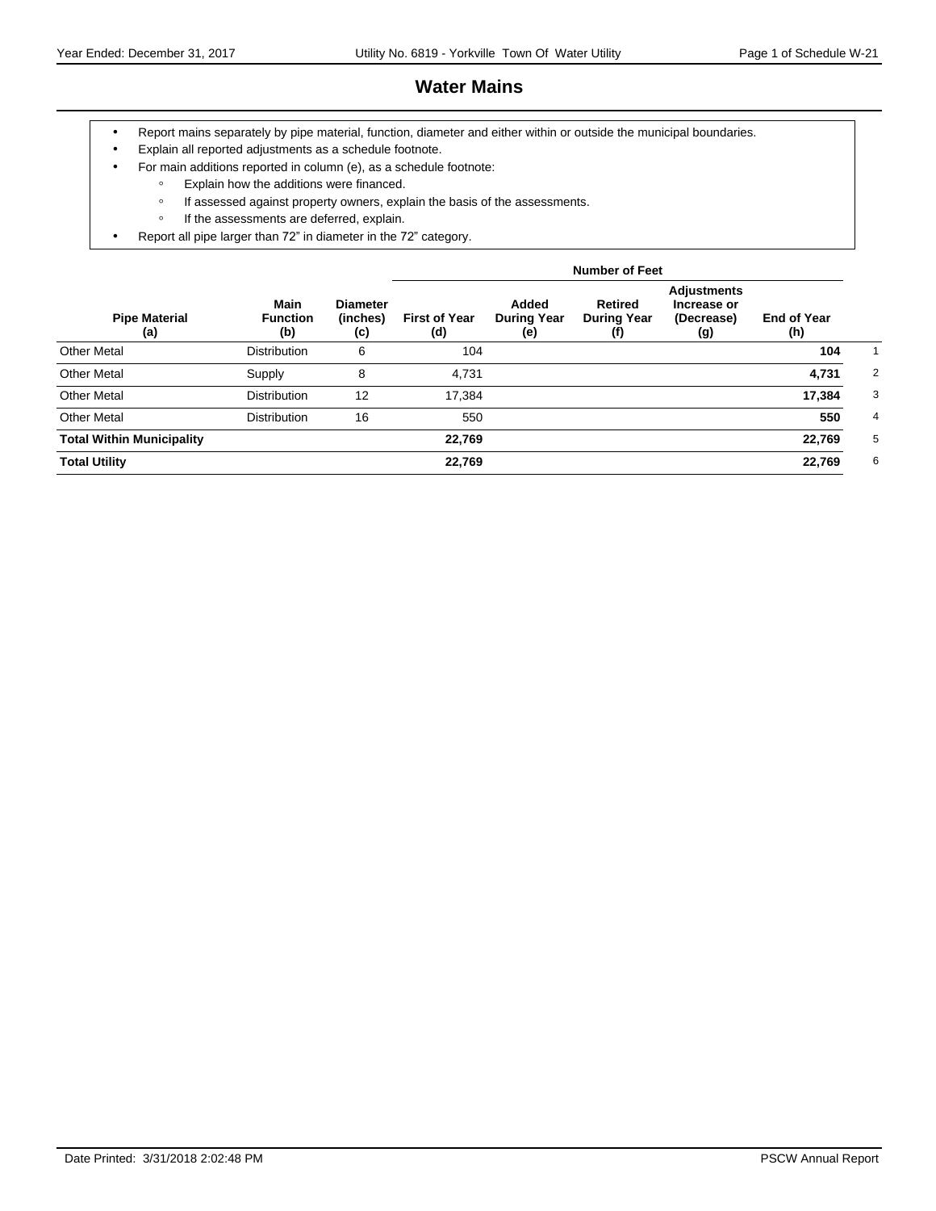# Water Mains

- Report mains separately by pipe material, function, diameter and either within or outside the municipal boundaries.
- Explain all reported adjustments as a schedule footnote.
- For main additions reported in column (e), as a schedule footnote:
  - Explain how the additions were financed.
  - If assessed against property owners, explain the basis of the assessments.
  - If the assessments are deferred, explain.
- Report all pipe larger than 72" in diameter in the 72" category.

| Pipe Material (a) | Main Function (b) | Diameter (inches) (c) | Number of Feet First of Year (d) | Added During Year (e) | Retired During Year (f) | Adjustments Increase or (Decrease) (g) | End of Year (h) | |
|---|---|---|---|---|---|---|---|---|
| Other Metal | Distribution | 6 | 104 | | | | **104** | 1 |
| Other Metal | Supply | 8 | 4,731 | | | | **4,731** | 2 |
| Other Metal | Distribution | 12 | 17,384 | | | | **17,384** | 3 |
| Other Metal | Distribution | 16 | 550 | | | | **550** | 4 |
| **Total Within Municipality** | | | **22,769** | | | | **22,769** | 5 |
| **Total Utility** | | | **22,769** | | | | **22,769** | 6 |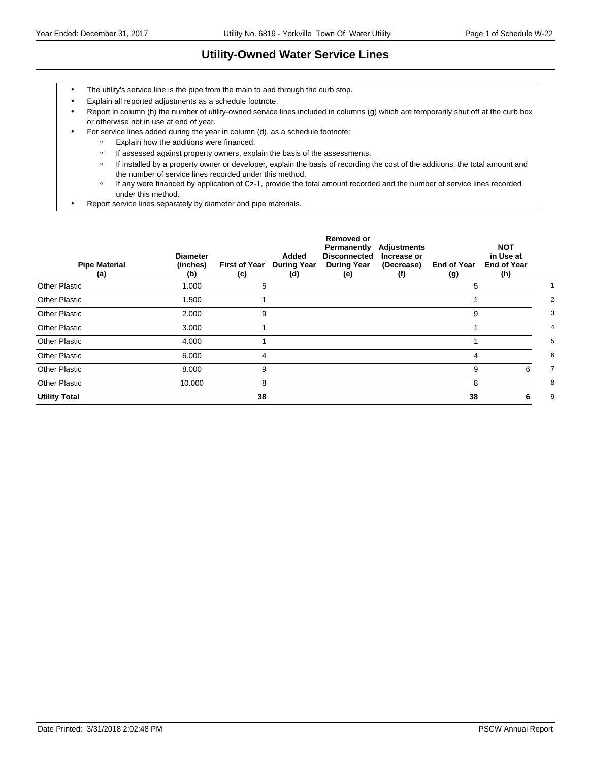# Utility-Owned Water Service Lines

- The utility's service line is the pipe from the main to and through the curb stop.
- Explain all reported adjustments as a schedule footnote.
- Report in column (h) the number of utility-owned service lines included in columns (g) which are temporarily shut off at the curb box or otherwise not in use at end of year.
- For service lines added during the year in column (d), as a schedule footnote:
  - Explain how the additions were financed.
  - If assessed against property owners, explain the basis of the assessments.
  - If installed by a property owner or developer, explain the basis of recording the cost of the additions, the total amount and the number of service lines recorded under this method.
  - If any were financed by application of Cz-1, provide the total amount recorded and the number of service lines recorded under this method.
- Report service lines separately by diameter and pipe materials.

| Pipe Material (a) | Diameter (inches) (b) | First of Year (c) | Added During Year (d) | Removed or Permanently Disconnected During Year (e) | Adjustments Increase or (Decrease) (f) | End of Year (g) | NOT in Use at End of Year (h) | |
|---|---|---|---|---|---|---|---|---|
| Other Plastic | 1.000 | 5 | | | | 5 | | 1 |
| Other Plastic | 1.500 | 1 | | | | 1 | | 2 |
| Other Plastic | 2.000 | 9 | | | | 9 | | 3 |
| Other Plastic | 3.000 | 1 | | | | 1 | | 4 |
| Other Plastic | 4.000 | 1 | | | | 1 | | 5 |
| Other Plastic | 6.000 | 4 | | | | 4 | | 6 |
| Other Plastic | 8.000 | 9 | | | | 9 | 6 | 7 |
| Other Plastic | 10.000 | 8 | | | | 8 | | 8 |
| **Utility Total** | | **38** | | | | **38** | **6** | 9 |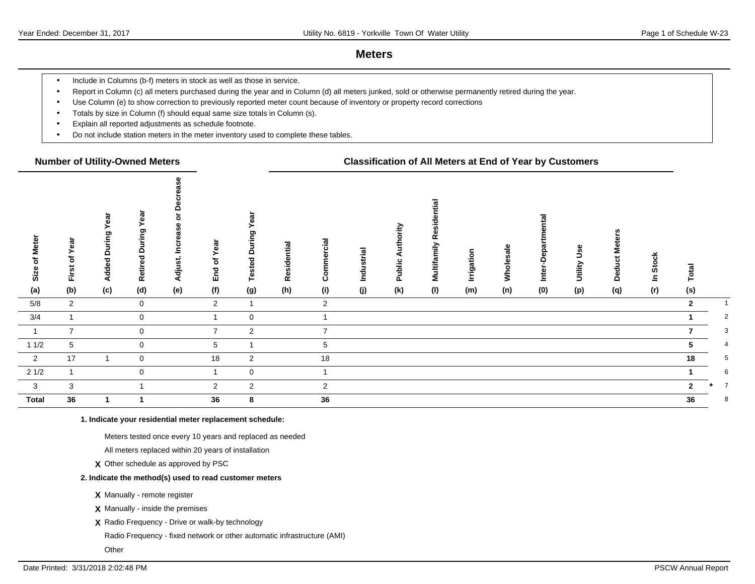# Meters

- Include in Columns (b-f) meters in stock as well as those in service.
- Report in Column (c) all meters purchased during the year and in Column (d) all meters junked, sold or otherwise permanently retired during the year.
- Use Column (e) to show correction to previously reported meter count because of inventory or property record corrections
- Totals by size in Column (f) should equal same size totals in Column (s).
- Explain all reported adjustments as schedule footnote.
- Do not include station meters in the meter inventory used to complete these tables.

| Number of Utility-Owned Meters | | | | | | | Classification of All Meters at End of Year by Customers | | | | | | | | | | | | | |
|---|---|---|---|---|---|---|---|---|---|---|---|---|---|---|---|---|---|---|---|---|
| Size of Meter (a) | First of Year (b) | Added During Year (c) | Retired During Year (d) | Adjust. Increase or Decrease (e) | End of Year (f) | Tested During Year (g) | Residential (h) | Commercial (i) | Industrial (j) | Public Authority (k) | Multifamily Residential (l) | Irrigation (m) | Wholesale (n) | Inter-Departmental (0) | Utility Use (p) | Deduct Meters (q) | In Stock (r) | Total (s) | | |
| 5/8 | 2 | | 0 | | 2 | 1 | | 2 | | | | | | | | | | **2** | | 1 |
| 3/4 | 1 | | 0 | | 1 | 0 | | 1 | | | | | | | | | | **1** | | 2 |
| 1 | 7 | | 0 | | 7 | 2 | | 7 | | | | | | | | | | **7** | | 3 |
| 1 1/2 | 5 | | 0 | | 5 | 1 | | 5 | | | | | | | | | | **5** | | 4 |
| 2 | 17 | 1 | 0 | | 18 | 2 | | 18 | | | | | | | | | | **18** | | 5 |
| 2 1/2 | 1 | | 0 | | 1 | 0 | | 1 | | | | | | | | | | **1** | | 6 |
| 3 | 3 | | 1 | | 2 | 2 | | 2 | | | | | | | | | | **2** | * | 7 |
| **Total** | **36** | **1** | **1** | | **36** | **8** | | **36** | | | | | | | | | | **36** | | 8 |

**1. Indicate your residential meter replacement schedule:**

Meters tested once every 10 years and replaced as needed

All meters replaced within 20 years of installation

**X** Other schedule as approved by PSC

**2. Indicate the method(s) used to read customer meters**

**X** Manually - remote register

**X** Manually - inside the premises

**X** Radio Frequency - Drive or walk-by technology

Radio Frequency - fixed network or other automatic infrastructure (AMI)

Other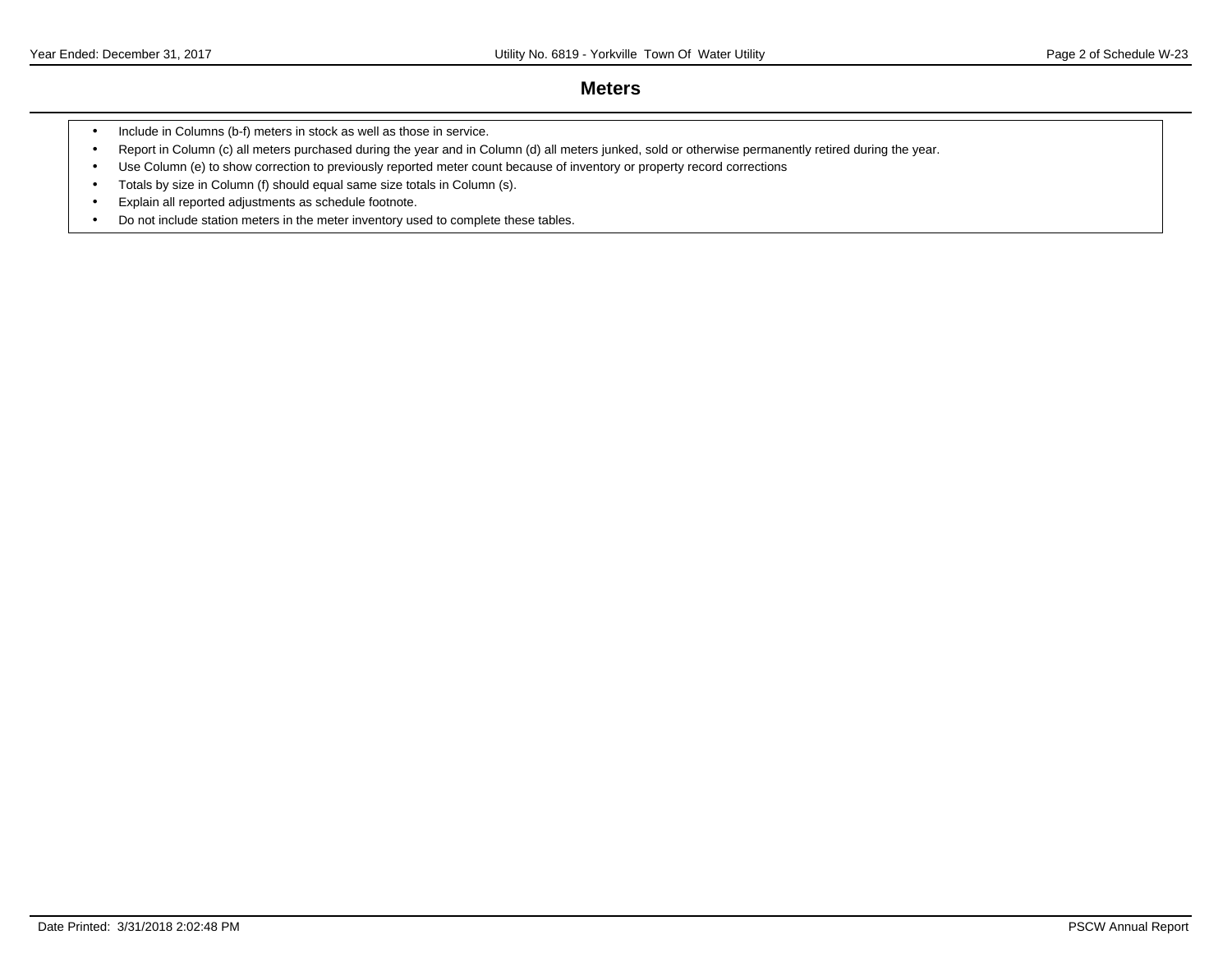# Meters

- Include in Columns (b-f) meters in stock as well as those in service.
- Report in Column (c) all meters purchased during the year and in Column (d) all meters junked, sold or otherwise permanently retired during the year.
- Use Column (e) to show correction to previously reported meter count because of inventory or property record corrections
- Totals by size in Column (f) should equal same size totals in Column (s).
- Explain all reported adjustments as schedule footnote.
- Do not include station meters in the meter inventory used to complete these tables.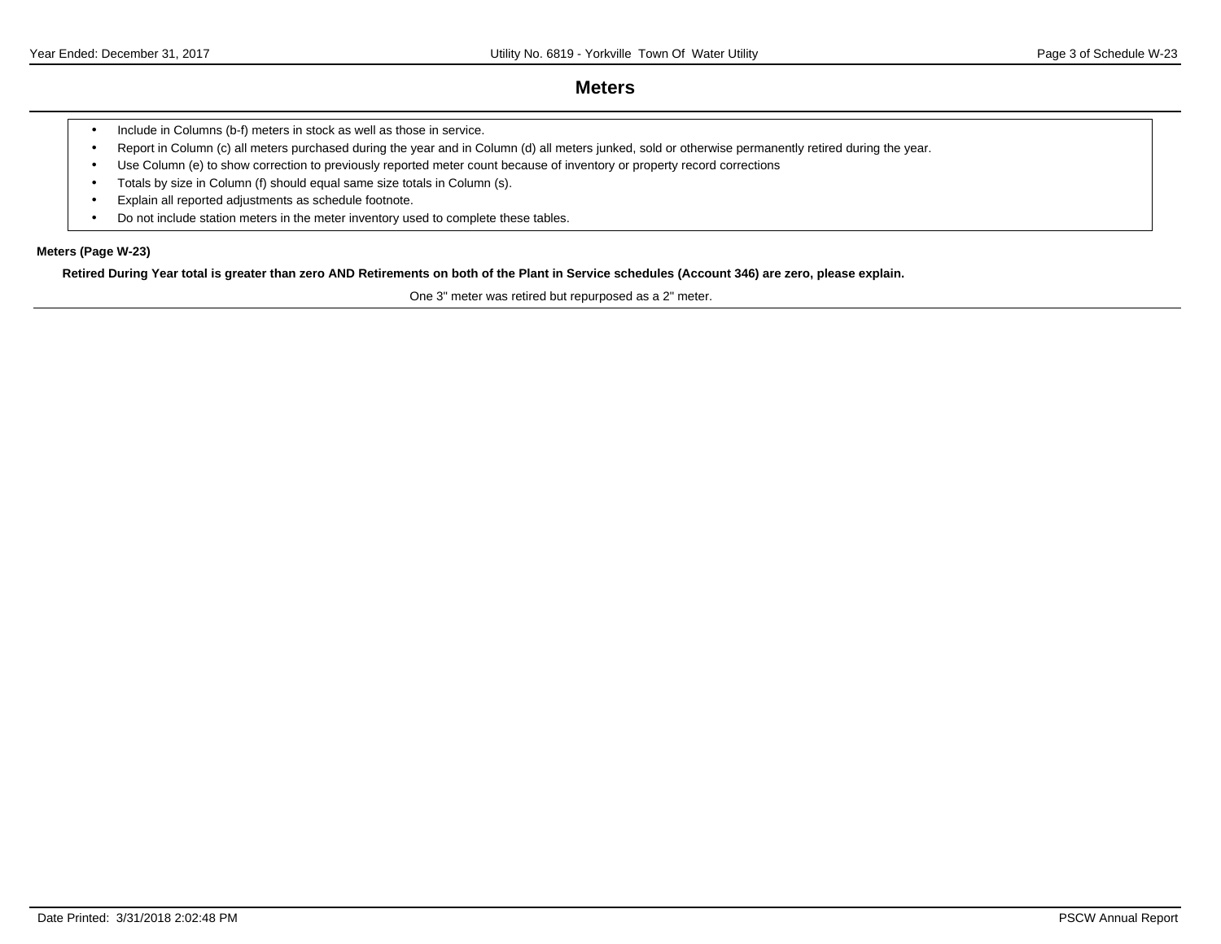# Meters

- Include in Columns (b-f) meters in stock as well as those in service.
- Report in Column (c) all meters purchased during the year and in Column (d) all meters junked, sold or otherwise permanently retired during the year.
- Use Column (e) to show correction to previously reported meter count because of inventory or property record corrections
- Totals by size in Column (f) should equal same size totals in Column (s).
- Explain all reported adjustments as schedule footnote.
- Do not include station meters in the meter inventory used to complete these tables.

**Meters (Page W-23)**

**Retired During Year total is greater than zero AND Retirements on both of the Plant in Service schedules (Account 346) are zero, please explain.**

One 3" meter was retired but repurposed as a 2" meter.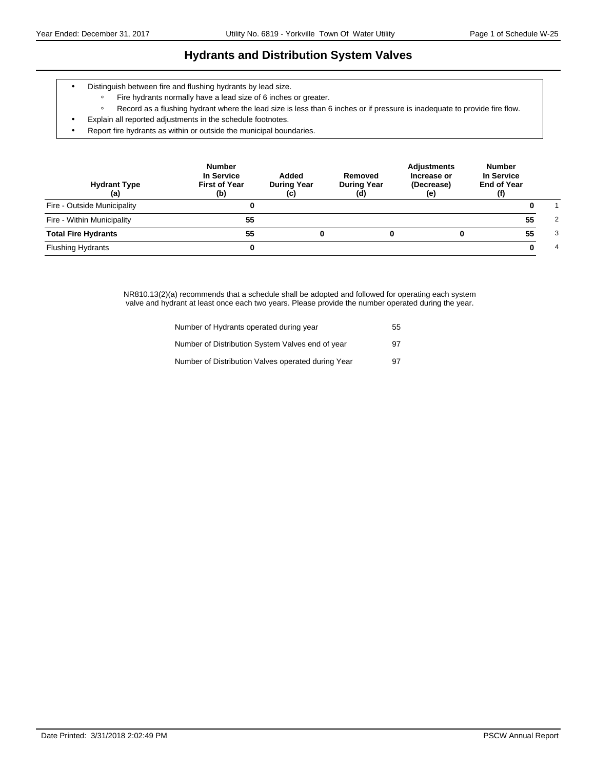# Hydrants and Distribution System Valves

- Distinguish between fire and flushing hydrants by lead size.
  - Fire hydrants normally have a lead size of 6 inches or greater.
  - Record as a flushing hydrant where the lead size is less than 6 inches or if pressure is inadequate to provide fire flow.
- Explain all reported adjustments in the schedule footnotes.
- Report fire hydrants as within or outside the municipal boundaries.

| Hydrant Type (a) | Number In Service First of Year (b) | Added During Year (c) | Removed During Year (d) | Adjustments Increase or (Decrease) (e) | Number In Service End of Year (f) | |
|---|---|---|---|---|---|---|
| Fire - Outside Municipality | **0** | | | | **0** | 1 |
| Fire - Within Municipality | **55** | | | | **55** | 2 |
| **Total Fire Hydrants** | **55** | **0** | **0** | **0** | **55** | 3 |
| Flushing Hydrants | **0** | | | | **0** | 4 |

NR810.13(2)(a) recommends that a schedule shall be adopted and followed for operating each system valve and hydrant at least once each two years. Please provide the number operated during the year.

| | |
|---|---|
| Number of Hydrants operated during year | 55 |
| Number of Distribution System Valves end of year | 97 |
| Number of Distribution Valves operated during Year | 97 |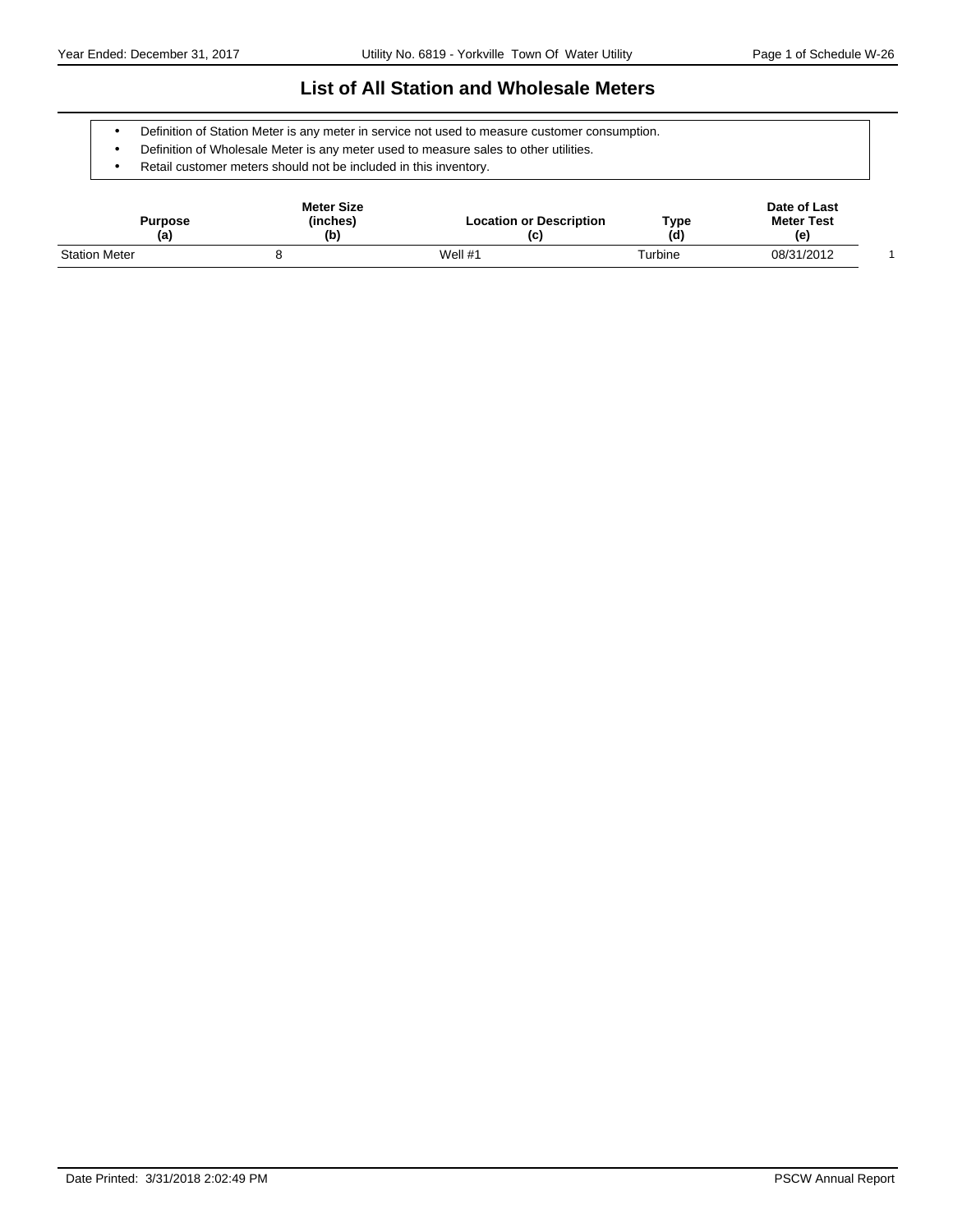## List of All Station and Wholesale Meters

- Definition of Station Meter is any meter in service not used to measure customer consumption.
- Definition of Wholesale Meter is any meter used to measure sales to other utilities.
- Retail customer meters should not be included in this inventory.

| Purpose (a) | Meter Size (inches) (b) | Location or Description (c) | Type (d) | Date of Last Meter Test (e) | |
|---|---|---|---|---|---|
| Station Meter | 8 | Well #1 | Turbine | 08/31/2012 | 1 |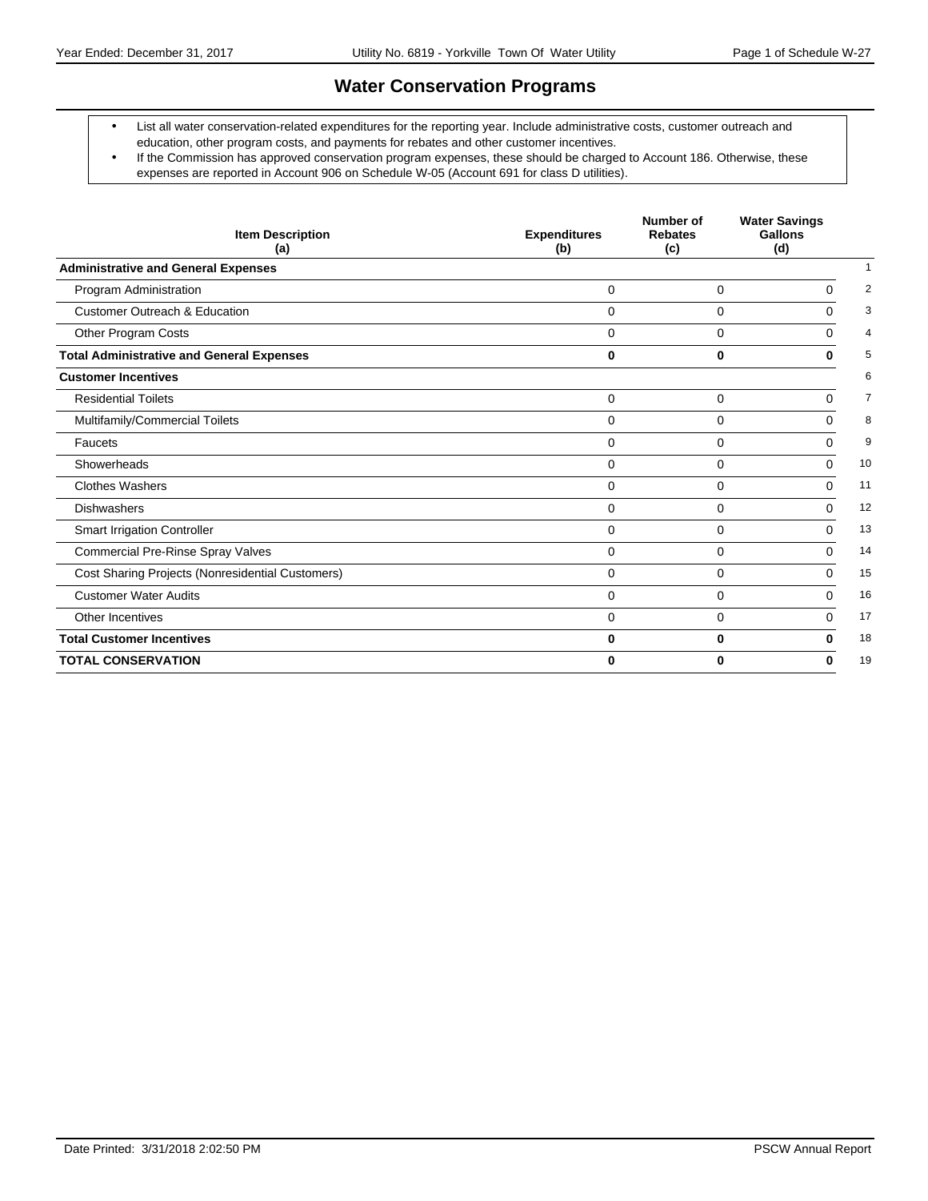# Water Conservation Programs

- List all water conservation-related expenditures for the reporting year. Include administrative costs, customer outreach and education, other program costs, and payments for rebates and other customer incentives.
- If the Commission has approved conservation program expenses, these should be charged to Account 186. Otherwise, these expenses are reported in Account 906 on Schedule W-05 (Account 691 for class D utilities).

| Item Description (a) | Expenditures (b) | Number of Rebates (c) | Water Savings Gallons (d) | |
|---|---|---|---|---|
| **Administrative and General Expenses** | | | | 1 |
| Program Administration | 0 | 0 | 0 | 2 |
| Customer Outreach & Education | 0 | 0 | 0 | 3 |
| Other Program Costs | 0 | 0 | 0 | 4 |
| **Total Administrative and General Expenses** | **0** | **0** | **0** | 5 |
| **Customer Incentives** | | | | 6 |
| Residential Toilets | 0 | 0 | 0 | 7 |
| Multifamily/Commercial Toilets | 0 | 0 | 0 | 8 |
| Faucets | 0 | 0 | 0 | 9 |
| Showerheads | 0 | 0 | 0 | 10 |
| Clothes Washers | 0 | 0 | 0 | 11 |
| Dishwashers | 0 | 0 | 0 | 12 |
| Smart Irrigation Controller | 0 | 0 | 0 | 13 |
| Commercial Pre-Rinse Spray Valves | 0 | 0 | 0 | 14 |
| Cost Sharing Projects (Nonresidential Customers) | 0 | 0 | 0 | 15 |
| Customer Water Audits | 0 | 0 | 0 | 16 |
| Other Incentives | 0 | 0 | 0 | 17 |
| **Total Customer Incentives** | **0** | **0** | **0** | 18 |
| **TOTAL CONSERVATION** | **0** | **0** | **0** | 19 |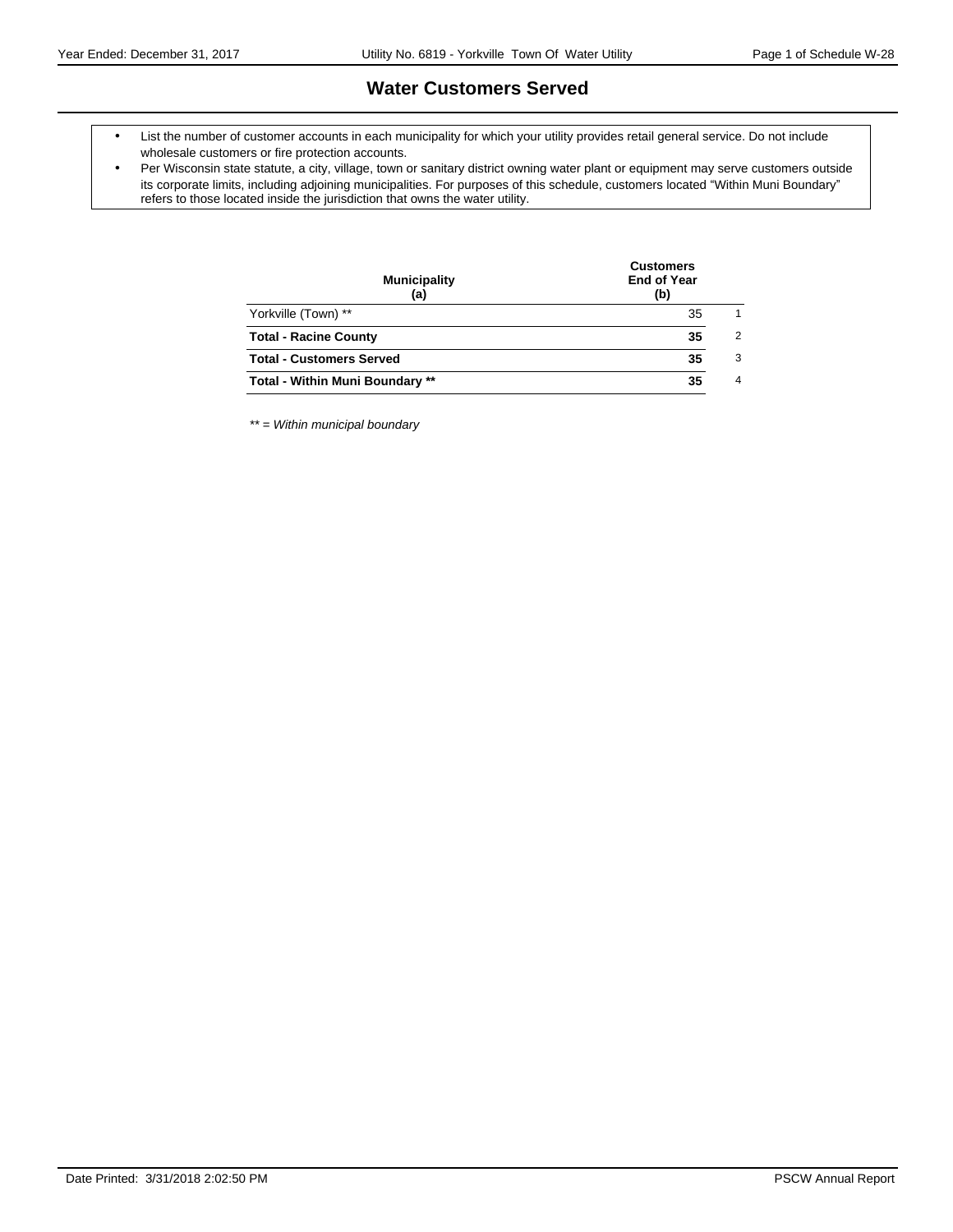# Water Customers Served

- List the number of customer accounts in each municipality for which your utility provides retail general service. Do not include wholesale customers or fire protection accounts.
- Per Wisconsin state statute, a city, village, town or sanitary district owning water plant or equipment may serve customers outside its corporate limits, including adjoining municipalities. For purposes of this schedule, customers located "Within Muni Boundary" refers to those located inside the jurisdiction that owns the water utility.

| Municipality (a) | Customers End of Year (b) | |
|---|---|---|
| Yorkville (Town) ** | 35 | 1 |
| **Total - Racine County** | **35** | 2 |
| **Total - Customers Served** | **35** | 3 |
| **Total - Within Muni Boundary** ** | **35** | 4 |

*** = Within municipal boundary*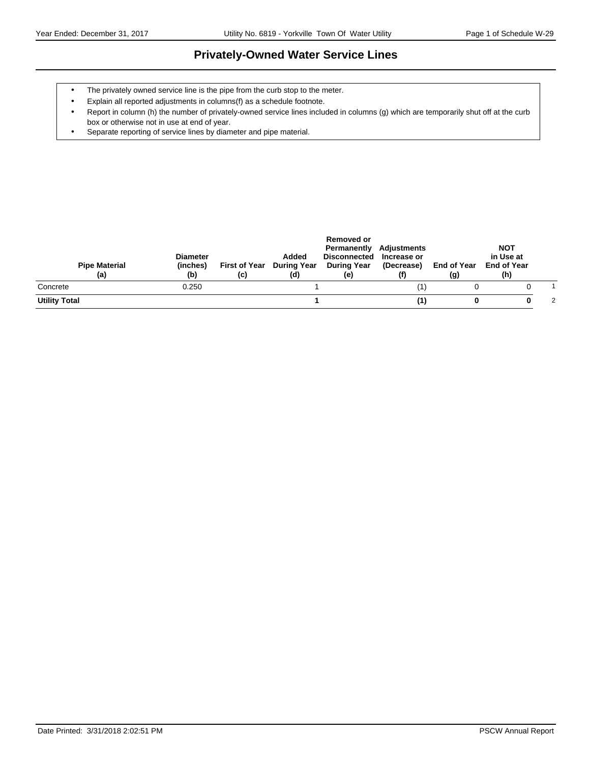# Privately-Owned Water Service Lines

- The privately owned service line is the pipe from the curb stop to the meter.
- Explain all reported adjustments in columns(f) as a schedule footnote.
- Report in column (h) the number of privately-owned service lines included in columns (g) which are temporarily shut off at the curb box or otherwise not in use at end of year.
- Separate reporting of service lines by diameter and pipe material.

| Pipe Material (a) | Diameter (inches) (b) | First of Year (c) | Added During Year (d) | Removed or Permanently Disconnected During Year (e) | Adjustments Increase or (Decrease) (f) | End of Year (g) | NOT in Use at End of Year (h) | |
|---|---|---|---|---|---|---|---|---|
| Concrete | 0.250 | | 1 | | (1) | 0 | 0 | 1 |
| **Utility Total** | | | **1** | | **(1)** | **0** | **0** | 2 |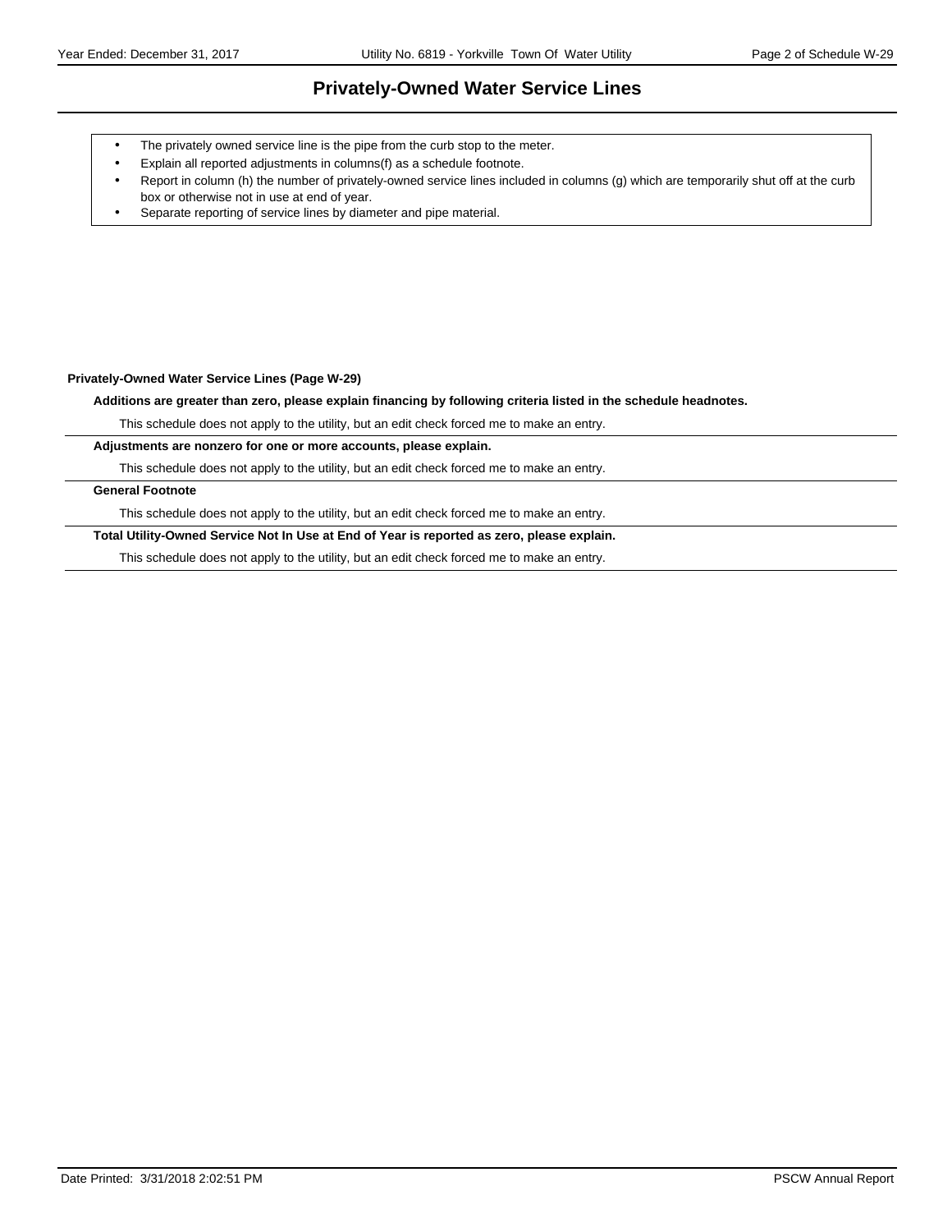# Privately-Owned Water Service Lines

- The privately owned service line is the pipe from the curb stop to the meter.
- Explain all reported adjustments in columns(f) as a schedule footnote.
- Report in column (h) the number of privately-owned service lines included in columns (g) which are temporarily shut off at the curb box or otherwise not in use at end of year.
- Separate reporting of service lines by diameter and pipe material.

**Privately-Owned Water Service Lines (Page W-29)**

**Additions are greater than zero, please explain financing by following criteria listed in the schedule headnotes.**

This schedule does not apply to the utility, but an edit check forced me to make an entry.

**Adjustments are nonzero for one or more accounts, please explain.**

This schedule does not apply to the utility, but an edit check forced me to make an entry.

**General Footnote**

This schedule does not apply to the utility, but an edit check forced me to make an entry.

**Total Utility-Owned Service Not In Use at End of Year is reported as zero, please explain.**

This schedule does not apply to the utility, but an edit check forced me to make an entry.